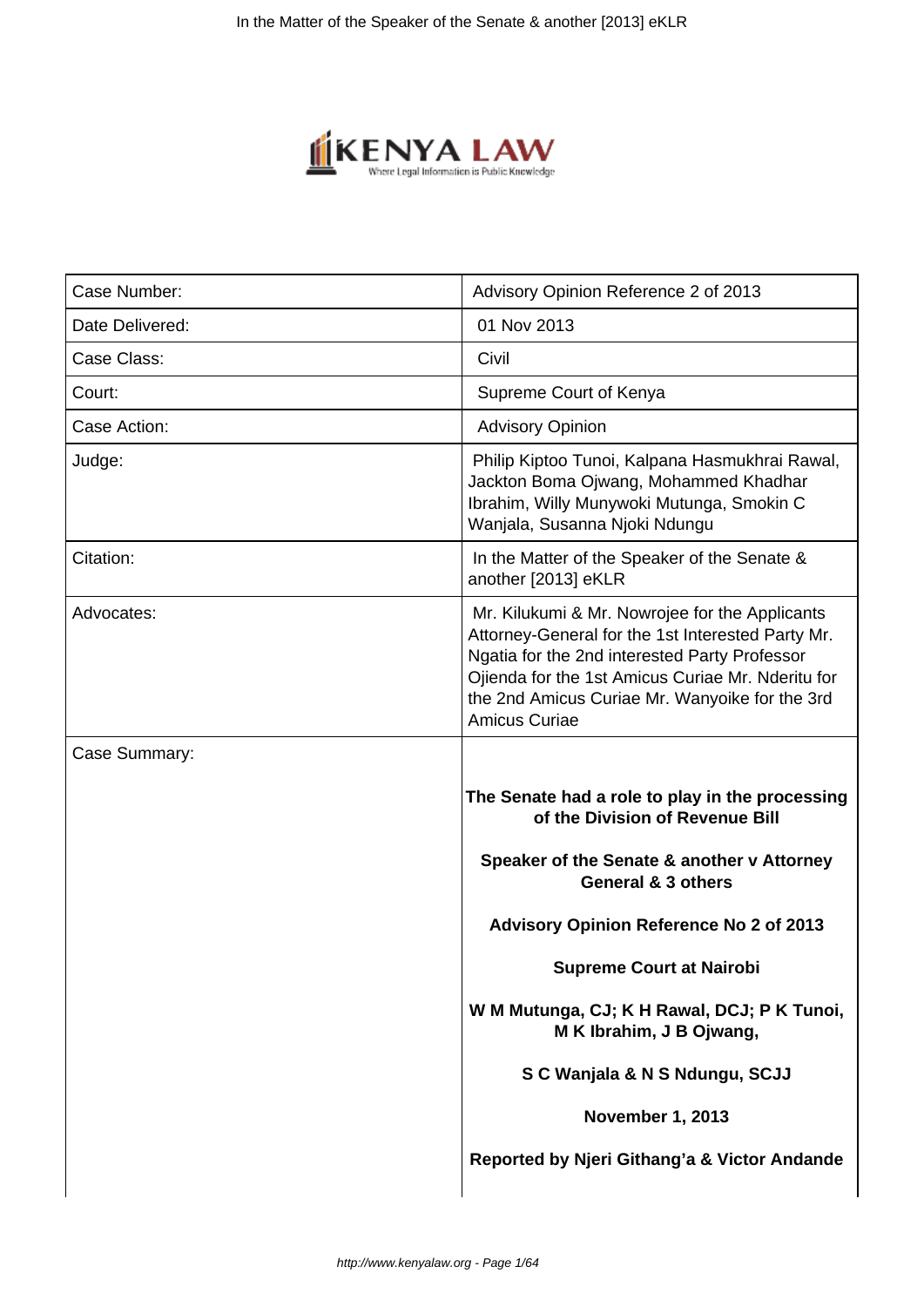| Case Number: | Advisory Opinion Reference 2 of 2013 |
|---|---|
| Date Delivered: | 01 Nov 2013 |
| Case Class: | Civil |
| Court: | Supreme Court of Kenya |
| Case Action: | Advisory Opinion |
| Judge: | Philip Kiptoo Tunoi, Kalpana Hasmukhrai Rawal, Jackton Boma Ojwang, Mohammed Khadhar Ibrahim, Willy Munywoki Mutunga, Smokin C Wanjala, Susanna Njoki Ndungu |
| Citation: | In the Matter of the Speaker of the Senate & another [2013] eKLR |
| Advocates: | Mr. Kilukumi & Mr. Nowrojee for the Applicants Attorney-General for the 1st Interested Party Mr. Ngatia for the 2nd interested Party Professor Ojienda for the 1st Amicus Curiae Mr. Nderitu for the 2nd Amicus Curiae Mr. Wanyoike for the 3rd Amicus Curiae |
| Case Summary: | **The Senate had a role to play in the processing of the Division of Revenue Bill**<br><br>**Speaker of the Senate & another v Attorney General & 3 others**<br><br>**Advisory Opinion Reference No 2 of 2013**<br><br>**Supreme Court at Nairobi**<br><br>**W M Mutunga, CJ; K H Rawal, DCJ; P K Tunoi, M K Ibrahim, J B Ojwang,**<br><br>**S C Wanjala & N S Ndungu, SCJJ**<br><br>**November 1, 2013**<br><br>**Reported by Njeri Githang'a & Victor Andande** |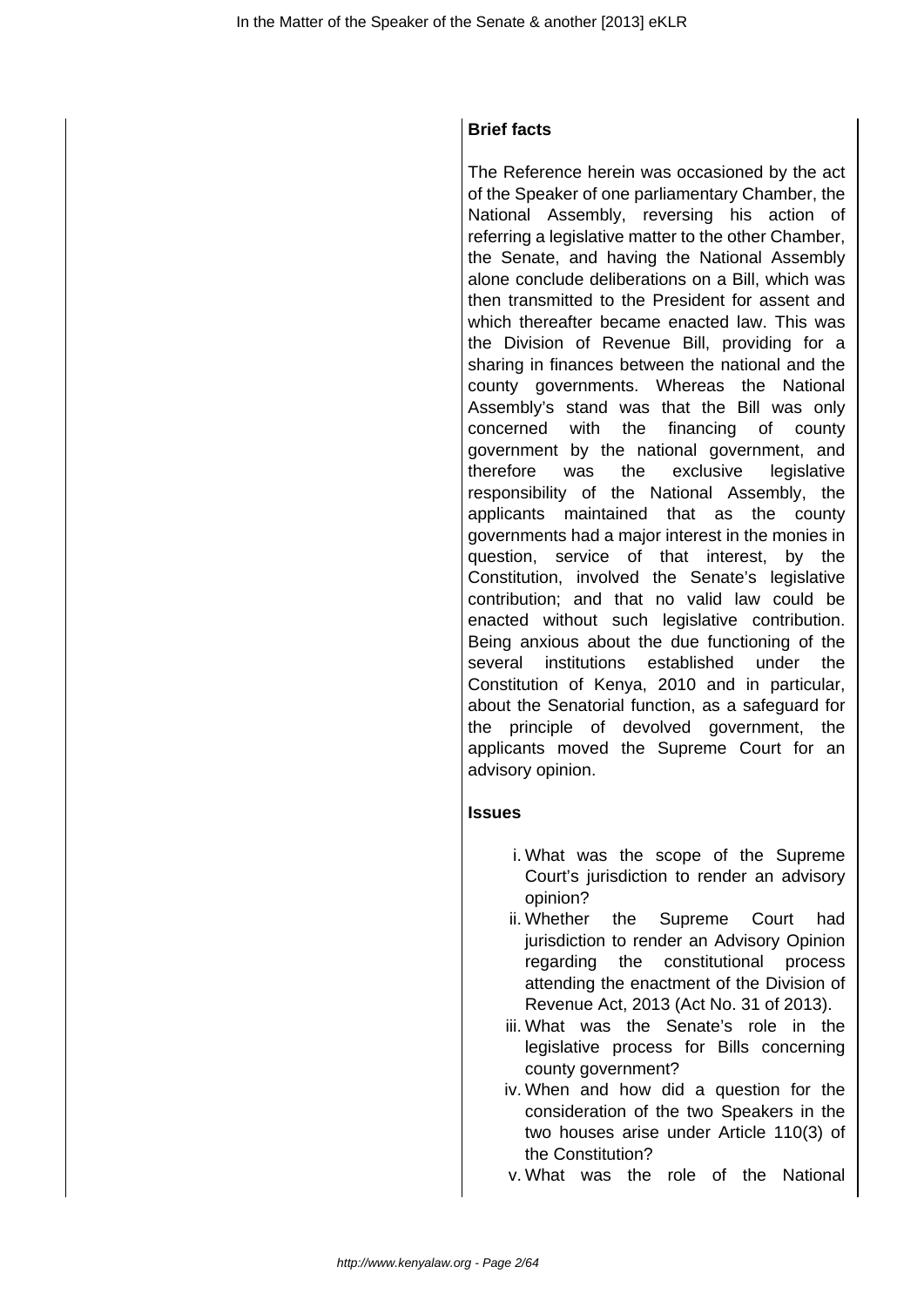**Brief facts**

The Reference herein was occasioned by the act of the Speaker of one parliamentary Chamber, the National Assembly, reversing his action of referring a legislative matter to the other Chamber, the Senate, and having the National Assembly alone conclude deliberations on a Bill, which was then transmitted to the President for assent and which thereafter became enacted law. This was the Division of Revenue Bill, providing for a sharing in finances between the national and the county governments. Whereas the National Assembly's stand was that the Bill was only concerned with the financing of county government by the national government, and therefore was the exclusive legislative responsibility of the National Assembly, the applicants maintained that as the county governments had a major interest in the monies in question, service of that interest, by the Constitution, involved the Senate's legislative contribution; and that no valid law could be enacted without such legislative contribution. Being anxious about the due functioning of the several institutions established under the Constitution of Kenya, 2010 and in particular, about the Senatorial function, as a safeguard for the principle of devolved government, the applicants moved the Supreme Court for an advisory opinion.

**Issues**

i. What was the scope of the Supreme Court's jurisdiction to render an advisory opinion?
ii. Whether the Supreme Court had jurisdiction to render an Advisory Opinion regarding the constitutional process attending the enactment of the Division of Revenue Act, 2013 (Act No. 31 of 2013).
iii. What was the Senate's role in the legislative process for Bills concerning county government?
iv. When and how did a question for the consideration of the two Speakers in the two houses arise under Article 110(3) of the Constitution?
v. What was the role of the National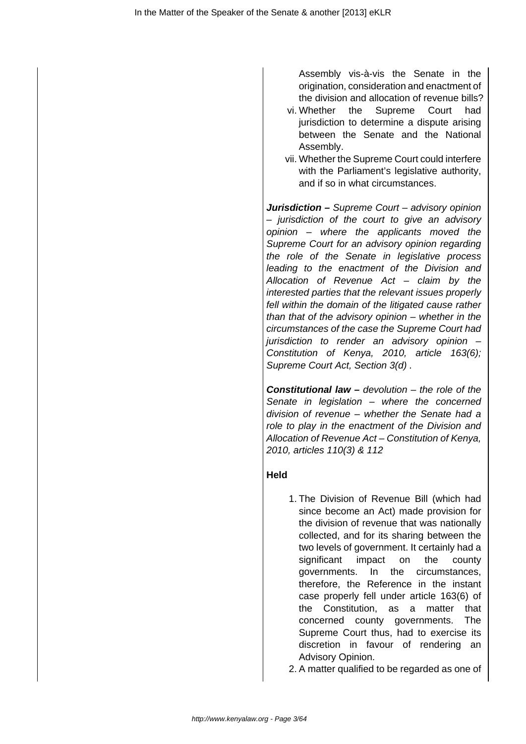Assembly vis-à-vis the Senate in the origination, consideration and enactment of the division and allocation of revenue bills?

vi. Whether the Supreme Court had jurisdiction to determine a dispute arising between the Senate and the National Assembly.

vii. Whether the Supreme Court could interfere with the Parliament's legislative authority, and if so in what circumstances.

**Jurisdiction –** *Supreme Court – advisory opinion – jurisdiction of the court to give an advisory opinion – where the applicants moved the Supreme Court for an advisory opinion regarding the role of the Senate in legislative process leading to the enactment of the Division and Allocation of Revenue Act – claim by the interested parties that the relevant issues properly fell within the domain of the litigated cause rather than that of the advisory opinion – whether in the circumstances of the case the Supreme Court had jurisdiction to render an advisory opinion – Constitution of Kenya, 2010, article 163(6); Supreme Court Act, Section 3(d) .*

**Constitutional law –** *devolution – the role of the Senate in legislation – where the concerned division of revenue – whether the Senate had a role to play in the enactment of the Division and Allocation of Revenue Act – Constitution of Kenya, 2010, articles 110(3) & 112*

**Held**

1. The Division of Revenue Bill (which had since become an Act) made provision for the division of revenue that was nationally collected, and for its sharing between the two levels of government. It certainly had a significant impact on the county governments. In the circumstances, therefore, the Reference in the instant case properly fell under article 163(6) of the Constitution, as a matter that concerned county governments. The Supreme Court thus, had to exercise its discretion in favour of rendering an Advisory Opinion.
2. A matter qualified to be regarded as one of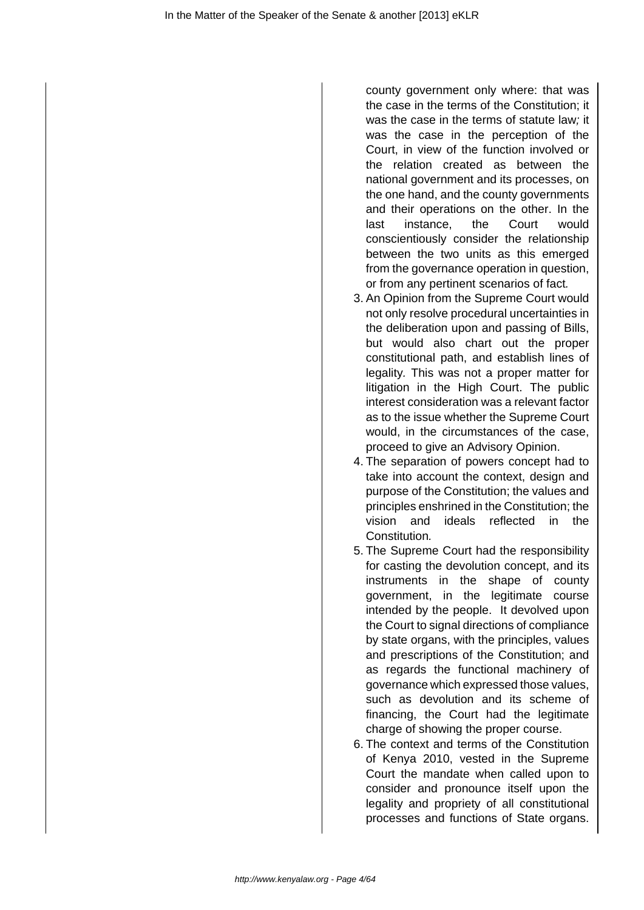county government only where: that was the case in the terms of the Constitution; it was the case in the terms of statute law*;* it was the case in the perception of the Court, in view of the function involved or the relation created as between the national government and its processes, on the one hand, and the county governments and their operations on the other. In the last instance, the Court would conscientiously consider the relationship between the two units as this emerged from the governance operation in question, or from any pertinent scenarios of fact*.*

3. An Opinion from the Supreme Court would not only resolve procedural uncertainties in the deliberation upon and passing of Bills, but would also chart out the proper constitutional path, and establish lines of legality. This was not a proper matter for litigation in the High Court. The public interest consideration was a relevant factor as to the issue whether the Supreme Court would, in the circumstances of the case, proceed to give an Advisory Opinion.
4. The separation of powers concept had to take into account the context, design and purpose of the Constitution; the values and principles enshrined in the Constitution; the vision and ideals reflected in the Constitution*.*
5. The Supreme Court had the responsibility for casting the devolution concept, and its instruments in the shape of county government, in the legitimate course intended by the people. It devolved upon the Court to signal directions of compliance by state organs, with the principles, values and prescriptions of the Constitution; and as regards the functional machinery of governance which expressed those values, such as devolution and its scheme of financing, the Court had the legitimate charge of showing the proper course.
6. The context and terms of the Constitution of Kenya 2010, vested in the Supreme Court the mandate when called upon to consider and pronounce itself upon the legality and propriety of all constitutional processes and functions of State organs.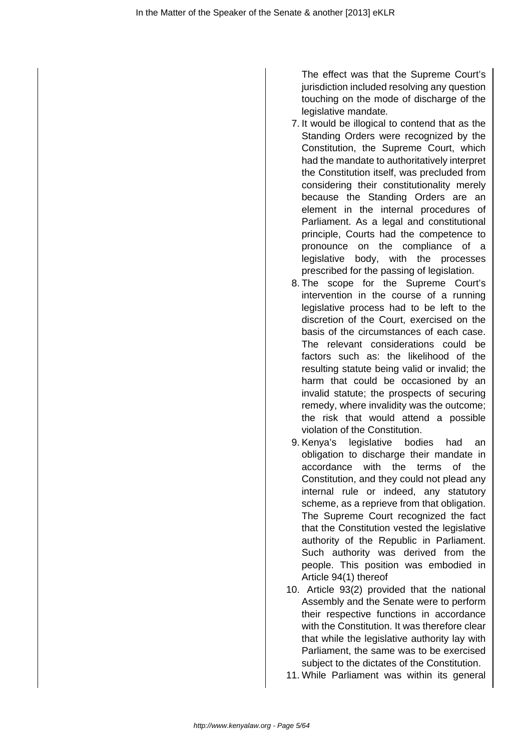The effect was that the Supreme Court's jurisdiction included resolving any question touching on the mode of discharge of the legislative mandate.

7. It would be illogical to contend that as the Standing Orders were recognized by the Constitution, the Supreme Court, which had the mandate to authoritatively interpret the Constitution itself, was precluded from considering their constitutionality merely because the Standing Orders are an element in the internal procedures of Parliament. As a legal and constitutional principle, Courts had the competence to pronounce on the compliance of a legislative body, with the processes prescribed for the passing of legislation.
8. The scope for the Supreme Court's intervention in the course of a running legislative process had to be left to the discretion of the Court, exercised on the basis of the circumstances of each case. The relevant considerations could be factors such as: the likelihood of the resulting statute being valid or invalid; the harm that could be occasioned by an invalid statute; the prospects of securing remedy, where invalidity was the outcome; the risk that would attend a possible violation of the Constitution.
9. Kenya's legislative bodies had an obligation to discharge their mandate in accordance with the terms of the Constitution, and they could not plead any internal rule or indeed, any statutory scheme, as a reprieve from that obligation. The Supreme Court recognized the fact that the Constitution vested the legislative authority of the Republic in Parliament. Such authority was derived from the people. This position was embodied in Article 94(1) thereof
10. Article 93(2) provided that the national Assembly and the Senate were to perform their respective functions in accordance with the Constitution. It was therefore clear that while the legislative authority lay with Parliament, the same was to be exercised subject to the dictates of the Constitution.
11. While Parliament was within its general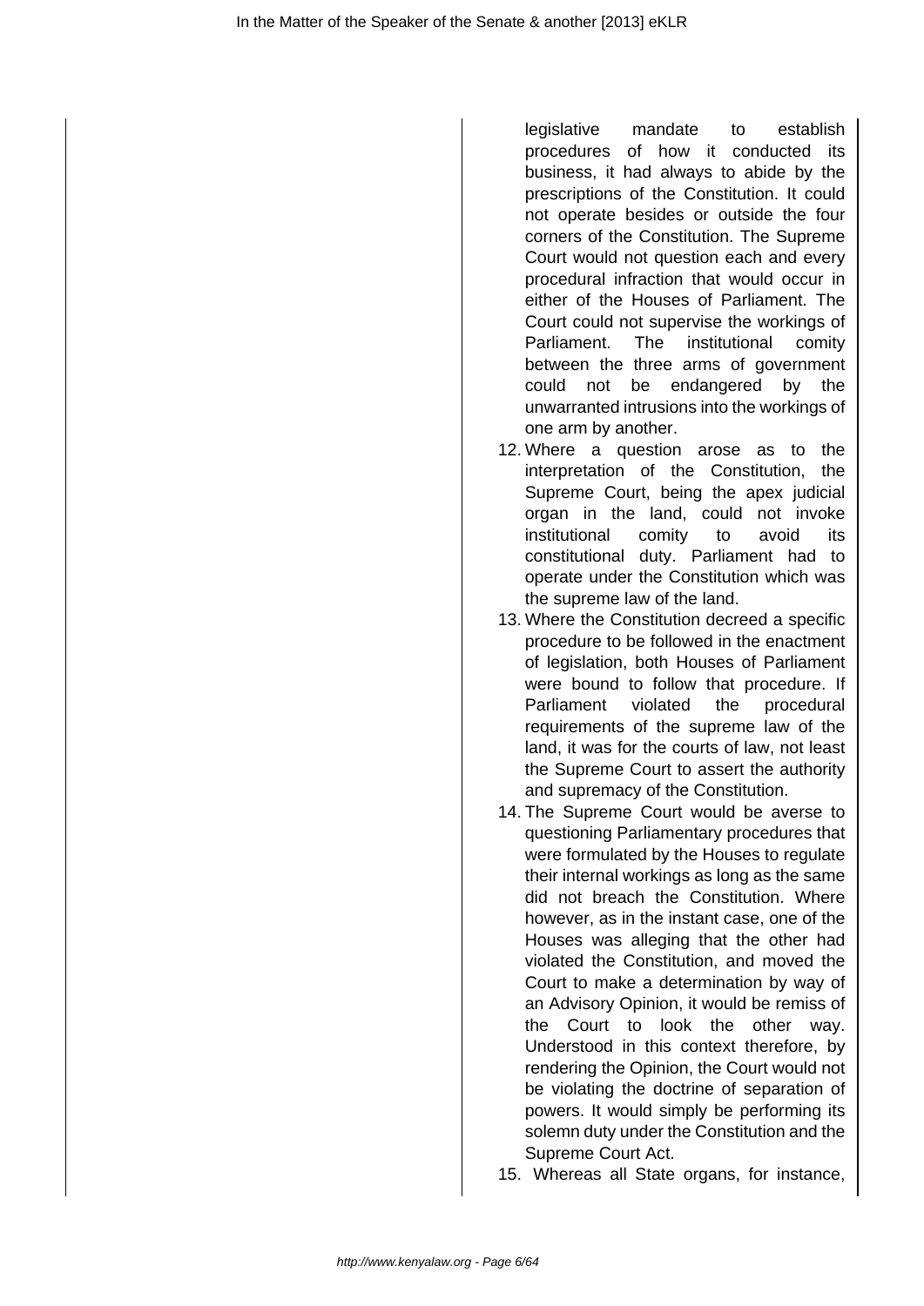legislative mandate to establish procedures of how it conducted its business, it had always to abide by the prescriptions of the Constitution. It could not operate besides or outside the four corners of the Constitution. The Supreme Court would not question each and every procedural infraction that would occur in either of the Houses of Parliament. The Court could not supervise the workings of Parliament. The institutional comity between the three arms of government could not be endangered by the unwarranted intrusions into the workings of one arm by another.

12. Where a question arose as to the interpretation of the Constitution, the Supreme Court, being the apex judicial organ in the land, could not invoke institutional comity to avoid its constitutional duty. Parliament had to operate under the Constitution which was the supreme law of the land.
13. Where the Constitution decreed a specific procedure to be followed in the enactment of legislation, both Houses of Parliament were bound to follow that procedure. If Parliament violated the procedural requirements of the supreme law of the land, it was for the courts of law, not least the Supreme Court to assert the authority and supremacy of the Constitution.
14. The Supreme Court would be averse to questioning Parliamentary procedures that were formulated by the Houses to regulate their internal workings as long as the same did not breach the Constitution. Where however, as in the instant case, one of the Houses was alleging that the other had violated the Constitution, and moved the Court to make a determination by way of an Advisory Opinion, it would be remiss of the Court to look the other way. Understood in this context therefore, by rendering the Opinion, the Court would not be violating the doctrine of separation of powers. It would simply be performing its solemn duty under the Constitution and the Supreme Court Act.
15. Whereas all State organs, for instance,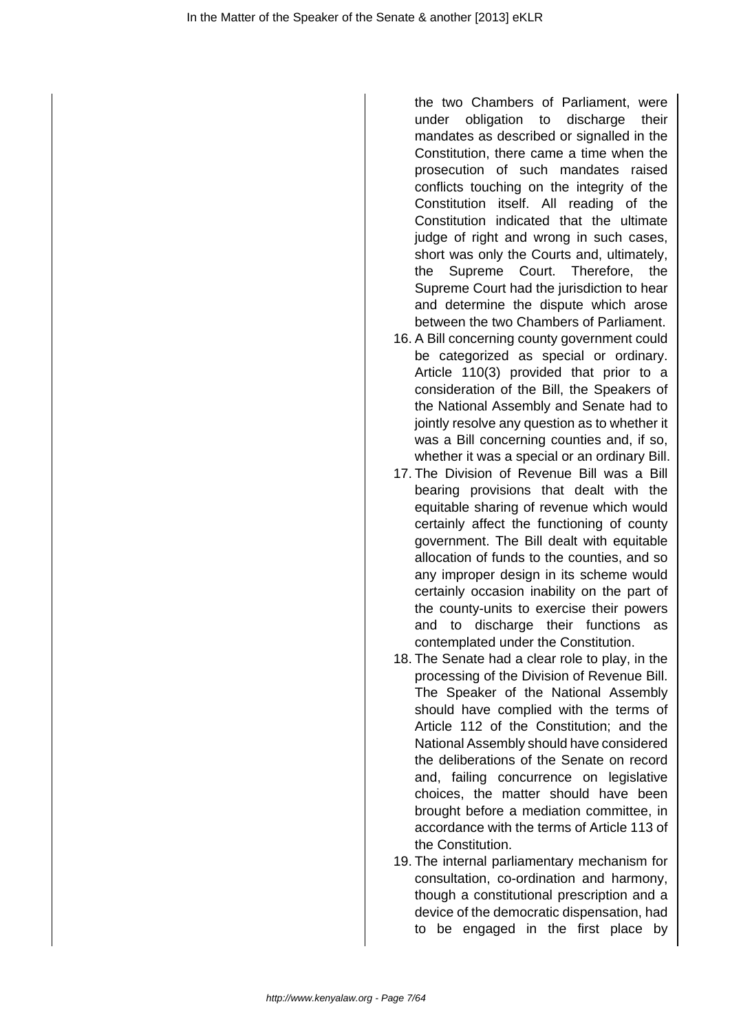the two Chambers of Parliament, were under obligation to discharge their mandates as described or signalled in the Constitution, there came a time when the prosecution of such mandates raised conflicts touching on the integrity of the Constitution itself. All reading of the Constitution indicated that the ultimate judge of right and wrong in such cases, short was only the Courts and, ultimately, the Supreme Court. Therefore, the Supreme Court had the jurisdiction to hear and determine the dispute which arose between the two Chambers of Parliament.

16. A Bill concerning county government could be categorized as special or ordinary. Article 110(3) provided that prior to a consideration of the Bill, the Speakers of the National Assembly and Senate had to jointly resolve any question as to whether it was a Bill concerning counties and, if so, whether it was a special or an ordinary Bill.
17. The Division of Revenue Bill was a Bill bearing provisions that dealt with the equitable sharing of revenue which would certainly affect the functioning of county government. The Bill dealt with equitable allocation of funds to the counties, and so any improper design in its scheme would certainly occasion inability on the part of the county-units to exercise their powers and to discharge their functions as contemplated under the Constitution.
18. The Senate had a clear role to play, in the processing of the Division of Revenue Bill. The Speaker of the National Assembly should have complied with the terms of Article 112 of the Constitution; and the National Assembly should have considered the deliberations of the Senate on record and, failing concurrence on legislative choices, the matter should have been brought before a mediation committee, in accordance with the terms of Article 113 of the Constitution.
19. The internal parliamentary mechanism for consultation, co-ordination and harmony, though a constitutional prescription and a device of the democratic dispensation, had to be engaged in the first place by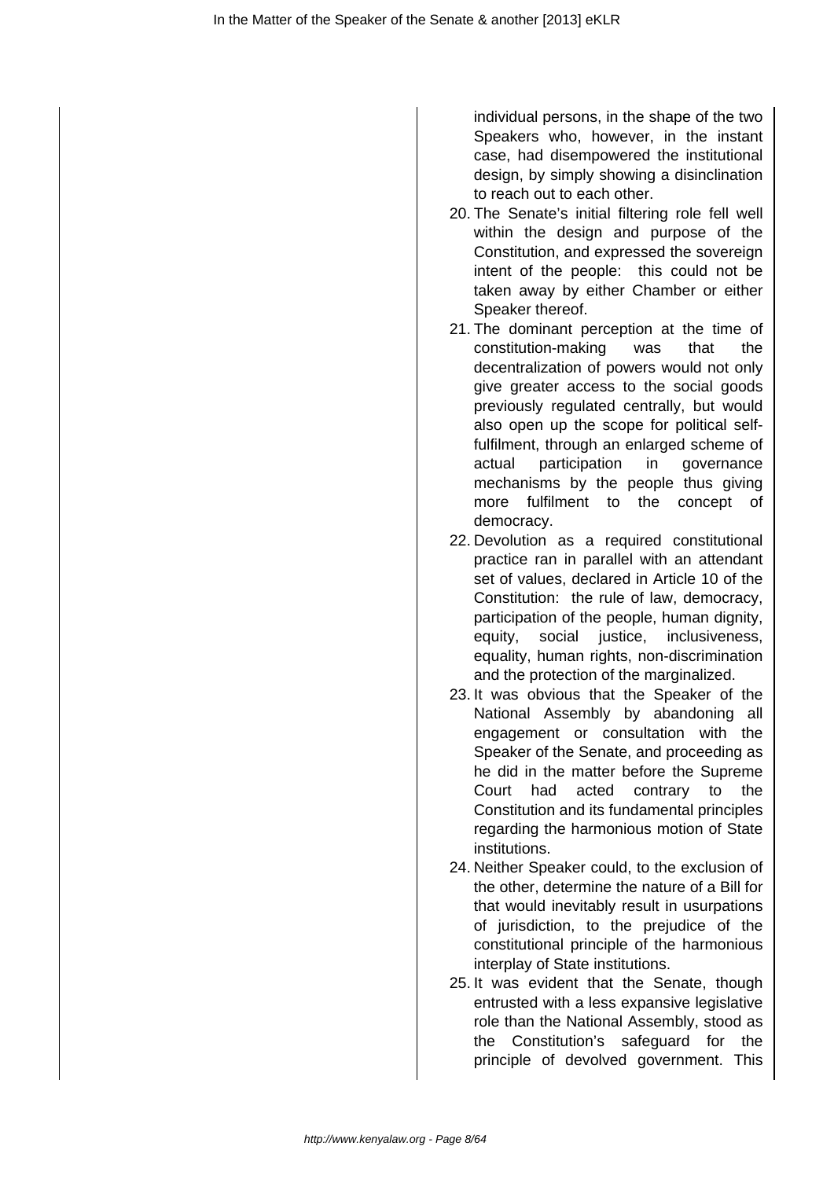individual persons, in the shape of the two Speakers who, however, in the instant case, had disempowered the institutional design, by simply showing a disinclination to reach out to each other.

20. The Senate's initial filtering role fell well within the design and purpose of the Constitution, and expressed the sovereign intent of the people: this could not be taken away by either Chamber or either Speaker thereof.
21. The dominant perception at the time of constitution-making was that the decentralization of powers would not only give greater access to the social goods previously regulated centrally, but would also open up the scope for political self-fulfilment, through an enlarged scheme of actual participation in governance mechanisms by the people thus giving more fulfilment to the concept of democracy.
22. Devolution as a required constitutional practice ran in parallel with an attendant set of values, declared in Article 10 of the Constitution: the rule of law, democracy, participation of the people, human dignity, equity, social justice, inclusiveness, equality, human rights, non-discrimination and the protection of the marginalized.
23. It was obvious that the Speaker of the National Assembly by abandoning all engagement or consultation with the Speaker of the Senate, and proceeding as he did in the matter before the Supreme Court had acted contrary to the Constitution and its fundamental principles regarding the harmonious motion of State institutions.
24. Neither Speaker could, to the exclusion of the other, determine the nature of a Bill for that would inevitably result in usurpations of jurisdiction, to the prejudice of the constitutional principle of the harmonious interplay of State institutions.
25. It was evident that the Senate, though entrusted with a less expansive legislative role than the National Assembly, stood as the Constitution's safeguard for the principle of devolved government. This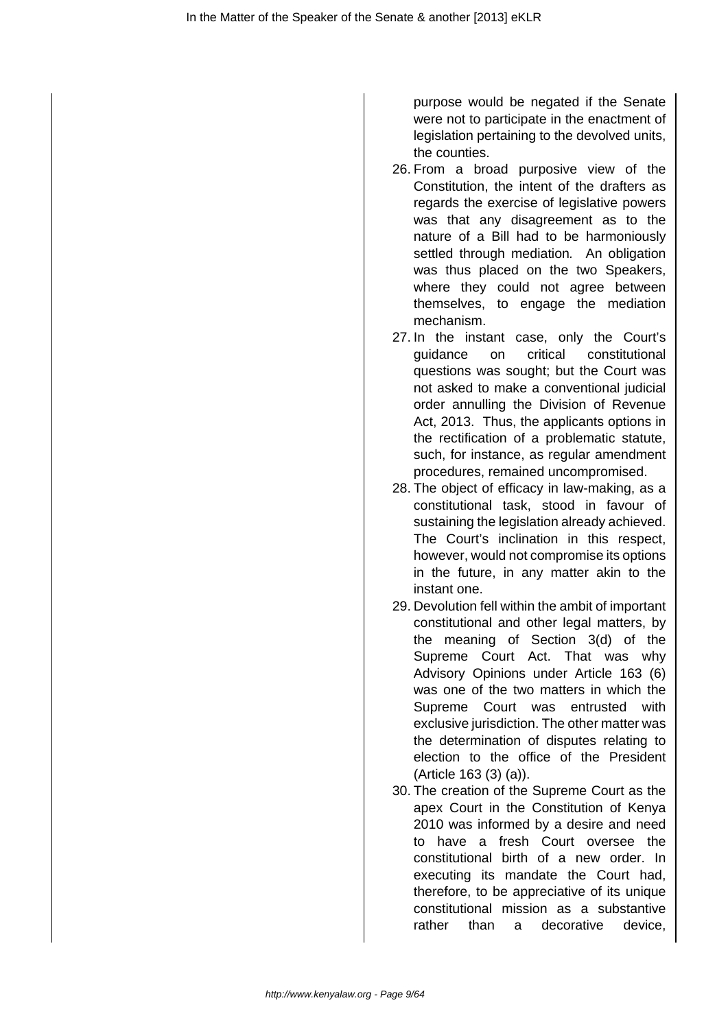purpose would be negated if the Senate were not to participate in the enactment of legislation pertaining to the devolved units, the counties.

26. From a broad purposive view of the Constitution, the intent of the drafters as regards the exercise of legislative powers was that any disagreement as to the nature of a Bill had to be harmoniously settled through mediation. An obligation was thus placed on the two Speakers, where they could not agree between themselves, to engage the mediation mechanism.
27. In the instant case, only the Court's guidance on critical constitutional questions was sought; but the Court was not asked to make a conventional judicial order annulling the Division of Revenue Act, 2013. Thus, the applicants options in the rectification of a problematic statute, such, for instance, as regular amendment procedures, remained uncompromised.
28. The object of efficacy in law-making, as a constitutional task, stood in favour of sustaining the legislation already achieved. The Court's inclination in this respect, however, would not compromise its options in the future, in any matter akin to the instant one.
29. Devolution fell within the ambit of important constitutional and other legal matters, by the meaning of Section 3(d) of the Supreme Court Act. That was why Advisory Opinions under Article 163 (6) was one of the two matters in which the Supreme Court was entrusted with exclusive jurisdiction. The other matter was the determination of disputes relating to election to the office of the President (Article 163 (3) (a)).
30. The creation of the Supreme Court as the apex Court in the Constitution of Kenya 2010 was informed by a desire and need to have a fresh Court oversee the constitutional birth of a new order. In executing its mandate the Court had, therefore, to be appreciative of its unique constitutional mission as a substantive rather than a decorative device,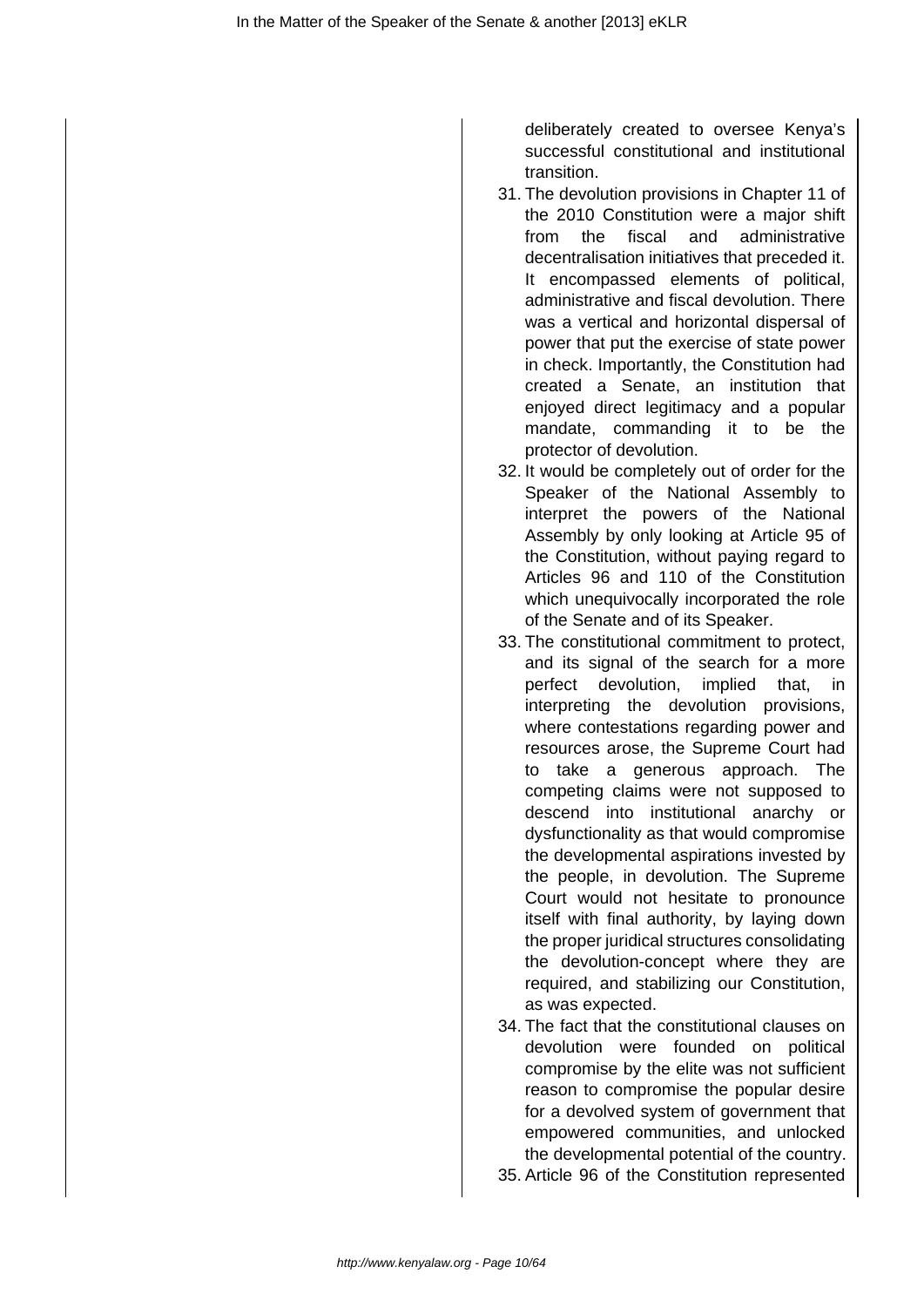deliberately created to oversee Kenya's successful constitutional and institutional transition.

31. The devolution provisions in Chapter 11 of the 2010 Constitution were a major shift from the fiscal and administrative decentralisation initiatives that preceded it. It encompassed elements of political, administrative and fiscal devolution. There was a vertical and horizontal dispersal of power that put the exercise of state power in check. Importantly, the Constitution had created a Senate, an institution that enjoyed direct legitimacy and a popular mandate, commanding it to be the protector of devolution.
32. It would be completely out of order for the Speaker of the National Assembly to interpret the powers of the National Assembly by only looking at Article 95 of the Constitution, without paying regard to Articles 96 and 110 of the Constitution which unequivocally incorporated the role of the Senate and of its Speaker.
33. The constitutional commitment to protect, and its signal of the search for a more perfect devolution, implied that, in interpreting the devolution provisions, where contestations regarding power and resources arose, the Supreme Court had to take a generous approach. The competing claims were not supposed to descend into institutional anarchy or dysfunctionality as that would compromise the developmental aspirations invested by the people, in devolution. The Supreme Court would not hesitate to pronounce itself with final authority, by laying down the proper juridical structures consolidating the devolution-concept where they are required, and stabilizing our Constitution, as was expected.
34. The fact that the constitutional clauses on devolution were founded on political compromise by the elite was not sufficient reason to compromise the popular desire for a devolved system of government that empowered communities, and unlocked the developmental potential of the country.
35. Article 96 of the Constitution represented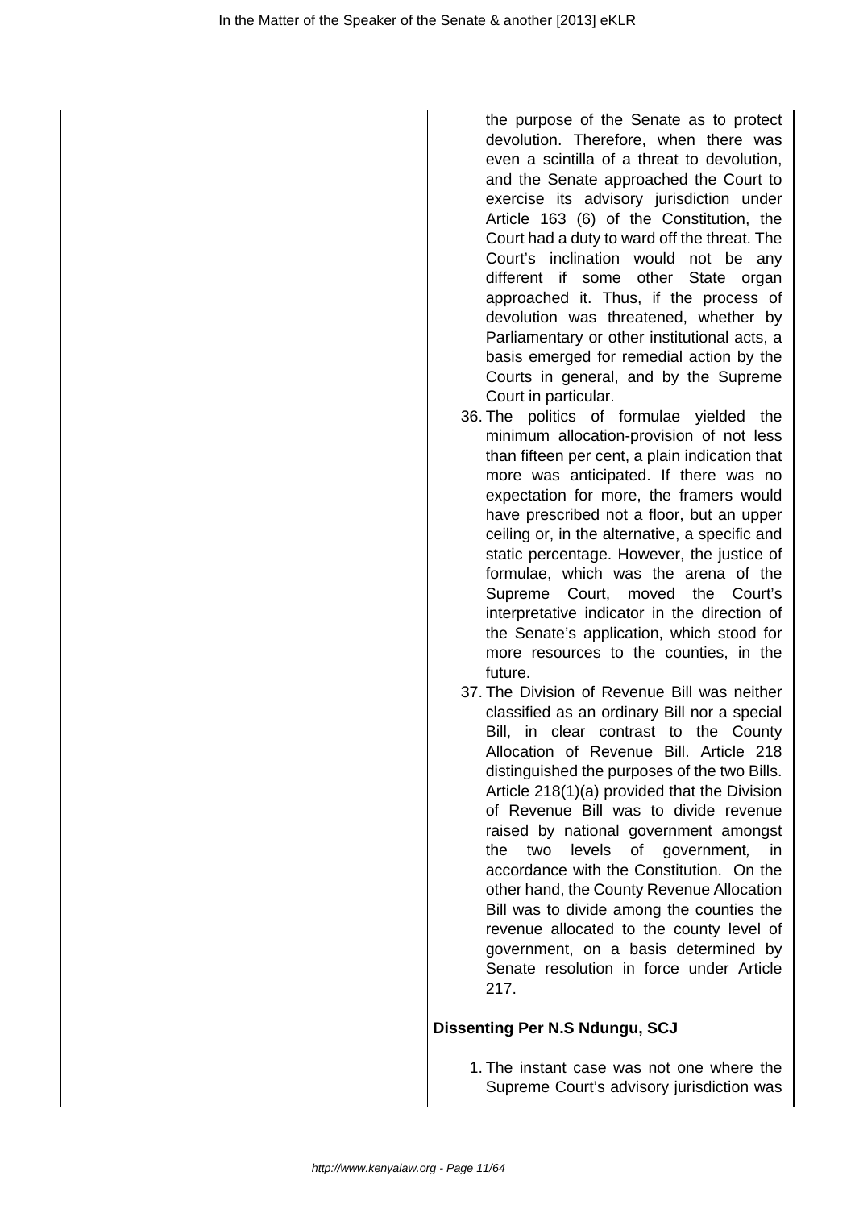the purpose of the Senate as to protect devolution. Therefore, when there was even a scintilla of a threat to devolution, and the Senate approached the Court to exercise its advisory jurisdiction under Article 163 (6) of the Constitution, the Court had a duty to ward off the threat. The Court's inclination would not be any different if some other State organ approached it. Thus, if the process of devolution was threatened, whether by Parliamentary or other institutional acts, a basis emerged for remedial action by the Courts in general, and by the Supreme Court in particular.

36. The politics of formulae yielded the minimum allocation-provision of not less than fifteen per cent, a plain indication that more was anticipated. If there was no expectation for more, the framers would have prescribed not a floor, but an upper ceiling or, in the alternative, a specific and static percentage. However, the justice of formulae, which was the arena of the Supreme Court, moved the Court's interpretative indicator in the direction of the Senate's application, which stood for more resources to the counties, in the future.
37. The Division of Revenue Bill was neither classified as an ordinary Bill nor a special Bill, in clear contrast to the County Allocation of Revenue Bill. Article 218 distinguished the purposes of the two Bills. Article 218(1)(a) provided that the Division of Revenue Bill was to divide revenue raised by national government amongst the two levels of government, in accordance with the Constitution. On the other hand, the County Revenue Allocation Bill was to divide among the counties the revenue allocated to the county level of government, on a basis determined by Senate resolution in force under Article 217.

**Dissenting Per N.S Ndungu, SCJ**

1. The instant case was not one where the Supreme Court's advisory jurisdiction was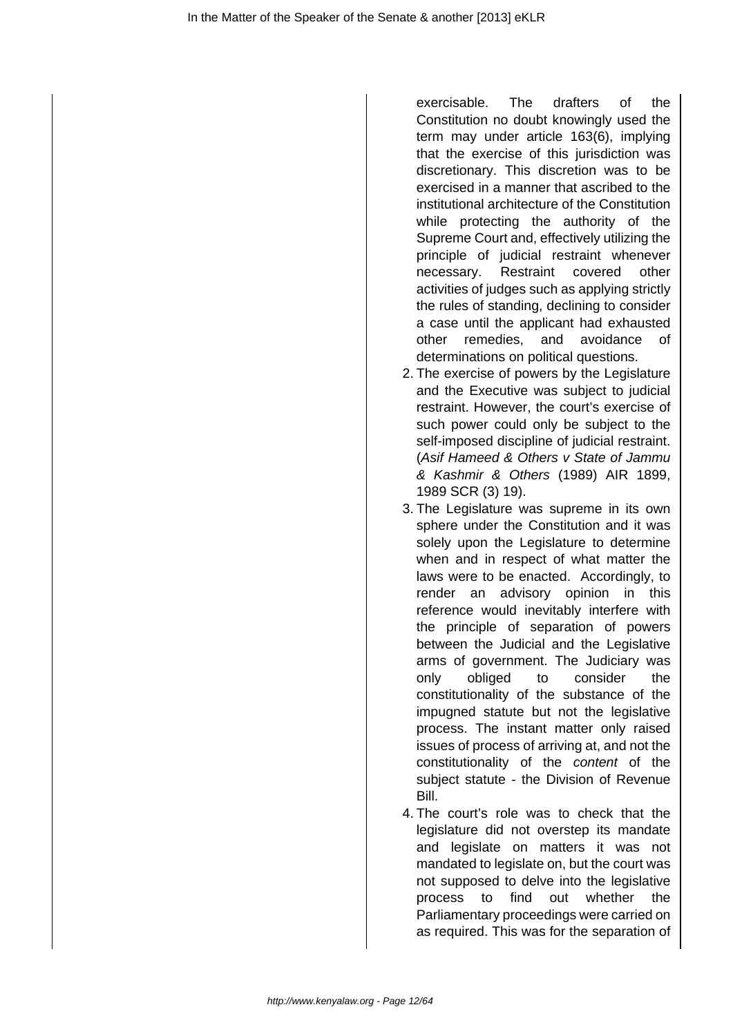exercisable. The drafters of the Constitution no doubt knowingly used the term may under article 163(6), implying that the exercise of this jurisdiction was discretionary. This discretion was to be exercised in a manner that ascribed to the institutional architecture of the Constitution while protecting the authority of the Supreme Court and, effectively utilizing the principle of judicial restraint whenever necessary. Restraint covered other activities of judges such as applying strictly the rules of standing, declining to consider a case until the applicant had exhausted other remedies, and avoidance of determinations on political questions.

2. The exercise of powers by the Legislature and the Executive was subject to judicial restraint. However, the court's exercise of such power could only be subject to the self-imposed discipline of judicial restraint. (*Asif Hameed & Others v State of Jammu & Kashmir & Others* (1989) AIR 1899, 1989 SCR (3) 19).
3. The Legislature was supreme in its own sphere under the Constitution and it was solely upon the Legislature to determine when and in respect of what matter the laws were to be enacted. Accordingly, to render an advisory opinion in this reference would inevitably interfere with the principle of separation of powers between the Judicial and the Legislative arms of government. The Judiciary was only obliged to consider the constitutionality of the substance of the impugned statute but not the legislative process. The instant matter only raised issues of process of arriving at, and not the constitutionality of the *content* of the subject statute - the Division of Revenue Bill.
4. The court's role was to check that the legislature did not overstep its mandate and legislate on matters it was not mandated to legislate on, but the court was not supposed to delve into the legislative process to find out whether the Parliamentary proceedings were carried on as required. This was for the separation of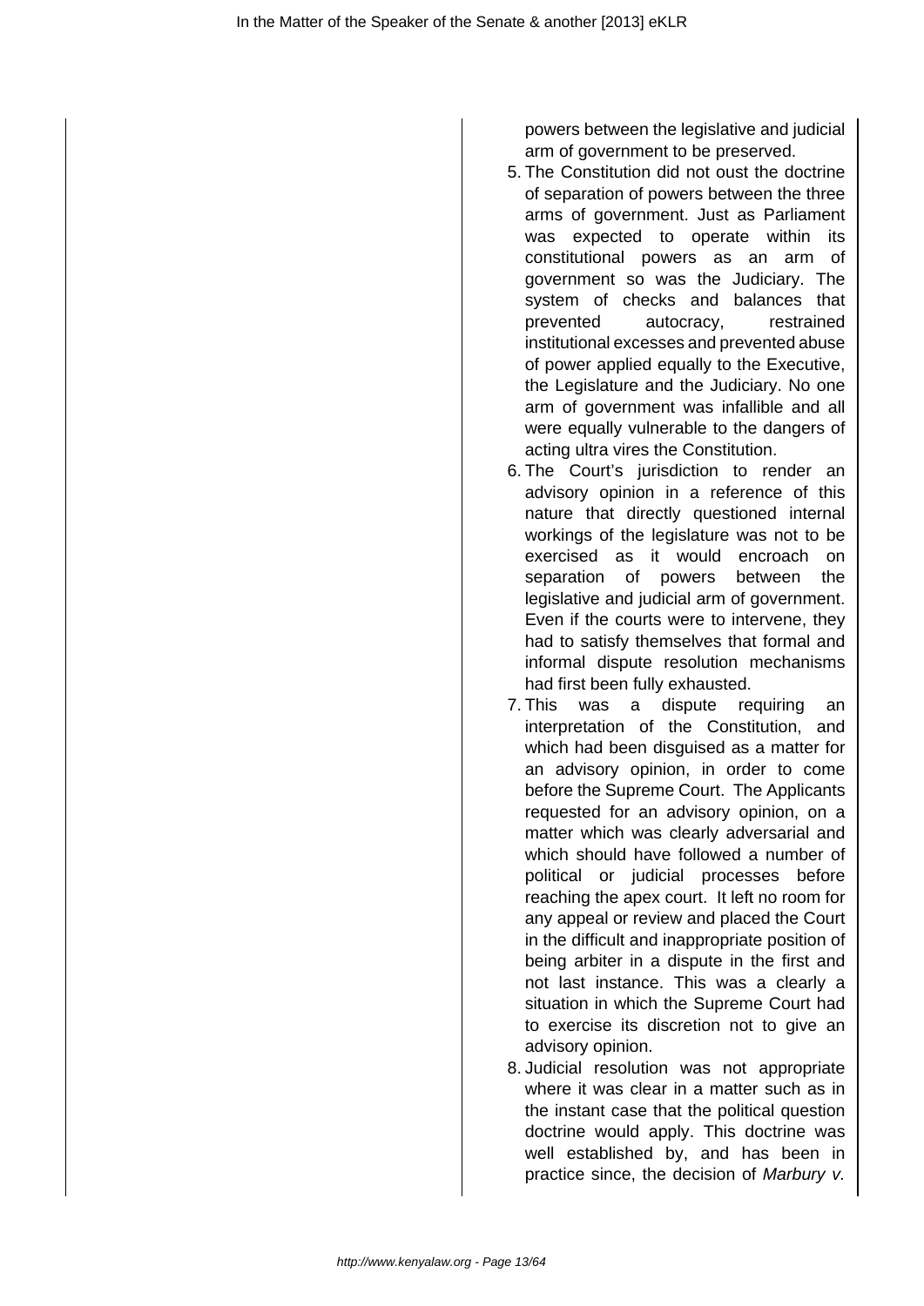powers between the legislative and judicial arm of government to be preserved.

5. The Constitution did not oust the doctrine of separation of powers between the three arms of government. Just as Parliament was expected to operate within its constitutional powers as an arm of government so was the Judiciary. The system of checks and balances that prevented autocracy, restrained institutional excesses and prevented abuse of power applied equally to the Executive, the Legislature and the Judiciary. No one arm of government was infallible and all were equally vulnerable to the dangers of acting ultra vires the Constitution.
6. The Court's jurisdiction to render an advisory opinion in a reference of this nature that directly questioned internal workings of the legislature was not to be exercised as it would encroach on separation of powers between the legislative and judicial arm of government. Even if the courts were to intervene, they had to satisfy themselves that formal and informal dispute resolution mechanisms had first been fully exhausted.
7. This was a dispute requiring an interpretation of the Constitution, and which had been disguised as a matter for an advisory opinion, in order to come before the Supreme Court. The Applicants requested for an advisory opinion, on a matter which was clearly adversarial and which should have followed a number of political or judicial processes before reaching the apex court. It left no room for any appeal or review and placed the Court in the difficult and inappropriate position of being arbiter in a dispute in the first and not last instance. This was a clearly a situation in which the Supreme Court had to exercise its discretion not to give an advisory opinion.
8. Judicial resolution was not appropriate where it was clear in a matter such as in the instant case that the political question doctrine would apply. This doctrine was well established by, and has been in practice since, the decision of *Marbury v.*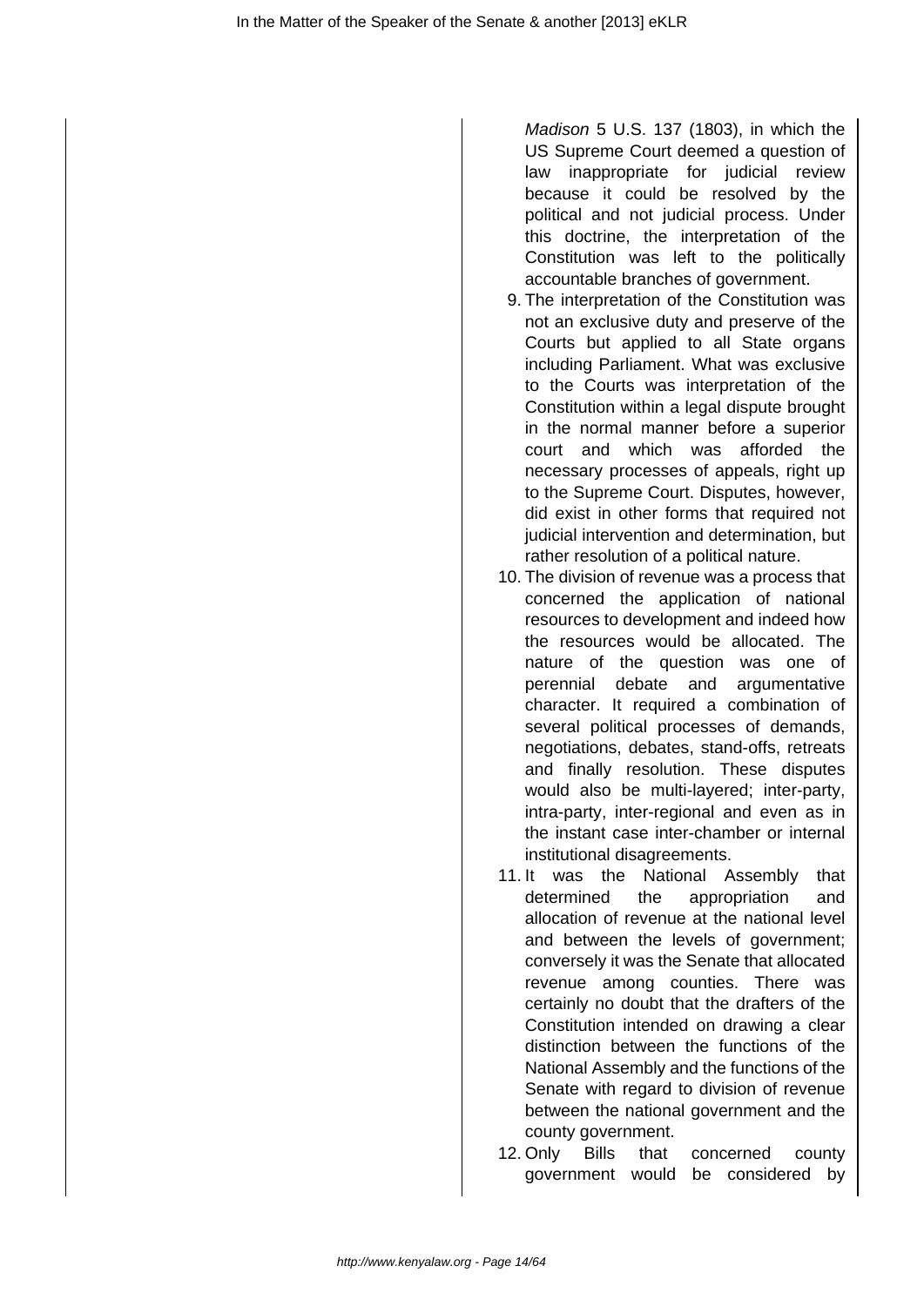*Madison* 5 U.S. 137 (1803), in which the US Supreme Court deemed a question of law inappropriate for judicial review because it could be resolved by the political and not judicial process. Under this doctrine, the interpretation of the Constitution was left to the politically accountable branches of government.

9. The interpretation of the Constitution was not an exclusive duty and preserve of the Courts but applied to all State organs including Parliament. What was exclusive to the Courts was interpretation of the Constitution within a legal dispute brought in the normal manner before a superior court and which was afforded the necessary processes of appeals, right up to the Supreme Court. Disputes, however, did exist in other forms that required not judicial intervention and determination, but rather resolution of a political nature.
10. The division of revenue was a process that concerned the application of national resources to development and indeed how the resources would be allocated. The nature of the question was one of perennial debate and argumentative character. It required a combination of several political processes of demands, negotiations, debates, stand-offs, retreats and finally resolution. These disputes would also be multi-layered; inter-party, intra-party, inter-regional and even as in the instant case inter-chamber or internal institutional disagreements.
11. It was the National Assembly that determined the appropriation and allocation of revenue at the national level and between the levels of government; conversely it was the Senate that allocated revenue among counties. There was certainly no doubt that the drafters of the Constitution intended on drawing a clear distinction between the functions of the National Assembly and the functions of the Senate with regard to division of revenue between the national government and the county government.
12. Only Bills that concerned county government would be considered by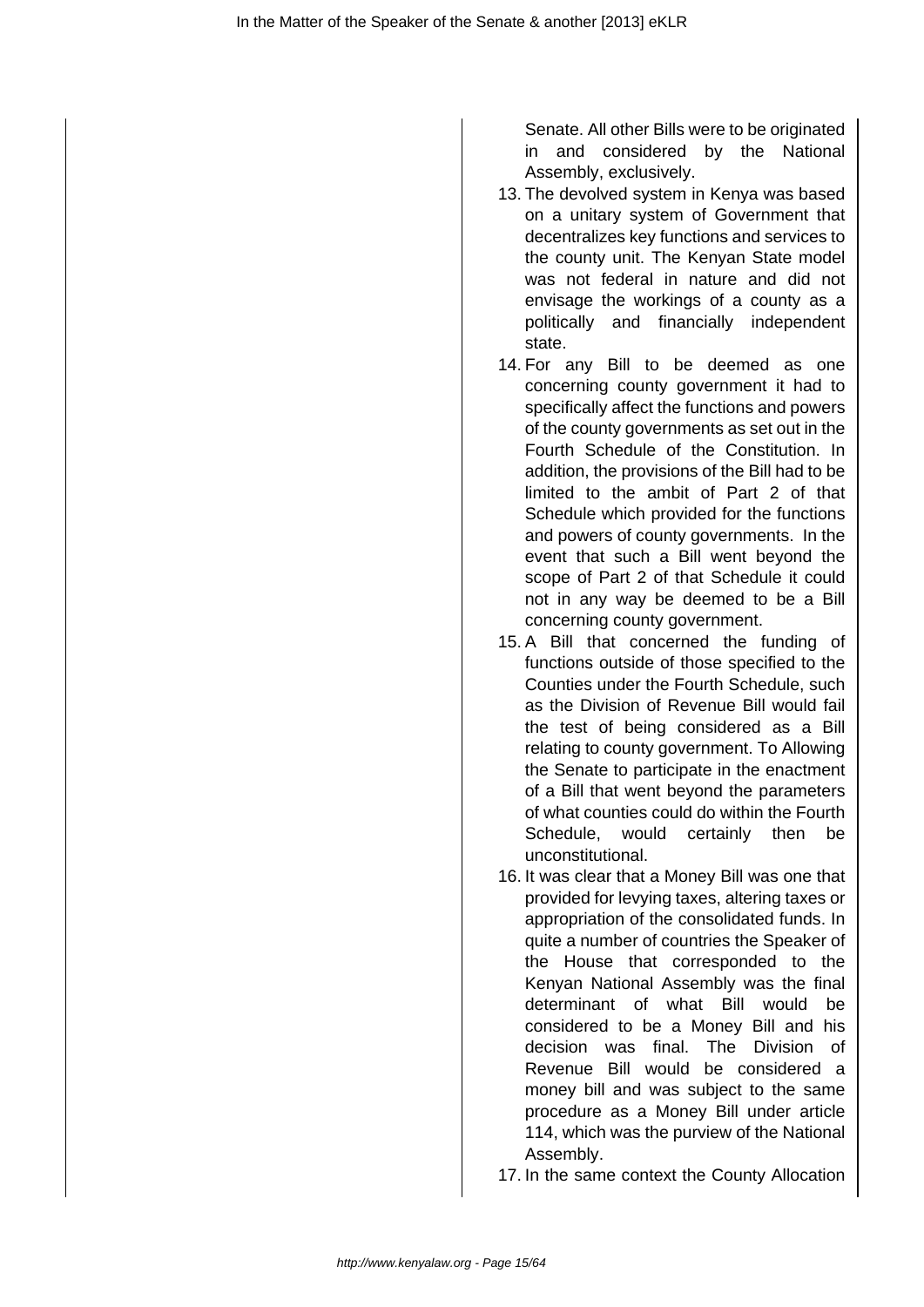Senate. All other Bills were to be originated in and considered by the National Assembly, exclusively.

13. The devolved system in Kenya was based on a unitary system of Government that decentralizes key functions and services to the county unit. The Kenyan State model was not federal in nature and did not envisage the workings of a county as a politically and financially independent state.
14. For any Bill to be deemed as one concerning county government it had to specifically affect the functions and powers of the county governments as set out in the Fourth Schedule of the Constitution. In addition, the provisions of the Bill had to be limited to the ambit of Part 2 of that Schedule which provided for the functions and powers of county governments. In the event that such a Bill went beyond the scope of Part 2 of that Schedule it could not in any way be deemed to be a Bill concerning county government.
15. A Bill that concerned the funding of functions outside of those specified to the Counties under the Fourth Schedule, such as the Division of Revenue Bill would fail the test of being considered as a Bill relating to county government. To Allowing the Senate to participate in the enactment of a Bill that went beyond the parameters of what counties could do within the Fourth Schedule, would certainly then be unconstitutional.
16. It was clear that a Money Bill was one that provided for levying taxes, altering taxes or appropriation of the consolidated funds. In quite a number of countries the Speaker of the House that corresponded to the Kenyan National Assembly was the final determinant of what Bill would be considered to be a Money Bill and his decision was final. The Division of Revenue Bill would be considered a money bill and was subject to the same procedure as a Money Bill under article 114, which was the purview of the National Assembly.
17. In the same context the County Allocation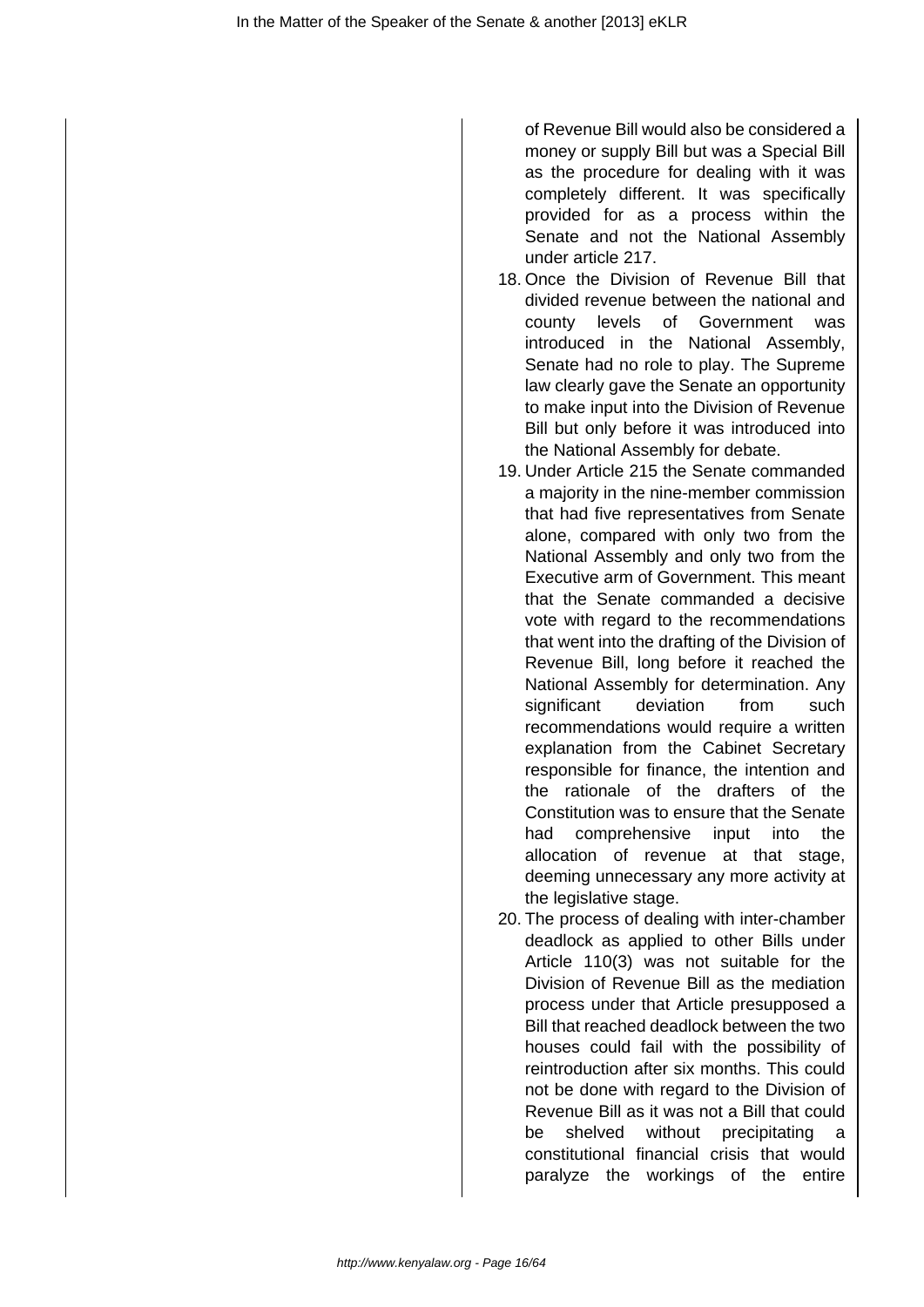of Revenue Bill would also be considered a money or supply Bill but was a Special Bill as the procedure for dealing with it was completely different. It was specifically provided for as a process within the Senate and not the National Assembly under article 217.

18. Once the Division of Revenue Bill that divided revenue between the national and county levels of Government was introduced in the National Assembly, Senate had no role to play. The Supreme law clearly gave the Senate an opportunity to make input into the Division of Revenue Bill but only before it was introduced into the National Assembly for debate.
19. Under Article 215 the Senate commanded a majority in the nine-member commission that had five representatives from Senate alone, compared with only two from the National Assembly and only two from the Executive arm of Government. This meant that the Senate commanded a decisive vote with regard to the recommendations that went into the drafting of the Division of Revenue Bill, long before it reached the National Assembly for determination. Any significant deviation from such recommendations would require a written explanation from the Cabinet Secretary responsible for finance, the intention and the rationale of the drafters of the Constitution was to ensure that the Senate had comprehensive input into the allocation of revenue at that stage, deeming unnecessary any more activity at the legislative stage.
20. The process of dealing with inter-chamber deadlock as applied to other Bills under Article 110(3) was not suitable for the Division of Revenue Bill as the mediation process under that Article presupposed a Bill that reached deadlock between the two houses could fail with the possibility of reintroduction after six months. This could not be done with regard to the Division of Revenue Bill as it was not a Bill that could be shelved without precipitating a constitutional financial crisis that would paralyze the workings of the entire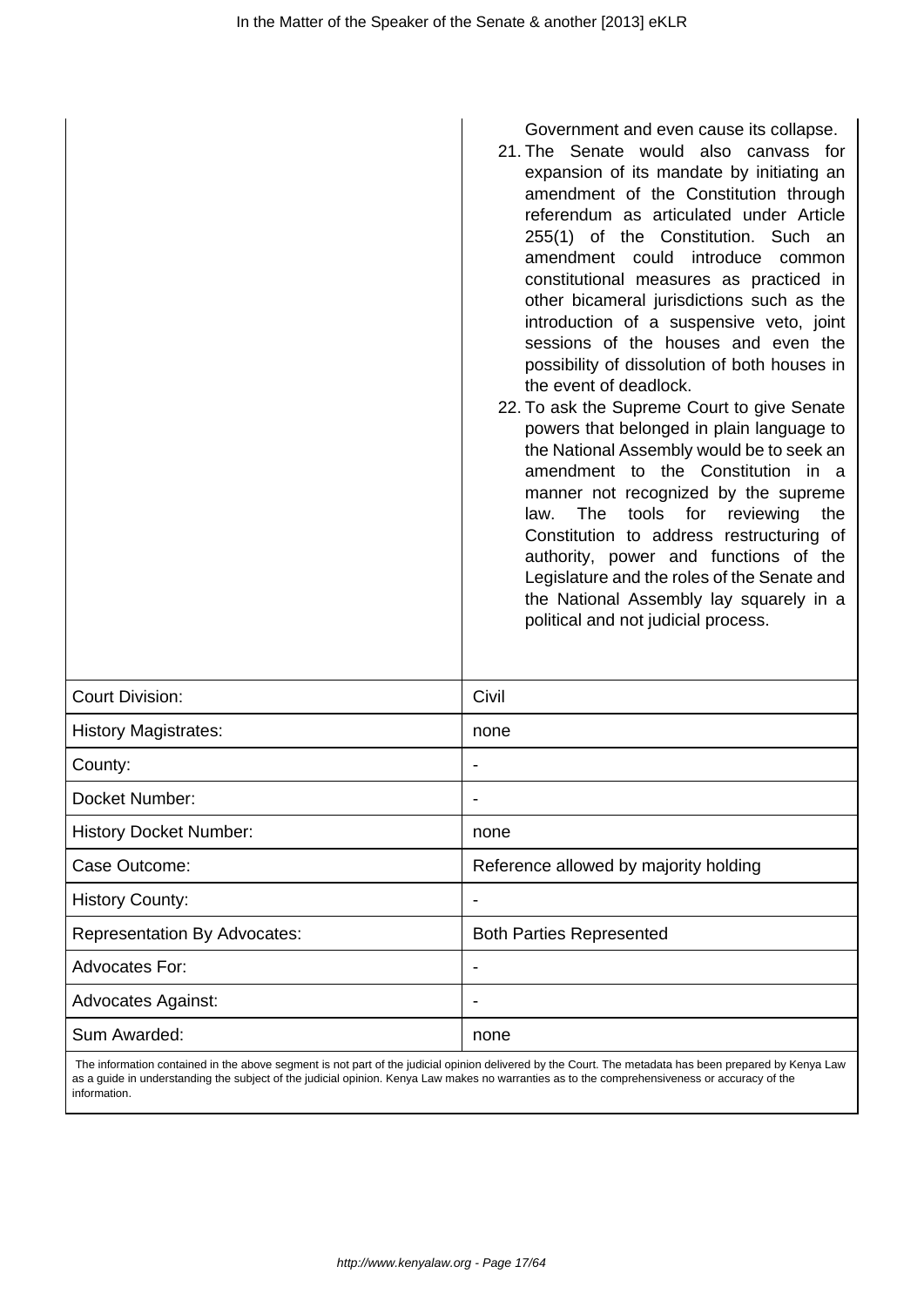Government and even cause its collapse.

21. The Senate would also canvass for expansion of its mandate by initiating an amendment of the Constitution through referendum as articulated under Article 255(1) of the Constitution. Such an amendment could introduce common constitutional measures as practiced in other bicameral jurisdictions such as the introduction of a suspensive veto, joint sessions of the houses and even the possibility of dissolution of both houses in the event of deadlock.
22. To ask the Supreme Court to give Senate powers that belonged in plain language to the National Assembly would be to seek an amendment to the Constitution in a manner not recognized by the supreme law. The tools for reviewing the Constitution to address restructuring of authority, power and functions of the Legislature and the roles of the Senate and the National Assembly lay squarely in a political and not judicial process.

| | |
|---|---|
| Court Division: | Civil |
| History Magistrates: | none |
| County: | - |
| Docket Number: | - |
| History Docket Number: | none |
| Case Outcome: | Reference allowed by majority holding |
| History County: | - |
| Representation By Advocates: | Both Parties Represented |
| Advocates For: | - |
| Advocates Against: | - |
| Sum Awarded: | none |

The information contained in the above segment is not part of the judicial opinion delivered by the Court. The metadata has been prepared by Kenya Law as a guide in understanding the subject of the judicial opinion. Kenya Law makes no warranties as to the comprehensiveness or accuracy of the information.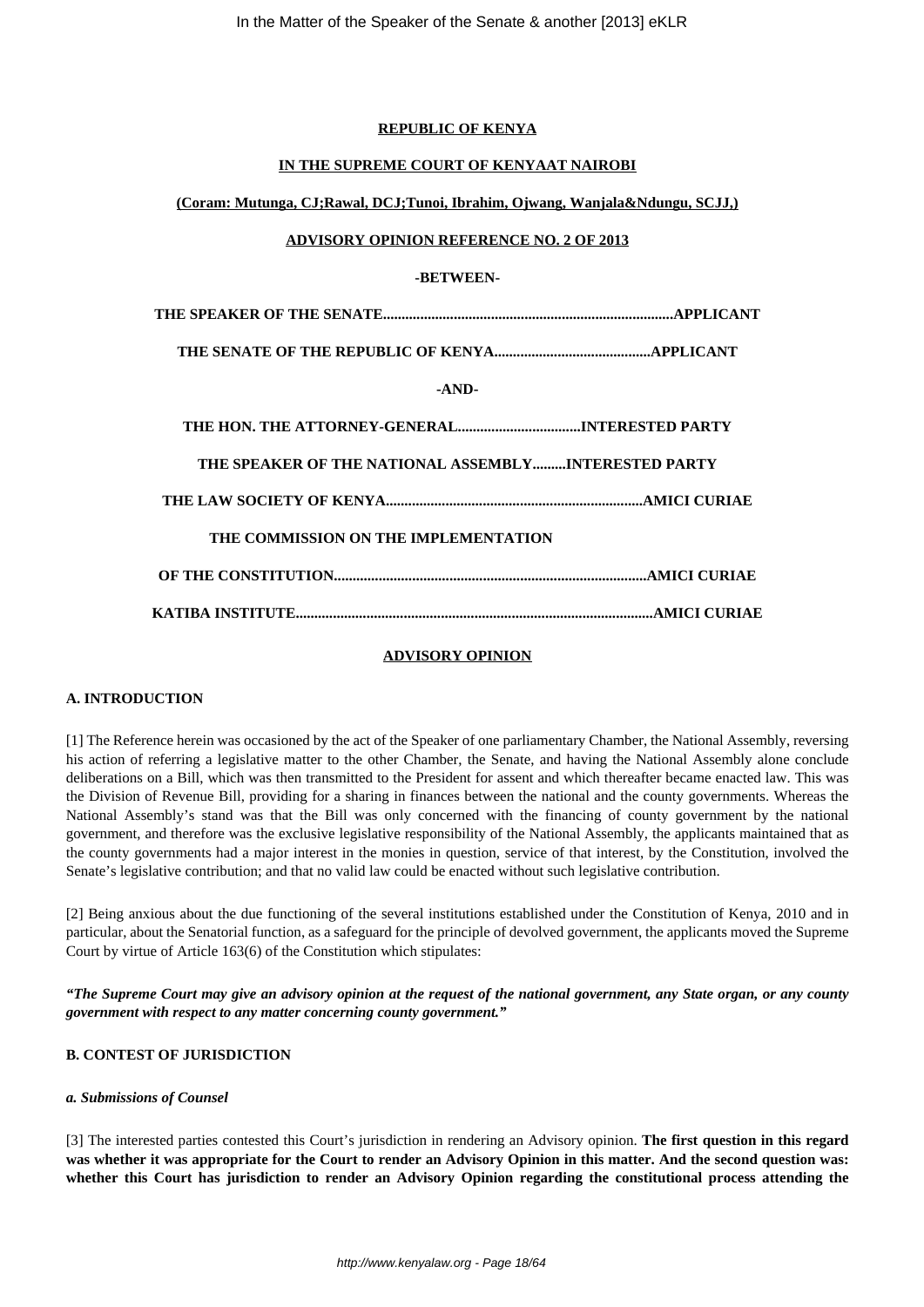**REPUBLIC OF KENYA**

**IN THE SUPREME COURT OF KENYAAT NAIROBI**

**(Coram: Mutunga, CJ;Rawal, DCJ;Tunoi, Ibrahim, Ojwang, Wanjala&Ndungu, SCJJ,)**

**ADVISORY OPINION REFERENCE NO. 2 OF 2013**

**-BETWEEN-**

**THE SPEAKER OF THE SENATE.............................................................................APPLICANT**

**THE SENATE OF THE REPUBLIC OF KENYA..........................................APPLICANT**

**-AND-**

**THE HON. THE ATTORNEY-GENERAL.................................INTERESTED PARTY**

**THE SPEAKER OF THE NATIONAL ASSEMBLY.........INTERESTED PARTY**

**THE LAW SOCIETY OF KENYA....................................................................AMICI CURIAE**

**THE COMMISSION ON THE IMPLEMENTATION**

**OF THE CONSTITUTION...................................................................................AMICI CURIAE**

**KATIBA INSTITUTE...............................................................................................AMICI CURIAE**

**ADVISORY OPINION**

**A. INTRODUCTION**

[1] The Reference herein was occasioned by the act of the Speaker of one parliamentary Chamber, the National Assembly, reversing his action of referring a legislative matter to the other Chamber, the Senate, and having the National Assembly alone conclude deliberations on a Bill, which was then transmitted to the President for assent and which thereafter became enacted law. This was the Division of Revenue Bill, providing for a sharing in finances between the national and the county governments. Whereas the National Assembly's stand was that the Bill was only concerned with the financing of county government by the national government, and therefore was the exclusive legislative responsibility of the National Assembly, the applicants maintained that as the county governments had a major interest in the monies in question, service of that interest, by the Constitution, involved the Senate's legislative contribution; and that no valid law could be enacted without such legislative contribution.

[2] Being anxious about the due functioning of the several institutions established under the Constitution of Kenya, 2010 and in particular, about the Senatorial function, as a safeguard for the principle of devolved government, the applicants moved the Supreme Court by virtue of Article 163(6) of the Constitution which stipulates:

***"The Supreme Court may give an advisory opinion at the request of the national government, any State organ, or any county government with respect to any matter concerning county government."***

**B. CONTEST OF JURISDICTION**

***a. Submissions of Counsel***

[3] The interested parties contested this Court's jurisdiction in rendering an Advisory opinion. **The first question in this regard was whether it was appropriate for the Court to render an Advisory Opinion in this matter. And the second question was: whether this Court has jurisdiction to render an Advisory Opinion regarding the constitutional process attending the**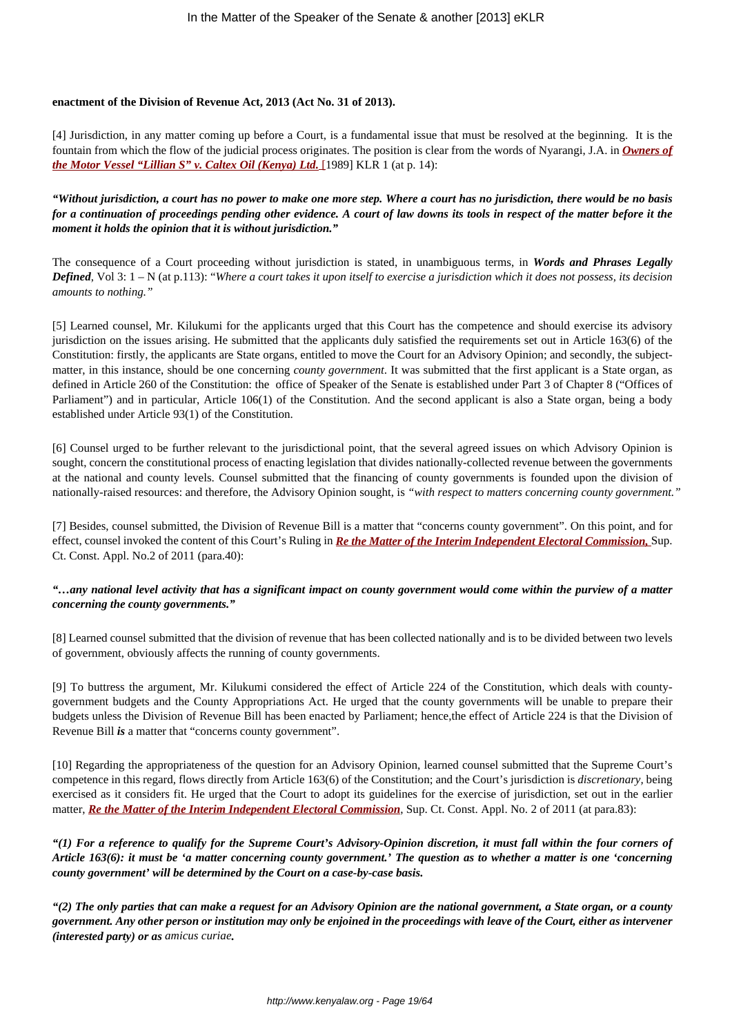**enactment of the Division of Revenue Act, 2013 (Act No. 31 of 2013).**

[4] Jurisdiction, in any matter coming up before a Court, is a fundamental issue that must be resolved at the beginning. It is the fountain from which the flow of the judicial process originates. The position is clear from the words of Nyarangi, J.A. in ***Owners of the Motor Vessel "Lillian S" v. Caltex Oil (Kenya) Ltd.*** [1989] KLR 1 (at p. 14):

***"Without jurisdiction, a court has no power to make one more step. Where a court has no jurisdiction, there would be no basis for a continuation of proceedings pending other evidence. A court of law downs its tools in respect of the matter before it the moment it holds the opinion that it is without jurisdiction."***

The consequence of a Court proceeding without jurisdiction is stated, in unambiguous terms, in ***Words and Phrases Legally Defined***, Vol 3: 1 – N (at p.113): "*Where a court takes it upon itself to exercise a jurisdiction which it does not possess, its decision amounts to nothing."*

[5] Learned counsel, Mr. Kilukumi for the applicants urged that this Court has the competence and should exercise its advisory jurisdiction on the issues arising. He submitted that the applicants duly satisfied the requirements set out in Article 163(6) of the Constitution: firstly, the applicants are State organs, entitled to move the Court for an Advisory Opinion; and secondly, the subject-matter, in this instance, should be one concerning *county government*. It was submitted that the first applicant is a State organ, as defined in Article 260 of the Constitution: the office of Speaker of the Senate is established under Part 3 of Chapter 8 ("Offices of Parliament") and in particular, Article 106(1) of the Constitution. And the second applicant is also a State organ, being a body established under Article 93(1) of the Constitution.

[6] Counsel urged to be further relevant to the jurisdictional point, that the several agreed issues on which Advisory Opinion is sought, concern the constitutional process of enacting legislation that divides nationally-collected revenue between the governments at the national and county levels. Counsel submitted that the financing of county governments is founded upon the division of nationally-raised resources: and therefore, the Advisory Opinion sought, is *"with respect to matters concerning county government."*

[7] Besides, counsel submitted, the Division of Revenue Bill is a matter that "concerns county government". On this point, and for effect, counsel invoked the content of this Court's Ruling in ***Re the Matter of the Interim Independent Electoral Commission,*** Sup. Ct. Const. Appl. No.2 of 2011 (para.40):

***"…any national level activity that has a significant impact on county government would come within the purview of a matter concerning the county governments."***

[8] Learned counsel submitted that the division of revenue that has been collected nationally and is to be divided between two levels of government, obviously affects the running of county governments.

[9] To buttress the argument, Mr. Kilukumi considered the effect of Article 224 of the Constitution, which deals with county-government budgets and the County Appropriations Act. He urged that the county governments will be unable to prepare their budgets unless the Division of Revenue Bill has been enacted by Parliament; hence,the effect of Article 224 is that the Division of Revenue Bill ***is*** a matter that "concerns county government".

[10] Regarding the appropriateness of the question for an Advisory Opinion, learned counsel submitted that the Supreme Court's competence in this regard, flows directly from Article 163(6) of the Constitution; and the Court's jurisdiction is *discretionary*, being exercised as it considers fit. He urged that the Court to adopt its guidelines for the exercise of jurisdiction, set out in the earlier matter, ***Re the Matter of the Interim Independent Electoral Commission***, Sup. Ct. Const. Appl. No. 2 of 2011 (at para.83):

***"(1) For a reference to qualify for the Supreme Court's Advisory-Opinion discretion, it must fall within the four corners of Article 163(6): it must be 'a matter concerning county government.' The question as to whether a matter is one 'concerning county government' will be determined by the Court on a case-by-case basis.***

***"(2) The only parties that can make a request for an Advisory Opinion are the national government, a State organ, or a county government. Any other person or institution may only be enjoined in the proceedings with leave of the Court, either as intervener (interested party) or as*** *amicus curiae****.***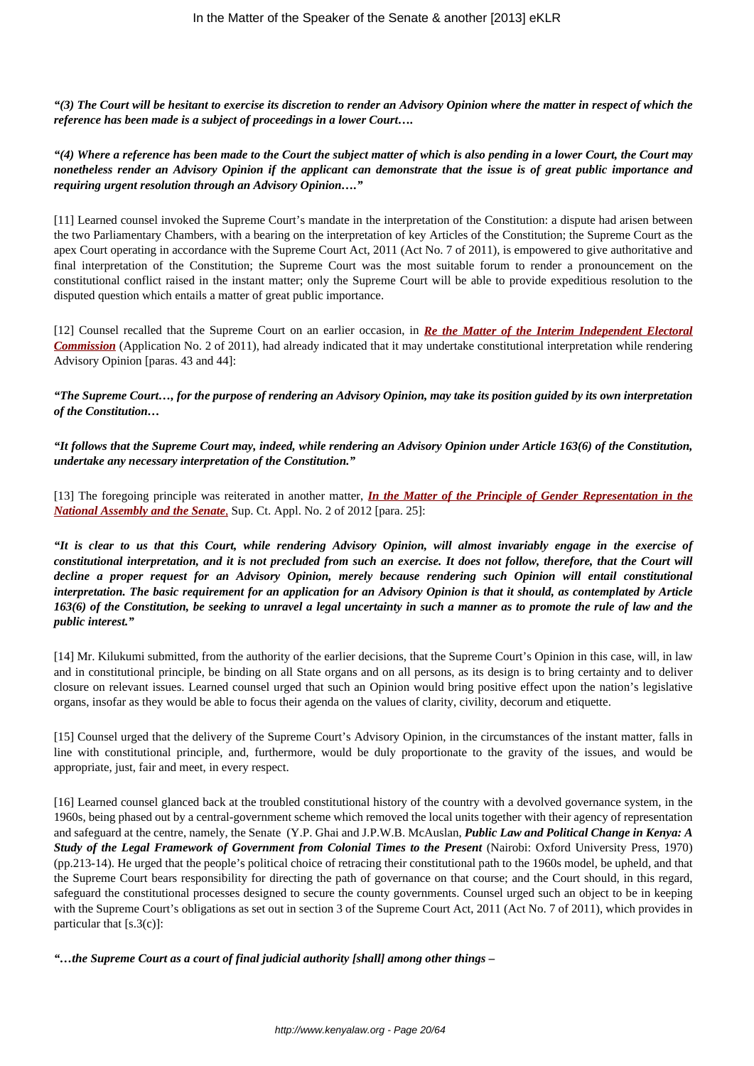***"(3) The Court will be hesitant to exercise its discretion to render an Advisory Opinion where the matter in respect of which the reference has been made is a subject of proceedings in a lower Court….***

***"(4) Where a reference has been made to the Court the subject matter of which is also pending in a lower Court, the Court may nonetheless render an Advisory Opinion if the applicant can demonstrate that the issue is of great public importance and requiring urgent resolution through an Advisory Opinion…."***

[11] Learned counsel invoked the Supreme Court's mandate in the interpretation of the Constitution: a dispute had arisen between the two Parliamentary Chambers, with a bearing on the interpretation of key Articles of the Constitution; the Supreme Court as the apex Court operating in accordance with the Supreme Court Act, 2011 (Act No. 7 of 2011), is empowered to give authoritative and final interpretation of the Constitution; the Supreme Court was the most suitable forum to render a pronouncement on the constitutional conflict raised in the instant matter; only the Supreme Court will be able to provide expeditious resolution to the disputed question which entails a matter of great public importance.

[12] Counsel recalled that the Supreme Court on an earlier occasion, in ***Re the Matter of the Interim Independent Electoral Commission*** (Application No. 2 of 2011), had already indicated that it may undertake constitutional interpretation while rendering Advisory Opinion [paras. 43 and 44]:

***"The Supreme Court…, for the purpose of rendering an Advisory Opinion, may take its position guided by its own interpretation of the Constitution…***

***"It follows that the Supreme Court may, indeed, while rendering an Advisory Opinion under Article 163(6) of the Constitution, undertake any necessary interpretation of the Constitution."***

[13] The foregoing principle was reiterated in another matter, ***In the Matter of the Principle of Gender Representation in the National Assembly and the Senate***, Sup. Ct. Appl. No. 2 of 2012 [para. 25]:

***"It is clear to us that this Court, while rendering Advisory Opinion, will almost invariably engage in the exercise of constitutional interpretation, and it is not precluded from such an exercise. It does not follow, therefore, that the Court will decline a proper request for an Advisory Opinion, merely because rendering such Opinion will entail constitutional interpretation. The basic requirement for an application for an Advisory Opinion is that it should, as contemplated by Article 163(6) of the Constitution, be seeking to unravel a legal uncertainty in such a manner as to promote the rule of law and the public interest."***

[14] Mr. Kilukumi submitted, from the authority of the earlier decisions, that the Supreme Court's Opinion in this case, will, in law and in constitutional principle, be binding on all State organs and on all persons, as its design is to bring certainty and to deliver closure on relevant issues. Learned counsel urged that such an Opinion would bring positive effect upon the nation's legislative organs, insofar as they would be able to focus their agenda on the values of clarity, civility, decorum and etiquette.

[15] Counsel urged that the delivery of the Supreme Court's Advisory Opinion, in the circumstances of the instant matter, falls in line with constitutional principle, and, furthermore, would be duly proportionate to the gravity of the issues, and would be appropriate, just, fair and meet, in every respect.

[16] Learned counsel glanced back at the troubled constitutional history of the country with a devolved governance system, in the 1960s, being phased out by a central-government scheme which removed the local units together with their agency of representation and safeguard at the centre, namely, the Senate (Y.P. Ghai and J.P.W.B. McAuslan, ***Public Law and Political Change in Kenya: A Study of the Legal Framework of Government from Colonial Times to the Present*** (Nairobi: Oxford University Press, 1970) (pp.213-14). He urged that the people's political choice of retracing their constitutional path to the 1960s model, be upheld, and that the Supreme Court bears responsibility for directing the path of governance on that course; and the Court should, in this regard, safeguard the constitutional processes designed to secure the county governments. Counsel urged such an object to be in keeping with the Supreme Court's obligations as set out in section 3 of the Supreme Court Act, 2011 (Act No. 7 of 2011), which provides in particular that [s.3(c)]:

***"…the Supreme Court as a court of final judicial authority [shall] among other things –***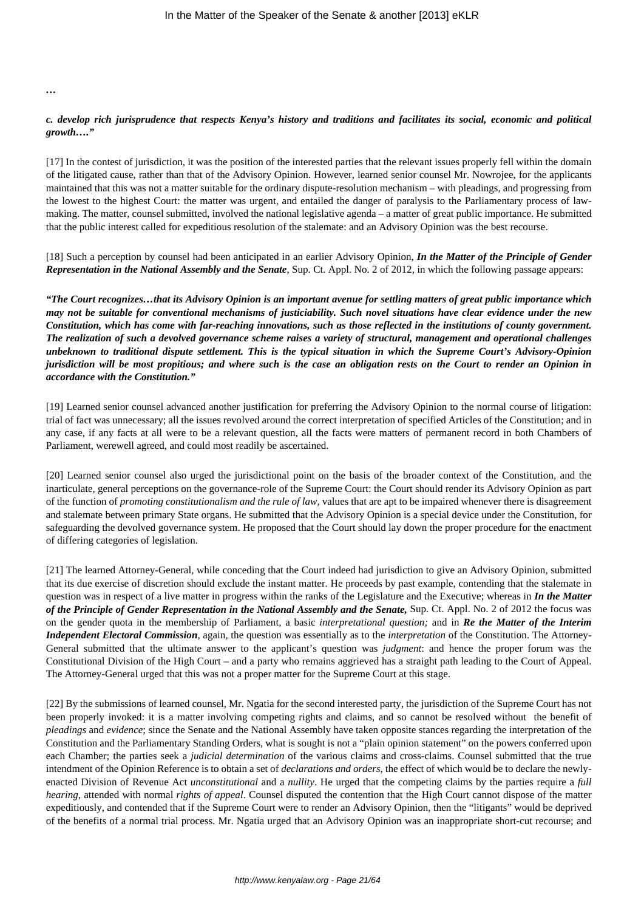…

***c. develop rich jurisprudence that respects Kenya's history and traditions and facilitates its social, economic and political growth…."***

[17] In the contest of jurisdiction, it was the position of the interested parties that the relevant issues properly fell within the domain of the litigated cause, rather than that of the Advisory Opinion. However, learned senior counsel Mr. Nowrojee, for the applicants maintained that this was not a matter suitable for the ordinary dispute-resolution mechanism – with pleadings, and progressing from the lowest to the highest Court: the matter was urgent, and entailed the danger of paralysis to the Parliamentary process of law-making. The matter, counsel submitted, involved the national legislative agenda – a matter of great public importance. He submitted that the public interest called for expeditious resolution of the stalemate: and an Advisory Opinion was the best recourse.

[18] Such a perception by counsel had been anticipated in an earlier Advisory Opinion, ***In the Matter of the Principle of Gender Representation in the National Assembly and the Senate***, Sup. Ct. Appl. No. 2 of 2012, in which the following passage appears:

***"The Court recognizes…that its Advisory Opinion is an important avenue for settling matters of great public importance which may not be suitable for conventional mechanisms of justiciability. Such novel situations have clear evidence under the new Constitution, which has come with far-reaching innovations, such as those reflected in the institutions of county government. The realization of such a devolved governance scheme raises a variety of structural, management and operational challenges unbeknown to traditional dispute settlement. This is the typical situation in which the Supreme Court's Advisory-Opinion jurisdiction will be most propitious; and where such is the case an obligation rests on the Court to render an Opinion in accordance with the Constitution."***

[19] Learned senior counsel advanced another justification for preferring the Advisory Opinion to the normal course of litigation: trial of fact was unnecessary; all the issues revolved around the correct interpretation of specified Articles of the Constitution; and in any case, if any facts at all were to be a relevant question, all the facts were matters of permanent record in both Chambers of Parliament, werewell agreed, and could most readily be ascertained.

[20] Learned senior counsel also urged the jurisdictional point on the basis of the broader context of the Constitution, and the inarticulate, general perceptions on the governance-role of the Supreme Court: the Court should render its Advisory Opinion as part of the function of *promoting constitutionalism and the rule of law*, values that are apt to be impaired whenever there is disagreement and stalemate between primary State organs. He submitted that the Advisory Opinion is a special device under the Constitution, for safeguarding the devolved governance system. He proposed that the Court should lay down the proper procedure for the enactment of differing categories of legislation.

[21] The learned Attorney-General, while conceding that the Court indeed had jurisdiction to give an Advisory Opinion, submitted that its due exercise of discretion should exclude the instant matter. He proceeds by past example, contending that the stalemate in question was in respect of a live matter in progress within the ranks of the Legislature and the Executive; whereas in ***In the Matter of the Principle of Gender Representation in the National Assembly and the Senate,*** Sup. Ct. Appl. No. 2 of 2012 the focus was on the gender quota in the membership of Parliament, a basic *interpretational question;* and in ***Re the Matter of the Interim Independent Electoral Commission***, again, the question was essentially as to the *interpretation* of the Constitution. The Attorney-General submitted that the ultimate answer to the applicant's question was *judgment*: and hence the proper forum was the Constitutional Division of the High Court – and a party who remains aggrieved has a straight path leading to the Court of Appeal. The Attorney-General urged that this was not a proper matter for the Supreme Court at this stage.

[22] By the submissions of learned counsel, Mr. Ngatia for the second interested party, the jurisdiction of the Supreme Court has not been properly invoked: it is a matter involving competing rights and claims, and so cannot be resolved without the benefit of *pleadings* and *evidence*; since the Senate and the National Assembly have taken opposite stances regarding the interpretation of the Constitution and the Parliamentary Standing Orders, what is sought is not a "plain opinion statement" on the powers conferred upon each Chamber; the parties seek a *judicial determination* of the various claims and cross-claims. Counsel submitted that the true intendment of the Opinion Reference is to obtain a set of *declarations and orders*, the effect of which would be to declare the newly-enacted Division of Revenue Act *unconstitutional* and a *nullity*. He urged that the competing claims by the parties require a *full hearing*, attended with normal *rights of appeal*. Counsel disputed the contention that the High Court cannot dispose of the matter expeditiously, and contended that if the Supreme Court were to render an Advisory Opinion, then the "litigants" would be deprived of the benefits of a normal trial process. Mr. Ngatia urged that an Advisory Opinion was an inappropriate short-cut recourse; and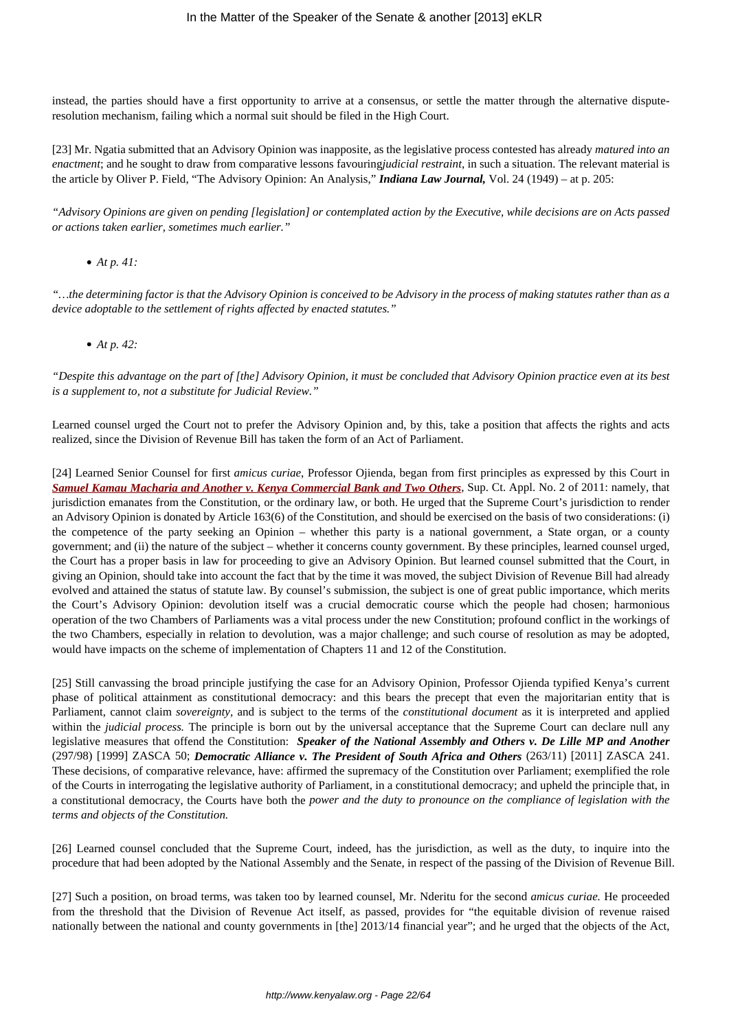instead, the parties should have a first opportunity to arrive at a consensus, or settle the matter through the alternative dispute-resolution mechanism, failing which a normal suit should be filed in the High Court.

[23] Mr. Ngatia submitted that an Advisory Opinion was inapposite, as the legislative process contested has already *matured into an enactment*; and he sought to draw from comparative lessons favouring*judicial restraint*, in such a situation. The relevant material is the article by Oliver P. Field, "The Advisory Opinion: An Analysis," ***Indiana Law Journal,*** Vol. 24 (1949) – at p. 205:

*"Advisory Opinions are given on pending [legislation] or contemplated action by the Executive, while decisions are on Acts passed or actions taken earlier, sometimes much earlier."*

- *At p. 41:*

*"…the determining factor is that the Advisory Opinion is conceived to be Advisory in the process of making statutes rather than as a device adoptable to the settlement of rights affected by enacted statutes."*

- *At p. 42:*

*"Despite this advantage on the part of [the] Advisory Opinion, it must be concluded that Advisory Opinion practice even at its best is a supplement to, not a substitute for Judicial Review."*

Learned counsel urged the Court not to prefer the Advisory Opinion and, by this, take a position that affects the rights and acts realized, since the Division of Revenue Bill has taken the form of an Act of Parliament.

[24] Learned Senior Counsel for first *amicus curiae*, Professor Ojienda, began from first principles as expressed by this Court in ***Samuel Kamau Macharia and Another v. Kenya Commercial Bank and Two Others***, Sup. Ct. Appl. No. 2 of 2011: namely, that jurisdiction emanates from the Constitution, or the ordinary law, or both. He urged that the Supreme Court's jurisdiction to render an Advisory Opinion is donated by Article 163(6) of the Constitution, and should be exercised on the basis of two considerations: (i) the competence of the party seeking an Opinion – whether this party is a national government, a State organ, or a county government; and (ii) the nature of the subject – whether it concerns county government. By these principles, learned counsel urged, the Court has a proper basis in law for proceeding to give an Advisory Opinion. But learned counsel submitted that the Court, in giving an Opinion, should take into account the fact that by the time it was moved, the subject Division of Revenue Bill had already evolved and attained the status of statute law. By counsel's submission, the subject is one of great public importance, which merits the Court's Advisory Opinion: devolution itself was a crucial democratic course which the people had chosen; harmonious operation of the two Chambers of Parliaments was a vital process under the new Constitution; profound conflict in the workings of the two Chambers, especially in relation to devolution, was a major challenge; and such course of resolution as may be adopted, would have impacts on the scheme of implementation of Chapters 11 and 12 of the Constitution.

[25] Still canvassing the broad principle justifying the case for an Advisory Opinion, Professor Ojienda typified Kenya's current phase of political attainment as constitutional democracy: and this bears the precept that even the majoritarian entity that is Parliament, cannot claim *sovereignty*, and is subject to the terms of the *constitutional document* as it is interpreted and applied within the *judicial process.* The principle is born out by the universal acceptance that the Supreme Court can declare null any legislative measures that offend the Constitution: ***Speaker of the National Assembly and Others v. De Lille MP and Another*** (297/98) [1999] ZASCA 50; ***Democratic Alliance v. The President of South Africa and Others*** (263/11) [2011] ZASCA 241. These decisions, of comparative relevance, have: affirmed the supremacy of the Constitution over Parliament; exemplified the role of the Courts in interrogating the legislative authority of Parliament, in a constitutional democracy; and upheld the principle that, in a constitutional democracy, the Courts have both the *power and the duty to pronounce on the compliance of legislation with the terms and objects of the Constitution.*

[26] Learned counsel concluded that the Supreme Court, indeed, has the jurisdiction, as well as the duty, to inquire into the procedure that had been adopted by the National Assembly and the Senate, in respect of the passing of the Division of Revenue Bill.

[27] Such a position, on broad terms, was taken too by learned counsel, Mr. Nderitu for the second *amicus curiae.* He proceeded from the threshold that the Division of Revenue Act itself, as passed, provides for "the equitable division of revenue raised nationally between the national and county governments in [the] 2013/14 financial year"; and he urged that the objects of the Act,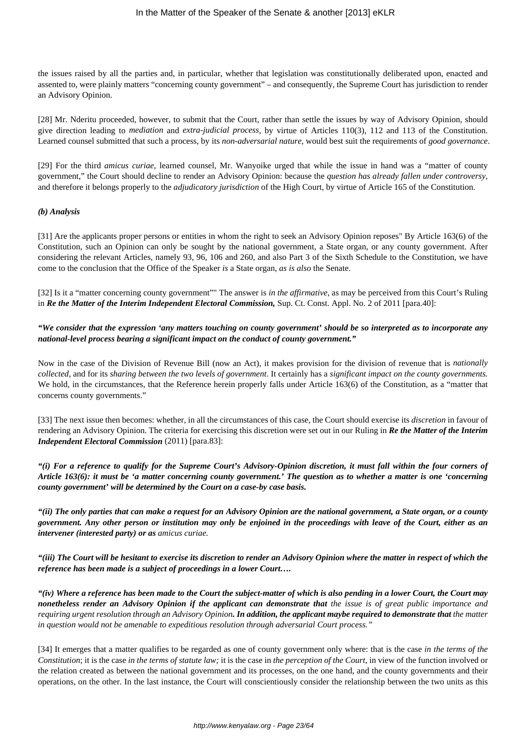the issues raised by all the parties and, in particular, whether that legislation was constitutionally deliberated upon, enacted and assented to, were plainly matters "concerning county government" – and consequently, the Supreme Court has jurisdiction to render an Advisory Opinion.

[28] Mr. Nderitu proceeded, however, to submit that the Court, rather than settle the issues by way of Advisory Opinion, should give direction leading to *mediation* and *extra-judicial process*, by virtue of Articles 110(3), 112 and 113 of the Constitution. Learned counsel submitted that such a process, by its *non-adversarial nature,* would best suit the requirements of *good governance*.

[29] For the third *amicus curiae*, learned counsel, Mr. Wanyoike urged that while the issue in hand was a "matter of county government," the Court should decline to render an Advisory Opinion: because the *question has already fallen under controversy*, and therefore it belongs properly to the *adjudicatory jurisdiction* of the High Court, by virtue of Article 165 of the Constitution.

***(b) Analysis***

[31] Are the applicants proper persons or entities in whom the right to seek an Advisory Opinion reposes" By Article 163(6) of the Constitution, such an Opinion can only be sought by the national government, a State organ, or any county government. After considering the relevant Articles, namely 93, 96, 106 and 260, and also Part 3 of the Sixth Schedule to the Constitution, we have come to the conclusion that the Office of the Speaker *is* a State organ, *as is also* the Senate.

[32] Is it a "matter concerning county government"" The answer is *in the affirmative*, as may be perceived from this Court's Ruling in ***Re the Matter of the Interim Independent Electoral Commission,*** Sup. Ct. Const. Appl. No. 2 of 2011 [para.40]:

***"We consider that the expression 'any matters touching on county government' should be so interpreted as to incorporate any national-level process bearing a significant impact on the conduct of county government."***

Now in the case of the Division of Revenue Bill (now an Act), it makes provision for the division of revenue that is *nationally collected*, and for its *sharing between the two levels of government*. It certainly has a *significant impact on the county governments.* We hold, in the circumstances, that the Reference herein properly falls under Article 163(6) of the Constitution, as a "matter that concerns county governments."

[33] The next issue then becomes: whether, in all the circumstances of this case, the Court should exercise its *discretion* in favour of rendering an Advisory Opinion. The criteria for exercising this discretion were set out in our Ruling in ***Re the Matter of the Interim Independent Electoral Commission*** (2011) [para.83]:

***"(i) For a reference to qualify for the Supreme Court's Advisory-Opinion discretion, it must fall within the four corners of Article 163(6): it must be 'a matter concerning county government.' The question as to whether a matter is one 'concerning county government' will be determined by the Court on a case-by case basis.***

***"(ii) The only parties that can make a request for an Advisory Opinion are the national government, a State organ, or a county government. Any other person or institution may only be enjoined in the proceedings with leave of the Court, either as an intervener (interested party) or as*** *amicus curiae.*

***"(iii) The Court will be hesitant to exercise its discretion to render an Advisory Opinion where the matter in respect of which the reference has been made is a subject of proceedings in a lower Court….***

***"(iv) Where a reference has been made to the Court the subject-matter of which is also pending in a lower Court, the Court may nonetheless render an Advisory Opinion if the applicant can demonstrate that*** *the issue is of great public importance and requiring urgent resolution through an Advisory Opinion****. In addition, the applicant maybe required to demonstrate that*** *the matter in question would not be amenable to expeditious resolution through adversarial Court process."*

[34] It emerges that a matter qualifies to be regarded as one of county government only where: that is the case *in the terms of the Constitution*; it is the case *in the terms of statute law;* it is the case in *the perception of the Court*, in view of the function involved or the relation created as between the national government and its processes, on the one hand, and the county governments and their operations, on the other. In the last instance, the Court will conscientiously consider the relationship between the two units as this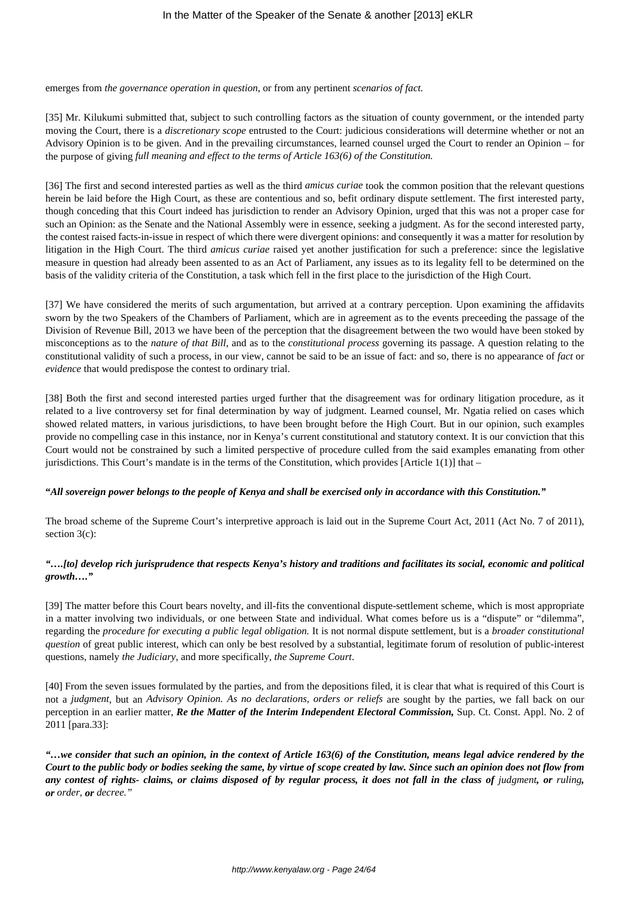emerges from *the governance operation in question*, or from any pertinent *scenarios of fact.*

[35] Mr. Kilukumi submitted that, subject to such controlling factors as the situation of county government, or the intended party moving the Court, there is a *discretionary scope* entrusted to the Court: judicious considerations will determine whether or not an Advisory Opinion is to be given. And in the prevailing circumstances, learned counsel urged the Court to render an Opinion – for the purpose of giving *full meaning and effect to the terms of Article 163(6) of the Constitution.*

[36] The first and second interested parties as well as the third *amicus curiae* took the common position that the relevant questions herein be laid before the High Court, as these are contentious and so, befit ordinary dispute settlement. The first interested party, though conceding that this Court indeed has jurisdiction to render an Advisory Opinion, urged that this was not a proper case for such an Opinion: as the Senate and the National Assembly were in essence, seeking a judgment. As for the second interested party, the contest raised facts-in-issue in respect of which there were divergent opinions: and consequently it was a matter for resolution by litigation in the High Court. The third *amicus curiae* raised yet another justification for such a preference: since the legislative measure in question had already been assented to as an Act of Parliament, any issues as to its legality fell to be determined on the basis of the validity criteria of the Constitution, a task which fell in the first place to the jurisdiction of the High Court.

[37] We have considered the merits of such argumentation, but arrived at a contrary perception. Upon examining the affidavits sworn by the two Speakers of the Chambers of Parliament, which are in agreement as to the events preceeding the passage of the Division of Revenue Bill, 2013 we have been of the perception that the disagreement between the two would have been stoked by misconceptions as to the *nature of that Bill*, and as to the *constitutional process* governing its passage. A question relating to the constitutional validity of such a process, in our view, cannot be said to be an issue of fact: and so, there is no appearance of *fact* or *evidence* that would predispose the contest to ordinary trial.

[38] Both the first and second interested parties urged further that the disagreement was for ordinary litigation procedure, as it related to a live controversy set for final determination by way of judgment. Learned counsel, Mr. Ngatia relied on cases which showed related matters, in various jurisdictions, to have been brought before the High Court. But in our opinion, such examples provide no compelling case in this instance, nor in Kenya's current constitutional and statutory context. It is our conviction that this Court would not be constrained by such a limited perspective of procedure culled from the said examples emanating from other jurisdictions. This Court's mandate is in the terms of the Constitution, which provides [Article 1(1)] that –

**"*All sovereign power belongs to the people of Kenya and shall be exercised only in accordance with this Constitution.*"**

The broad scheme of the Supreme Court's interpretive approach is laid out in the Supreme Court Act, 2011 (Act No. 7 of 2011), section 3(c):

***"….[to] develop rich jurisprudence that respects Kenya's history and traditions and facilitates its social, economic and political growth…."***

[39] The matter before this Court bears novelty, and ill-fits the conventional dispute-settlement scheme, which is most appropriate in a matter involving two individuals, or one between State and individual. What comes before us is a "dispute" or "dilemma", regarding the *procedure for executing a public legal obligation.* It is not normal dispute settlement, but is a *broader constitutional question* of great public interest, which can only be best resolved by a substantial, legitimate forum of resolution of public-interest questions, namely *the Judiciary*, and more specifically, *the Supreme Court*.

[40] From the seven issues formulated by the parties, and from the depositions filed, it is clear that what is required of this Court is not a *judgment*, but an *Advisory Opinion. As no declarations, orders or reliefs* are sought by the parties, we fall back on our perception in an earlier matter, ***Re the Matter of the Interim Independent Electoral Commission*,** Sup. Ct. Const. Appl. No. 2 of 2011 [para.33]:

***"…we consider that such an opinion, in the context of Article 163(6) of the Constitution, means legal advice rendered by the Court to the public body or bodies seeking the same, by virtue of scope created by law. Since such an opinion does not flow from any contest of rights- claims, or claims disposed of by regular process, it does not fall in the class of** judgment**, or** ruling**, or** order*, ***or*** *decree."*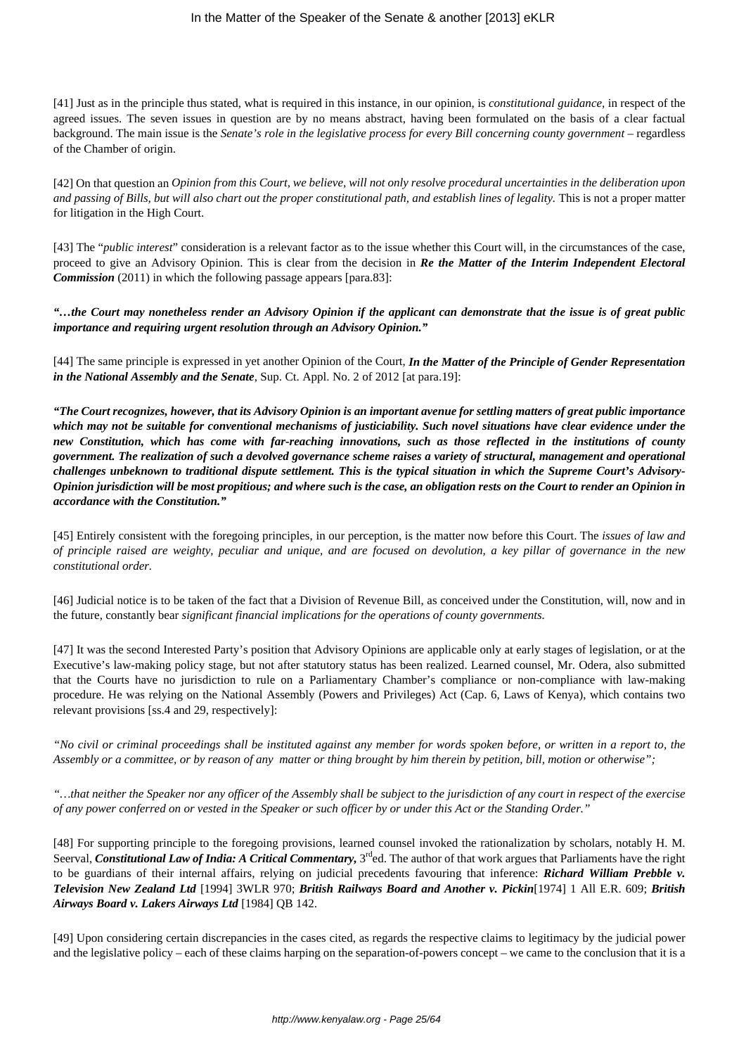[41] Just as in the principle thus stated, what is required in this instance, in our opinion, is *constitutional guidance*, in respect of the agreed issues. The seven issues in question are by no means abstract, having been formulated on the basis of a clear factual background. The main issue is the *Senate's role in the legislative process for every Bill concerning county government* – regardless of the Chamber of origin.

[42] On that question an *Opinion from this Court, we believe, will not only resolve procedural uncertainties in the deliberation upon and passing of Bills, but will also chart out the proper constitutional path, and establish lines of legality.* This is not a proper matter for litigation in the High Court.

[43] The "*public interest*" consideration is a relevant factor as to the issue whether this Court will, in the circumstances of the case, proceed to give an Advisory Opinion. This is clear from the decision in ***Re the Matter of the Interim Independent Electoral Commission*** (2011) in which the following passage appears [para.83]:

***"…the Court may nonetheless render an Advisory Opinion if the applicant can demonstrate that the issue is of great public importance and requiring urgent resolution through an Advisory Opinion."***

[44] The same principle is expressed in yet another Opinion of the Court, ***In the Matter of the Principle of Gender Representation in the National Assembly and the Senate***, Sup. Ct. Appl. No. 2 of 2012 [at para.19]:

***"The Court recognizes, however, that its Advisory Opinion is an important avenue for settling matters of great public importance which may not be suitable for conventional mechanisms of justiciability. Such novel situations have clear evidence under the new Constitution, which has come with far-reaching innovations, such as those reflected in the institutions of county government. The realization of such a devolved governance scheme raises a variety of structural, management and operational challenges unbeknown to traditional dispute settlement. This is the typical situation in which the Supreme Court's Advisory-Opinion jurisdiction will be most propitious; and where such is the case, an obligation rests on the Court to render an Opinion in accordance with the Constitution."***

[45] Entirely consistent with the foregoing principles, in our perception, is the matter now before this Court. The *issues of law and of principle raised are weighty, peculiar and unique, and are focused on devolution, a key pillar of governance in the new constitutional order.*

[46] Judicial notice is to be taken of the fact that a Division of Revenue Bill, as conceived under the Constitution, will, now and in the future, constantly bear *significant financial implications for the operations of county governments.*

[47] It was the second Interested Party's position that Advisory Opinions are applicable only at early stages of legislation, or at the Executive's law-making policy stage, but not after statutory status has been realized. Learned counsel, Mr. Odera, also submitted that the Courts have no jurisdiction to rule on a Parliamentary Chamber's compliance or non-compliance with law-making procedure. He was relying on the National Assembly (Powers and Privileges) Act (Cap. 6, Laws of Kenya), which contains two relevant provisions [ss.4 and 29, respectively]:

*"No civil or criminal proceedings shall be instituted against any member for words spoken before, or written in a report to, the Assembly or a committee, or by reason of any matter or thing brought by him therein by petition, bill, motion or otherwise";*

*"…that neither the Speaker nor any officer of the Assembly shall be subject to the jurisdiction of any court in respect of the exercise of any power conferred on or vested in the Speaker or such officer by or under this Act or the Standing Order."*

[48] For supporting principle to the foregoing provisions, learned counsel invoked the rationalization by scholars, notably H. M. Seerval, ***Constitutional Law of India: A Critical Commentary,*** 3rd ed. The author of that work argues that Parliaments have the right to be guardians of their internal affairs, relying on judicial precedents favouring that inference: ***Richard William Prebble v. Television New Zealand Ltd*** [1994] 3WLR 970; ***British Railways Board and Another v. Pickin***[1974] 1 All E.R. 609; ***British Airways Board v. Lakers Airways Ltd*** [1984] QB 142.

[49] Upon considering certain discrepancies in the cases cited, as regards the respective claims to legitimacy by the judicial power and the legislative policy – each of these claims harping on the separation-of-powers concept – we came to the conclusion that it is a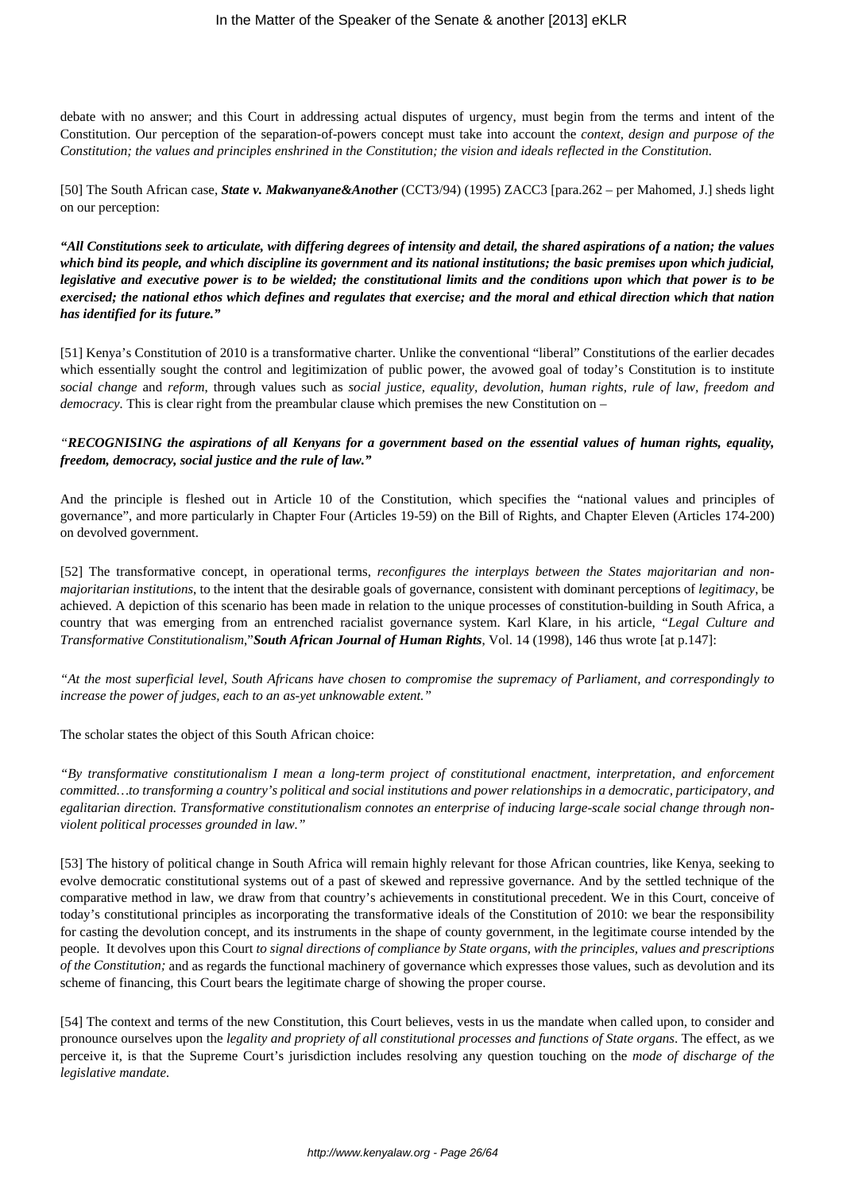debate with no answer; and this Court in addressing actual disputes of urgency, must begin from the terms and intent of the Constitution. Our perception of the separation-of-powers concept must take into account the *context, design and purpose of the Constitution; the values and principles enshrined in the Constitution; the vision and ideals reflected in the Constitution.*

[50] The South African case, ***State v. Makwanyane&Another*** (CCT3/94) (1995) ZACC3 [para.262 – per Mahomed, J.] sheds light on our perception:

***"All Constitutions seek to articulate, with differing degrees of intensity and detail, the shared aspirations of a nation; the values which bind its people, and which discipline its government and its national institutions; the basic premises upon which judicial, legislative and executive power is to be wielded; the constitutional limits and the conditions upon which that power is to be exercised; the national ethos which defines and regulates that exercise; and the moral and ethical direction which that nation has identified for its future."***

[51] Kenya's Constitution of 2010 is a transformative charter. Unlike the conventional "liberal" Constitutions of the earlier decades which essentially sought the control and legitimization of public power, the avowed goal of today's Constitution is to institute *social change* and *reform*, through values such as *social justice, equality, devolution, human rights, rule of law, freedom and democracy*. This is clear right from the preambular clause which premises the new Constitution on –

*"**RECOGNISING the aspirations of all Kenyans for a government based on the essential values of human rights, equality, freedom, democracy, social justice and the rule of law."***

And the principle is fleshed out in Article 10 of the Constitution, which specifies the "national values and principles of governance", and more particularly in Chapter Four (Articles 19-59) on the Bill of Rights, and Chapter Eleven (Articles 174-200) on devolved government.

[52] The transformative concept, in operational terms, *reconfigures the interplays between the States majoritarian and non-majoritarian institutions*, to the intent that the desirable goals of governance, consistent with dominant perceptions of *legitimacy*, be achieved. A depiction of this scenario has been made in relation to the unique processes of constitution-building in South Africa, a country that was emerging from an entrenched racialist governance system. Karl Klare, in his article, "*Legal Culture and Transformative Constitutionalism*,"***South African Journal of Human Rights***, Vol. 14 (1998), 146 thus wrote [at p.147]:

*"At the most superficial level, South Africans have chosen to compromise the supremacy of Parliament, and correspondingly to increase the power of judges, each to an as-yet unknowable extent."*

The scholar states the object of this South African choice:

*"By transformative constitutionalism I mean a long-term project of constitutional enactment, interpretation, and enforcement committed…to transforming a country's political and social institutions and power relationships in a democratic, participatory, and egalitarian direction. Transformative constitutionalism connotes an enterprise of inducing large-scale social change through non-violent political processes grounded in law."*

[53] The history of political change in South Africa will remain highly relevant for those African countries, like Kenya, seeking to evolve democratic constitutional systems out of a past of skewed and repressive governance. And by the settled technique of the comparative method in law, we draw from that country's achievements in constitutional precedent. We in this Court, conceive of today's constitutional principles as incorporating the transformative ideals of the Constitution of 2010: we bear the responsibility for casting the devolution concept, and its instruments in the shape of county government, in the legitimate course intended by the people. It devolves upon this Court *to signal directions of compliance by State organs, with the principles, values and prescriptions of the Constitution;* and as regards the functional machinery of governance which expresses those values, such as devolution and its scheme of financing, this Court bears the legitimate charge of showing the proper course.

[54] The context and terms of the new Constitution, this Court believes, vests in us the mandate when called upon, to consider and pronounce ourselves upon the *legality and propriety of all constitutional processes and functions of State organs*. The effect, as we perceive it, is that the Supreme Court's jurisdiction includes resolving any question touching on the *mode of discharge of the legislative mandate.*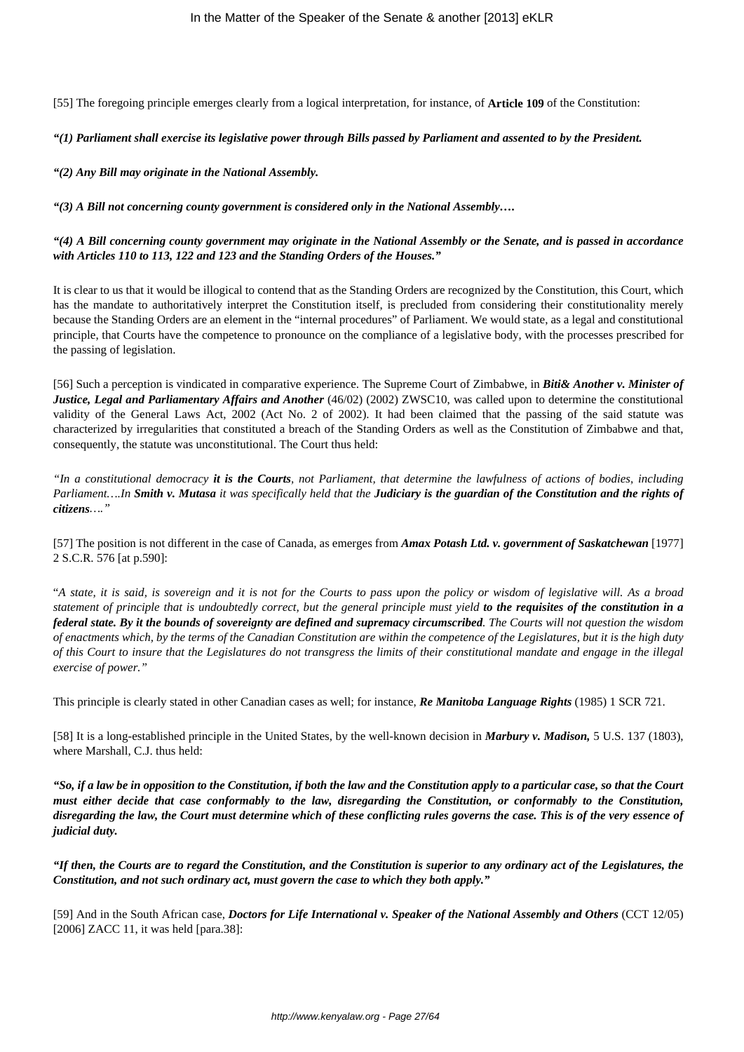[55] The foregoing principle emerges clearly from a logical interpretation, for instance, of **Article 109** of the Constitution:

***"(1) Parliament shall exercise its legislative power through Bills passed by Parliament and assented to by the President.***

***"(2) Any Bill may originate in the National Assembly.***

***"(3) A Bill not concerning county government is considered only in the National Assembly….***

***"(4) A Bill concerning county government may originate in the National Assembly or the Senate, and is passed in accordance with Articles 110 to 113, 122 and 123 and the Standing Orders of the Houses."***

It is clear to us that it would be illogical to contend that as the Standing Orders are recognized by the Constitution, this Court, which has the mandate to authoritatively interpret the Constitution itself, is precluded from considering their constitutionality merely because the Standing Orders are an element in the "internal procedures" of Parliament. We would state, as a legal and constitutional principle, that Courts have the competence to pronounce on the compliance of a legislative body, with the processes prescribed for the passing of legislation.

[56] Such a perception is vindicated in comparative experience. The Supreme Court of Zimbabwe, in ***Biti& Another v. Minister of Justice, Legal and Parliamentary Affairs and Another*** (46/02) (2002) ZWSC10, was called upon to determine the constitutional validity of the General Laws Act, 2002 (Act No. 2 of 2002). It had been claimed that the passing of the said statute was characterized by irregularities that constituted a breach of the Standing Orders as well as the Constitution of Zimbabwe and that, consequently, the statute was unconstitutional. The Court thus held:

*"In a constitutional democracy **it is the Courts**, not Parliament, that determine the lawfulness of actions of bodies, including Parliament….In **Smith v. Mutasa** it was specifically held that the **Judiciary is the guardian of the Constitution and the rights of citizens**…."*

[57] The position is not different in the case of Canada, as emerges from ***Amax Potash Ltd. v. government of Saskatchewan*** [1977] 2 S.C.R. 576 [at p.590]:

"*A state, it is said, is sovereign and it is not for the Courts to pass upon the policy or wisdom of legislative will. As a broad statement of principle that is undoubtedly correct, but the general principle must yield **to the requisites of the constitution in a federal state. By it the bounds of sovereignty are defined and supremacy circumscribed**. The Courts will not question the wisdom of enactments which, by the terms of the Canadian Constitution are within the competence of the Legislatures, but it is the high duty of this Court to insure that the Legislatures do not transgress the limits of their constitutional mandate and engage in the illegal exercise of power."*

This principle is clearly stated in other Canadian cases as well; for instance, ***Re Manitoba Language Rights*** (1985) 1 SCR 721.

[58] It is a long-established principle in the United States, by the well-known decision in ***Marbury v. Madison,*** 5 U.S. 137 (1803), where Marshall, C.J. thus held:

***"So, if a law be in opposition to the Constitution, if both the law and the Constitution apply to a particular case, so that the Court must either decide that case conformably to the law, disregarding the Constitution, or conformably to the Constitution, disregarding the law, the Court must determine which of these conflicting rules governs the case. This is of the very essence of judicial duty.***

***"If then, the Courts are to regard the Constitution, and the Constitution is superior to any ordinary act of the Legislatures, the Constitution, and not such ordinary act, must govern the case to which they both apply."***

[59] And in the South African case, ***Doctors for Life International v. Speaker of the National Assembly and Others*** (CCT 12/05) [2006] ZACC 11, it was held [para.38]: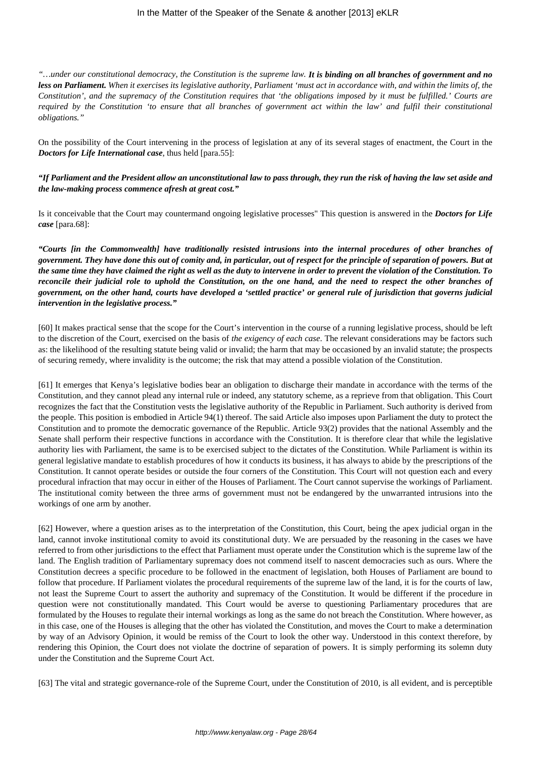*"…under our constitutional democracy, the Constitution is the supreme law.* ***It is binding on all branches of government and no less on Parliament.*** *When it exercises its legislative authority, Parliament 'must act in accordance with, and within the limits of, the Constitution', and the supremacy of the Constitution requires that 'the obligations imposed by it must be fulfilled.' Courts are required by the Constitution 'to ensure that all branches of government act within the law' and fulfil their constitutional obligations."*

On the possibility of the Court intervening in the process of legislation at any of its several stages of enactment, the Court in the ***Doctors for Life International case***, thus held [para.55]:

***"If Parliament and the President allow an unconstitutional law to pass through, they run the risk of having the law set aside and the law-making process commence afresh at great cost."***

Is it conceivable that the Court may countermand ongoing legislative processes" This question is answered in the ***Doctors for Life case*** [para.68]:

***"Courts [in the Commonwealth] have traditionally resisted intrusions into the internal procedures of other branches of government. They have done this out of comity and, in particular, out of respect for the principle of separation of powers. But at the same time they have claimed the right as well as the duty to intervene in order to prevent the violation of the Constitution. To reconcile their judicial role to uphold the Constitution, on the one hand, and the need to respect the other branches of government, on the other hand, courts have developed a 'settled practice' or general rule of jurisdiction that governs judicial intervention in the legislative process."***

[60] It makes practical sense that the scope for the Court's intervention in the course of a running legislative process, should be left to the discretion of the Court, exercised on the basis of *the exigency of each case*. The relevant considerations may be factors such as: the likelihood of the resulting statute being valid or invalid; the harm that may be occasioned by an invalid statute; the prospects of securing remedy, where invalidity is the outcome; the risk that may attend a possible violation of the Constitution.

[61] It emerges that Kenya's legislative bodies bear an obligation to discharge their mandate in accordance with the terms of the Constitution, and they cannot plead any internal rule or indeed, any statutory scheme, as a reprieve from that obligation. This Court recognizes the fact that the Constitution vests the legislative authority of the Republic in Parliament. Such authority is derived from the people. This position is embodied in Article 94(1) thereof. The said Article also imposes upon Parliament the duty to protect the Constitution and to promote the democratic governance of the Republic. Article 93(2) provides that the national Assembly and the Senate shall perform their respective functions in accordance with the Constitution. It is therefore clear that while the legislative authority lies with Parliament, the same is to be exercised subject to the dictates of the Constitution. While Parliament is within its general legislative mandate to establish procedures of how it conducts its business, it has always to abide by the prescriptions of the Constitution. It cannot operate besides or outside the four corners of the Constitution. This Court will not question each and every procedural infraction that may occur in either of the Houses of Parliament. The Court cannot supervise the workings of Parliament. The institutional comity between the three arms of government must not be endangered by the unwarranted intrusions into the workings of one arm by another.

[62] However, where a question arises as to the interpretation of the Constitution, this Court, being the apex judicial organ in the land, cannot invoke institutional comity to avoid its constitutional duty. We are persuaded by the reasoning in the cases we have referred to from other jurisdictions to the effect that Parliament must operate under the Constitution which is the supreme law of the land. The English tradition of Parliamentary supremacy does not commend itself to nascent democracies such as ours. Where the Constitution decrees a specific procedure to be followed in the enactment of legislation, both Houses of Parliament are bound to follow that procedure. If Parliament violates the procedural requirements of the supreme law of the land, it is for the courts of law, not least the Supreme Court to assert the authority and supremacy of the Constitution. It would be different if the procedure in question were not constitutionally mandated. This Court would be averse to questioning Parliamentary procedures that are formulated by the Houses to regulate their internal workings as long as the same do not breach the Constitution. Where however, as in this case, one of the Houses is alleging that the other has violated the Constitution, and moves the Court to make a determination by way of an Advisory Opinion, it would be remiss of the Court to look the other way. Understood in this context therefore, by rendering this Opinion, the Court does not violate the doctrine of separation of powers. It is simply performing its solemn duty under the Constitution and the Supreme Court Act.

[63] The vital and strategic governance-role of the Supreme Court, under the Constitution of 2010, is all evident, and is perceptible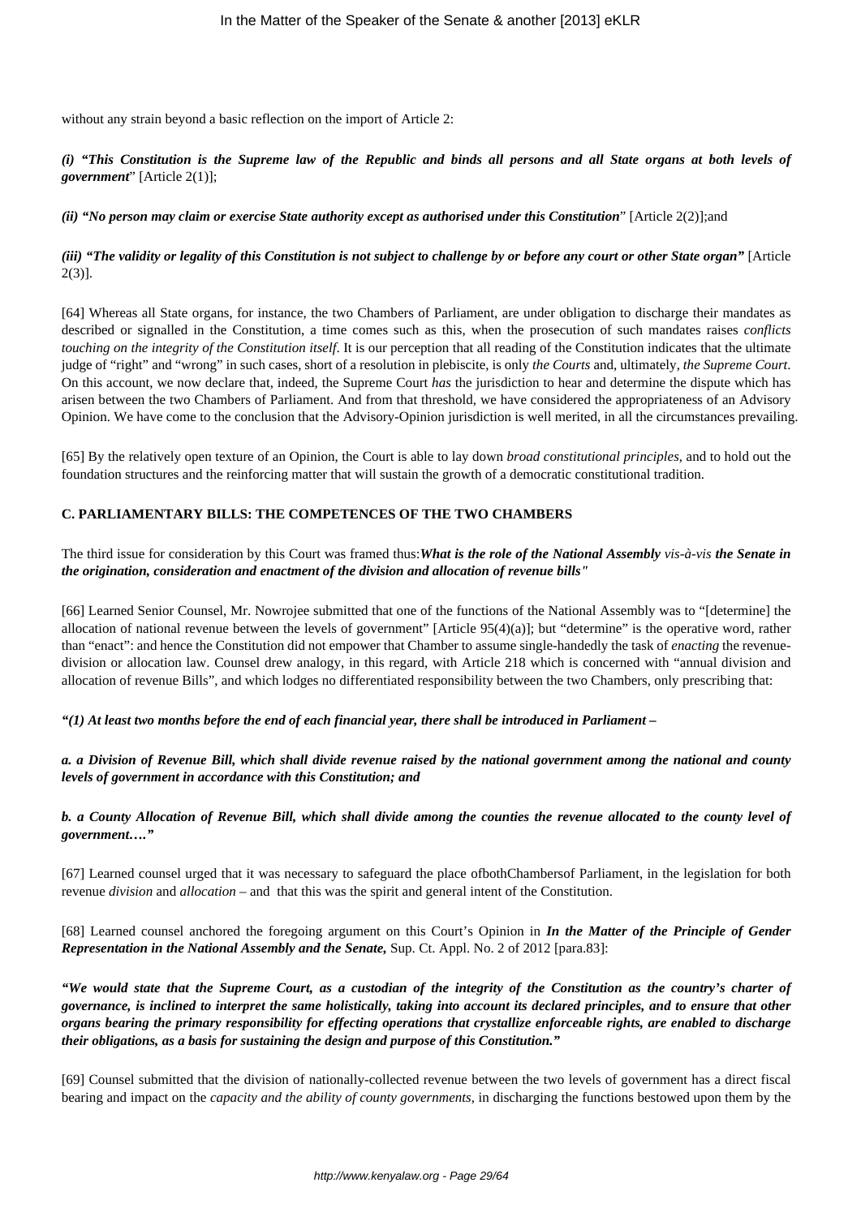without any strain beyond a basic reflection on the import of Article 2:

***(i) "This Constitution is the Supreme law of the Republic and binds all persons and all State organs at both levels of government***" [Article 2(1)];

***(ii) "No person may claim or exercise State authority except as authorised under this Constitution***" [Article 2(2)];and

***(iii) "The validity or legality of this Constitution is not subject to challenge by or before any court or other State organ"*** [Article 2(3)].

[64] Whereas all State organs, for instance, the two Chambers of Parliament, are under obligation to discharge their mandates as described or signalled in the Constitution, a time comes such as this, when the prosecution of such mandates raises *conflicts touching on the integrity of the Constitution itself*. It is our perception that all reading of the Constitution indicates that the ultimate judge of "right" and "wrong" in such cases, short of a resolution in plebiscite, is only *the Courts* and, ultimately, *the Supreme Court*. On this account, we now declare that, indeed, the Supreme Court *has* the jurisdiction to hear and determine the dispute which has arisen between the two Chambers of Parliament. And from that threshold, we have considered the appropriateness of an Advisory Opinion. We have come to the conclusion that the Advisory-Opinion jurisdiction is well merited, in all the circumstances prevailing.

[65] By the relatively open texture of an Opinion, the Court is able to lay down *broad constitutional principles*, and to hold out the foundation structures and the reinforcing matter that will sustain the growth of a democratic constitutional tradition.

**C. PARLIAMENTARY BILLS: THE COMPETENCES OF THE TWO CHAMBERS**

The third issue for consideration by this Court was framed thus:***What is the role of the National Assembly*** *vis-à-vis* ***the Senate in the origination, consideration and enactment of the division and allocation of revenue bills"***

[66] Learned Senior Counsel, Mr. Nowrojee submitted that one of the functions of the National Assembly was to "[determine] the allocation of national revenue between the levels of government" [Article 95(4)(a)]; but "determine" is the operative word, rather than "enact": and hence the Constitution did not empower that Chamber to assume single-handedly the task of *enacting* the revenue-division or allocation law. Counsel drew analogy, in this regard, with Article 218 which is concerned with "annual division and allocation of revenue Bills", and which lodges no differentiated responsibility between the two Chambers, only prescribing that:

***"(1) At least two months before the end of each financial year, there shall be introduced in Parliament –***

***a. a Division of Revenue Bill, which shall divide revenue raised by the national government among the national and county levels of government in accordance with this Constitution; and***

***b. a County Allocation of Revenue Bill, which shall divide among the counties the revenue allocated to the county level of government…."***

[67] Learned counsel urged that it was necessary to safeguard the place ofbothChambersof Parliament, in the legislation for both revenue *division* and *allocation* – and that this was the spirit and general intent of the Constitution.

[68] Learned counsel anchored the foregoing argument on this Court's Opinion in ***In the Matter of the Principle of Gender Representation in the National Assembly and the Senate,*** Sup. Ct. Appl. No. 2 of 2012 [para.83]:

***"We would state that the Supreme Court, as a custodian of the integrity of the Constitution as the country's charter of governance, is inclined to interpret the same holistically, taking into account its declared principles, and to ensure that other organs bearing the primary responsibility for effecting operations that crystallize enforceable rights, are enabled to discharge their obligations, as a basis for sustaining the design and purpose of this Constitution."***

[69] Counsel submitted that the division of nationally-collected revenue between the two levels of government has a direct fiscal bearing and impact on the *capacity and the ability of county governments,* in discharging the functions bestowed upon them by the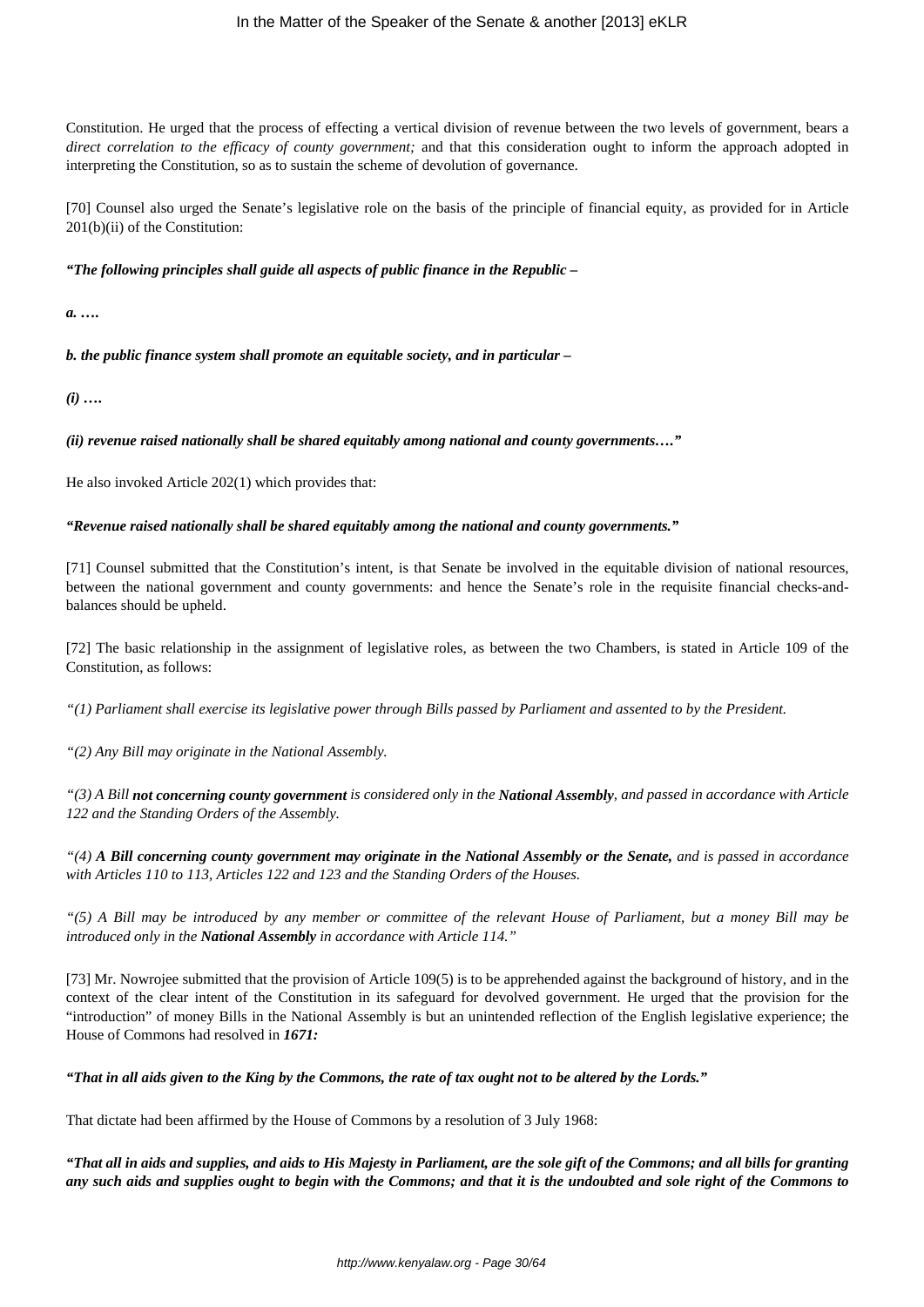Constitution. He urged that the process of effecting a vertical division of revenue between the two levels of government, bears a *direct correlation to the efficacy of county government;* and that this consideration ought to inform the approach adopted in interpreting the Constitution, so as to sustain the scheme of devolution of governance.

[70] Counsel also urged the Senate's legislative role on the basis of the principle of financial equity, as provided for in Article 201(b)(ii) of the Constitution:

***"The following principles shall guide all aspects of public finance in the Republic –***

***a. ….***

***b. the public finance system shall promote an equitable society, and in particular –***

***(i) ….***

***(ii) revenue raised nationally shall be shared equitably among national and county governments…."***

He also invoked Article 202(1) which provides that:

***"Revenue raised nationally shall be shared equitably among the national and county governments."***

[71] Counsel submitted that the Constitution's intent, is that Senate be involved in the equitable division of national resources, between the national government and county governments: and hence the Senate's role in the requisite financial checks-and-balances should be upheld.

[72] The basic relationship in the assignment of legislative roles, as between the two Chambers, is stated in Article 109 of the Constitution, as follows:

*"(1) Parliament shall exercise its legislative power through Bills passed by Parliament and assented to by the President.*

*"(2) Any Bill may originate in the National Assembly.*

*"(3) A Bill **not concerning county government** is considered only in the **National Assembly**, and passed in accordance with Article 122 and the Standing Orders of the Assembly.*

*"(4) **A Bill concerning county government may originate in the National Assembly or the Senate,** and is passed in accordance with Articles 110 to 113, Articles 122 and 123 and the Standing Orders of the Houses.*

*"(5) A Bill may be introduced by any member or committee of the relevant House of Parliament, but a money Bill may be introduced only in the **National Assembly** in accordance with Article 114."*

[73] Mr. Nowrojee submitted that the provision of Article 109(5) is to be apprehended against the background of history, and in the context of the clear intent of the Constitution in its safeguard for devolved government. He urged that the provision for the "introduction" of money Bills in the National Assembly is but an unintended reflection of the English legislative experience; the House of Commons had resolved in ***1671:***

***"That in all aids given to the King by the Commons, the rate of tax ought not to be altered by the Lords."***

That dictate had been affirmed by the House of Commons by a resolution of 3 July 1968:

***"That all in aids and supplies, and aids to His Majesty in Parliament, are the sole gift of the Commons; and all bills for granting any such aids and supplies ought to begin with the Commons; and that it is the undoubted and sole right of the Commons to***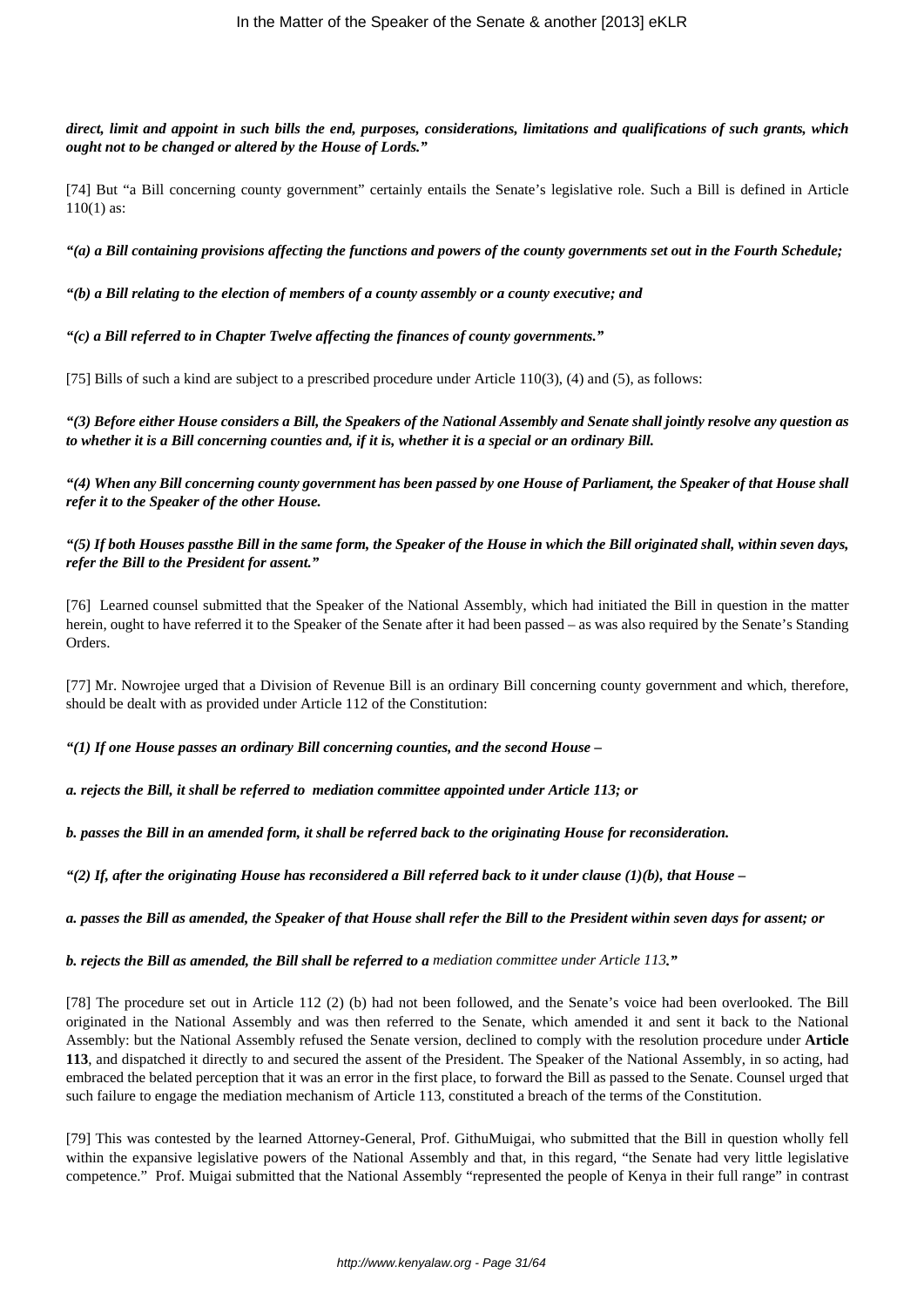***direct, limit and appoint in such bills the end, purposes, considerations, limitations and qualifications of such grants, which ought not to be changed or altered by the House of Lords."***

[74] But "a Bill concerning county government" certainly entails the Senate's legislative role. Such a Bill is defined in Article 110(1) as:

***"(a) a Bill containing provisions affecting the functions and powers of the county governments set out in the Fourth Schedule;***

***"(b) a Bill relating to the election of members of a county assembly or a county executive; and***

***"(c) a Bill referred to in Chapter Twelve affecting the finances of county governments."***

[75] Bills of such a kind are subject to a prescribed procedure under Article 110(3), (4) and (5), as follows:

***"(3) Before either House considers a Bill, the Speakers of the National Assembly and Senate shall jointly resolve any question as to whether it is a Bill concerning counties and, if it is, whether it is a special or an ordinary Bill.***

***"(4) When any Bill concerning county government has been passed by one House of Parliament, the Speaker of that House shall refer it to the Speaker of the other House.***

***"(5) If both Houses passthe Bill in the same form, the Speaker of the House in which the Bill originated shall, within seven days, refer the Bill to the President for assent."***

[76] Learned counsel submitted that the Speaker of the National Assembly, which had initiated the Bill in question in the matter herein, ought to have referred it to the Speaker of the Senate after it had been passed – as was also required by the Senate's Standing Orders.

[77] Mr. Nowrojee urged that a Division of Revenue Bill is an ordinary Bill concerning county government and which, therefore, should be dealt with as provided under Article 112 of the Constitution:

***"(1) If one House passes an ordinary Bill concerning counties, and the second House –***

***a. rejects the Bill, it shall be referred to mediation committee appointed under Article 113; or***

***b. passes the Bill in an amended form, it shall be referred back to the originating House for reconsideration.***

***"(2) If, after the originating House has reconsidered a Bill referred back to it under clause (1)(b), that House –***

***a. passes the Bill as amended, the Speaker of that House shall refer the Bill to the President within seven days for assent; or***

***b. rejects the Bill as amended, the Bill shall be referred to a*** *mediation committee under Article 113.**"***

[78] The procedure set out in Article 112 (2) (b) had not been followed, and the Senate's voice had been overlooked. The Bill originated in the National Assembly and was then referred to the Senate, which amended it and sent it back to the National Assembly: but the National Assembly refused the Senate version, declined to comply with the resolution procedure under **Article 113**, and dispatched it directly to and secured the assent of the President. The Speaker of the National Assembly, in so acting, had embraced the belated perception that it was an error in the first place, to forward the Bill as passed to the Senate. Counsel urged that such failure to engage the mediation mechanism of Article 113, constituted a breach of the terms of the Constitution.

[79] This was contested by the learned Attorney-General, Prof. GithuMuigai, who submitted that the Bill in question wholly fell within the expansive legislative powers of the National Assembly and that, in this regard, "the Senate had very little legislative competence." Prof. Muigai submitted that the National Assembly "represented the people of Kenya in their full range" in contrast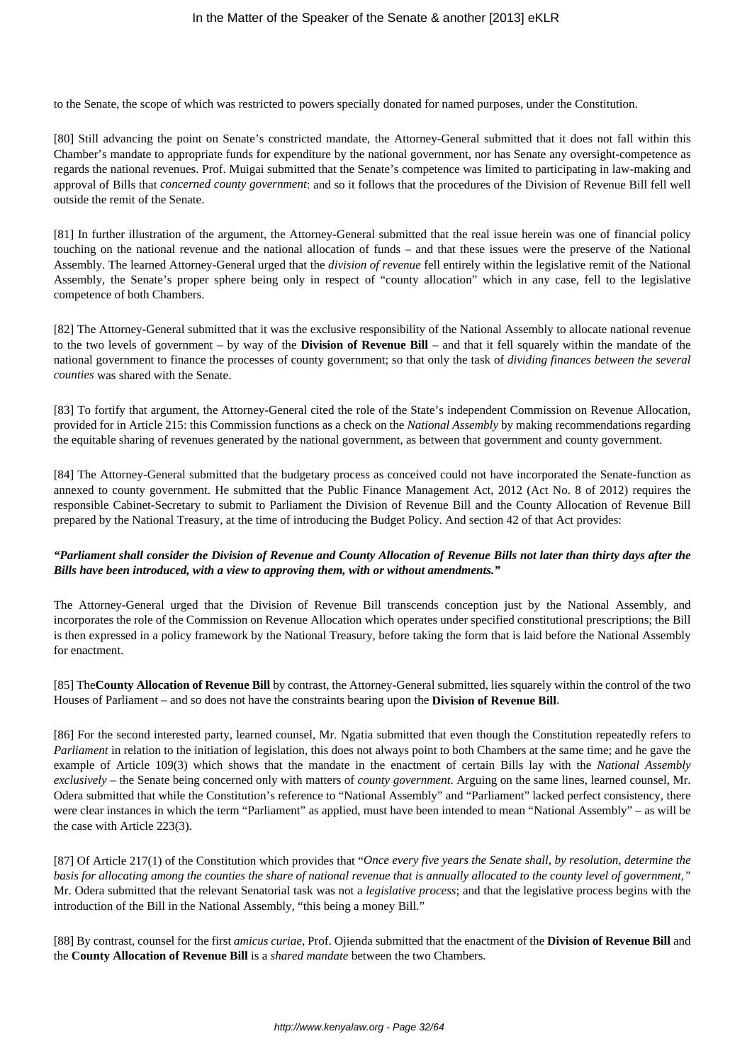to the Senate, the scope of which was restricted to powers specially donated for named purposes, under the Constitution.

[80] Still advancing the point on Senate's constricted mandate, the Attorney-General submitted that it does not fall within this Chamber's mandate to appropriate funds for expenditure by the national government, nor has Senate any oversight-competence as regards the national revenues. Prof. Muigai submitted that the Senate's competence was limited to participating in law-making and approval of Bills that *concerned county government*: and so it follows that the procedures of the Division of Revenue Bill fell well outside the remit of the Senate.

[81] In further illustration of the argument, the Attorney-General submitted that the real issue herein was one of financial policy touching on the national revenue and the national allocation of funds – and that these issues were the preserve of the National Assembly. The learned Attorney-General urged that the *division of revenue* fell entirely within the legislative remit of the National Assembly, the Senate's proper sphere being only in respect of "county allocation" which in any case, fell to the legislative competence of both Chambers.

[82] The Attorney-General submitted that it was the exclusive responsibility of the National Assembly to allocate national revenue to the two levels of government – by way of the **Division of Revenue Bill** – and that it fell squarely within the mandate of the national government to finance the processes of county government; so that only the task of *dividing finances between the several counties* was shared with the Senate.

[83] To fortify that argument, the Attorney-General cited the role of the State's independent Commission on Revenue Allocation, provided for in Article 215: this Commission functions as a check on the *National Assembly* by making recommendations regarding the equitable sharing of revenues generated by the national government, as between that government and county government.

[84] The Attorney-General submitted that the budgetary process as conceived could not have incorporated the Senate-function as annexed to county government. He submitted that the Public Finance Management Act, 2012 (Act No. 8 of 2012) requires the responsible Cabinet-Secretary to submit to Parliament the Division of Revenue Bill and the County Allocation of Revenue Bill prepared by the National Treasury, at the time of introducing the Budget Policy. And section 42 of that Act provides:

***"Parliament shall consider the Division of Revenue and County Allocation of Revenue Bills not later than thirty days after the Bills have been introduced, with a view to approving them, with or without amendments."***

The Attorney-General urged that the Division of Revenue Bill transcends conception just by the National Assembly, and incorporates the role of the Commission on Revenue Allocation which operates under specified constitutional prescriptions; the Bill is then expressed in a policy framework by the National Treasury, before taking the form that is laid before the National Assembly for enactment.

[85] The**County Allocation of Revenue Bill** by contrast, the Attorney-General submitted, lies squarely within the control of the two Houses of Parliament – and so does not have the constraints bearing upon the **Division of Revenue Bill**.

[86] For the second interested party, learned counsel, Mr. Ngatia submitted that even though the Constitution repeatedly refers to *Parliament* in relation to the initiation of legislation, this does not always point to both Chambers at the same time; and he gave the example of Article 109(3) which shows that the mandate in the enactment of certain Bills lay with the *National Assembly exclusively* – the Senate being concerned only with matters of *county government*. Arguing on the same lines, learned counsel, Mr. Odera submitted that while the Constitution's reference to "National Assembly" and "Parliament" lacked perfect consistency, there were clear instances in which the term "Parliament" as applied, must have been intended to mean "National Assembly" – as will be the case with Article 223(3).

[87] Of Article 217(1) of the Constitution which provides that "*Once every five years the Senate shall, by resolution, determine the basis for allocating among the counties the share of national revenue that is annually allocated to the county level of government,"* Mr. Odera submitted that the relevant Senatorial task was not a *legislative process*; and that the legislative process begins with the introduction of the Bill in the National Assembly, "this being a money Bill."

[88] By contrast, counsel for the first *amicus curiae*, Prof. Ojienda submitted that the enactment of the **Division of Revenue Bill** and the **County Allocation of Revenue Bill** is a *shared mandate* between the two Chambers.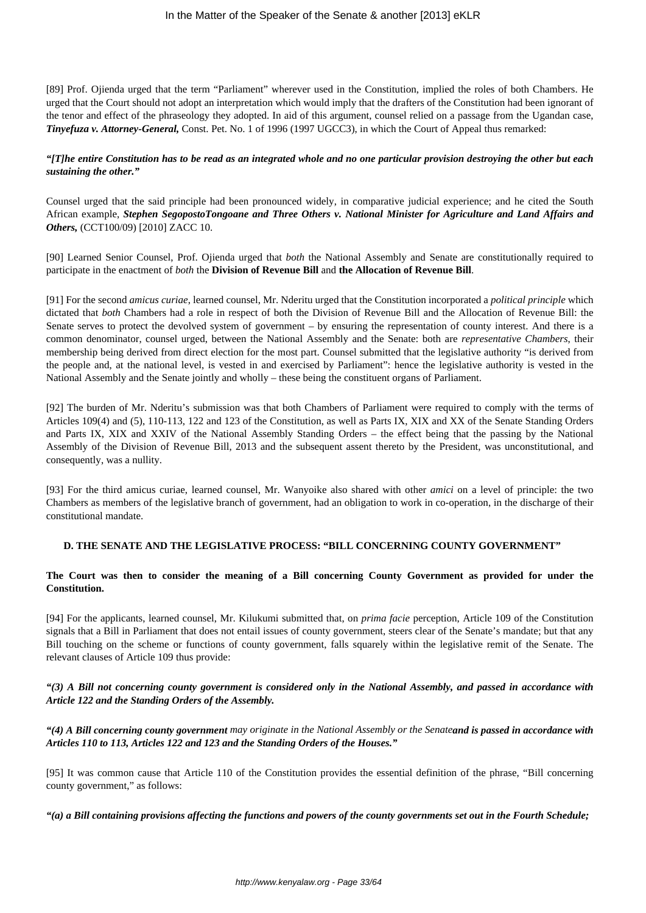[89] Prof. Ojienda urged that the term "Parliament" wherever used in the Constitution, implied the roles of both Chambers. He urged that the Court should not adopt an interpretation which would imply that the drafters of the Constitution had been ignorant of the tenor and effect of the phraseology they adopted. In aid of this argument, counsel relied on a passage from the Ugandan case, ***Tinyefuza v. Attorney-General,*** Const. Pet. No. 1 of 1996 (1997 UGCC3), in which the Court of Appeal thus remarked:

***"[T]he entire Constitution has to be read as an integrated whole and no one particular provision destroying the other but each sustaining the other."***

Counsel urged that the said principle had been pronounced widely, in comparative judicial experience; and he cited the South African example, ***Stephen SegopostoTongoane and Three Others v. National Minister for Agriculture and Land Affairs and Others,*** (CCT100/09) [2010] ZACC 10.

[90] Learned Senior Counsel, Prof. Ojienda urged that *both* the National Assembly and Senate are constitutionally required to participate in the enactment of *both* the **Division of Revenue Bill** and **the Allocation of Revenue Bill**.

[91] For the second *amicus curiae*, learned counsel, Mr. Nderitu urged that the Constitution incorporated a *political principle* which dictated that *both* Chambers had a role in respect of both the Division of Revenue Bill and the Allocation of Revenue Bill: the Senate serves to protect the devolved system of government – by ensuring the representation of county interest. And there is a common denominator, counsel urged, between the National Assembly and the Senate: both are *representative Chambers*, their membership being derived from direct election for the most part. Counsel submitted that the legislative authority "is derived from the people and, at the national level, is vested in and exercised by Parliament": hence the legislative authority is vested in the National Assembly and the Senate jointly and wholly – these being the constituent organs of Parliament.

[92] The burden of Mr. Nderitu's submission was that both Chambers of Parliament were required to comply with the terms of Articles 109(4) and (5), 110-113, 122 and 123 of the Constitution, as well as Parts IX, XIX and XX of the Senate Standing Orders and Parts IX, XIX and XXIV of the National Assembly Standing Orders – the effect being that the passing by the National Assembly of the Division of Revenue Bill, 2013 and the subsequent assent thereto by the President, was unconstitutional, and consequently, was a nullity.

[93] For the third amicus curiae, learned counsel, Mr. Wanyoike also shared with other *amici* on a level of principle: the two Chambers as members of the legislative branch of government, had an obligation to work in co-operation, in the discharge of their constitutional mandate.

### D. THE SENATE AND THE LEGISLATIVE PROCESS: "BILL CONCERNING COUNTY GOVERNMENT"

**The Court was then to consider the meaning of a Bill concerning County Government as provided for under the Constitution.**

[94] For the applicants, learned counsel, Mr. Kilukumi submitted that, on *prima facie* perception, Article 109 of the Constitution signals that a Bill in Parliament that does not entail issues of county government, steers clear of the Senate's mandate; but that any Bill touching on the scheme or functions of county government, falls squarely within the legislative remit of the Senate. The relevant clauses of Article 109 thus provide:

***"(3) A Bill not concerning county government is considered only in the National Assembly, and passed in accordance with Article 122 and the Standing Orders of the Assembly.***

***"(4) A Bill concerning county government*** *may originate in the National Assembly or the Senate* ***and is passed in accordance with Articles 110 to 113, Articles 122 and 123 and the Standing Orders of the Houses."***

[95] It was common cause that Article 110 of the Constitution provides the essential definition of the phrase, "Bill concerning county government," as follows:

***"(a) a Bill containing provisions affecting the functions and powers of the county governments set out in the Fourth Schedule;***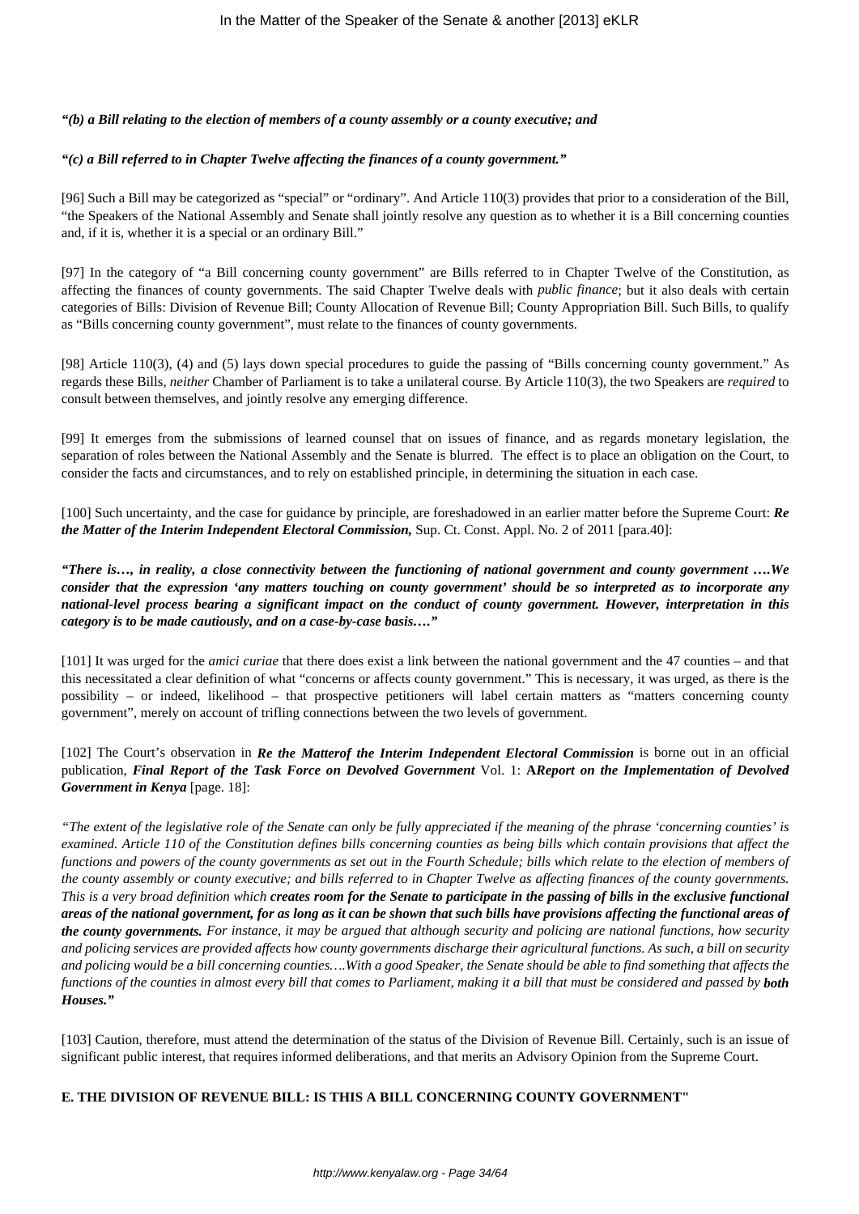***"(b) a Bill relating to the election of members of a county assembly or a county executive; and***

***"(c) a Bill referred to in Chapter Twelve affecting the finances of a county government."***

[96] Such a Bill may be categorized as "special" or "ordinary". And Article 110(3) provides that prior to a consideration of the Bill, "the Speakers of the National Assembly and Senate shall jointly resolve any question as to whether it is a Bill concerning counties and, if it is, whether it is a special or an ordinary Bill."

[97] In the category of "a Bill concerning county government" are Bills referred to in Chapter Twelve of the Constitution, as affecting the finances of county governments. The said Chapter Twelve deals with *public finance*; but it also deals with certain categories of Bills: Division of Revenue Bill; County Allocation of Revenue Bill; County Appropriation Bill. Such Bills, to qualify as "Bills concerning county government", must relate to the finances of county governments.

[98] Article 110(3), (4) and (5) lays down special procedures to guide the passing of "Bills concerning county government." As regards these Bills, *neither* Chamber of Parliament is to take a unilateral course. By Article 110(3), the two Speakers are *required* to consult between themselves, and jointly resolve any emerging difference.

[99] It emerges from the submissions of learned counsel that on issues of finance, and as regards monetary legislation, the separation of roles between the National Assembly and the Senate is blurred. The effect is to place an obligation on the Court, to consider the facts and circumstances, and to rely on established principle, in determining the situation in each case.

[100] Such uncertainty, and the case for guidance by principle, are foreshadowed in an earlier matter before the Supreme Court: ***Re the Matter of the Interim Independent Electoral Commission,*** Sup. Ct. Const. Appl. No. 2 of 2011 [para.40]:

***"There is…, in reality, a close connectivity between the functioning of national government and county government ….We consider that the expression 'any matters touching on county government' should be so interpreted as to incorporate any national-level process bearing a significant impact on the conduct of county government. However, interpretation in this category is to be made cautiously, and on a case-by-case basis…."***

[101] It was urged for the *amici curiae* that there does exist a link between the national government and the 47 counties – and that this necessitated a clear definition of what "concerns or affects county government." This is necessary, it was urged, as there is the possibility – or indeed, likelihood – that prospective petitioners will label certain matters as "matters concerning county government", merely on account of trifling connections between the two levels of government.

[102] The Court's observation in ***Re the Matterof the Interim Independent Electoral Commission*** is borne out in an official publication, ***Final Report of the Task Force on Devolved Government*** Vol. 1: **A*Report on the Implementation of Devolved Government in Kenya*** [page. 18]:

*"The extent of the legislative role of the Senate can only be fully appreciated if the meaning of the phrase 'concerning counties' is examined. Article 110 of the Constitution defines bills concerning counties as being bills which contain provisions that affect the functions and powers of the county governments as set out in the Fourth Schedule; bills which relate to the election of members of the county assembly or county executive; and bills referred to in Chapter Twelve as affecting finances of the county governments. This is a very broad definition which* ***creates room for the Senate to participate in the passing of bills in the exclusive functional areas of the national government, for as long as it can be shown that such bills have provisions affecting the functional areas of the county governments.*** *For instance, it may be argued that although security and policing are national functions, how security and policing services are provided affects how county governments discharge their agricultural functions. As such, a bill on security and policing would be a bill concerning counties….With a good Speaker, the Senate should be able to find something that affects the functions of the counties in almost every bill that comes to Parliament, making it a bill that must be considered and passed by* ***both Houses."***

[103] Caution, therefore, must attend the determination of the status of the Division of Revenue Bill. Certainly, such is an issue of significant public interest, that requires informed deliberations, and that merits an Advisory Opinion from the Supreme Court.

## E. THE DIVISION OF REVENUE BILL: IS THIS A BILL CONCERNING COUNTY GOVERNMENT"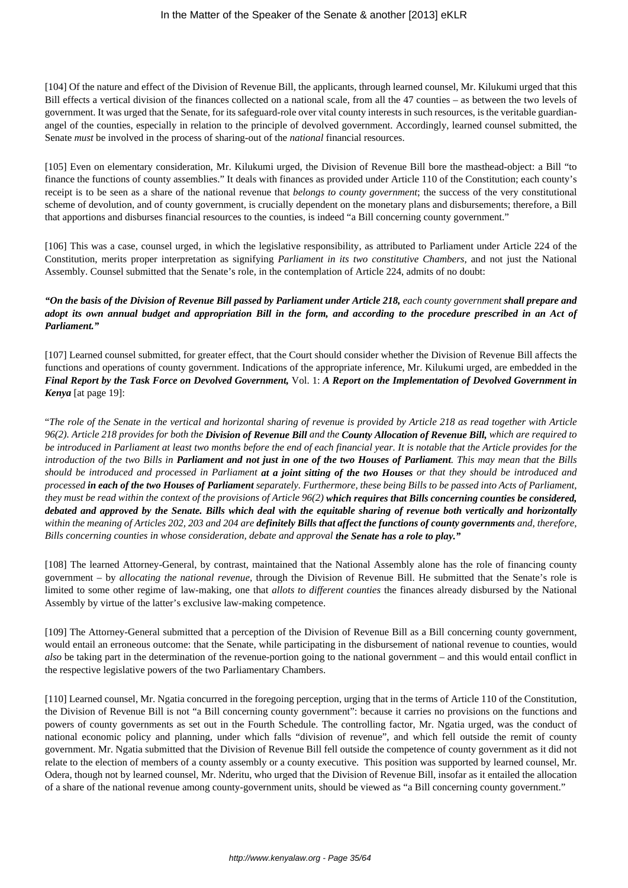[104] Of the nature and effect of the Division of Revenue Bill, the applicants, through learned counsel, Mr. Kilukumi urged that this Bill effects a vertical division of the finances collected on a national scale, from all the 47 counties – as between the two levels of government. It was urged that the Senate, for its safeguard-role over vital county interests in such resources, is the veritable guardian-angel of the counties, especially in relation to the principle of devolved government. Accordingly, learned counsel submitted, the Senate *must* be involved in the process of sharing-out of the *national* financial resources.

[105] Even on elementary consideration, Mr. Kilukumi urged, the Division of Revenue Bill bore the masthead-object: a Bill "to finance the functions of county assemblies." It deals with finances as provided under Article 110 of the Constitution; each county's receipt is to be seen as a share of the national revenue that *belongs to county government*; the success of the very constitutional scheme of devolution, and of county government, is crucially dependent on the monetary plans and disbursements; therefore, a Bill that apportions and disburses financial resources to the counties, is indeed "a Bill concerning county government."

[106] This was a case, counsel urged, in which the legislative responsibility, as attributed to Parliament under Article 224 of the Constitution, merits proper interpretation as signifying *Parliament in its two constitutive Chambers,* and not just the National Assembly. Counsel submitted that the Senate's role, in the contemplation of Article 224, admits of no doubt:

***"On the basis of the Division of Revenue Bill passed by Parliament under Article 218,*** *each county government* ***shall prepare and adopt its own annual budget and appropriation Bill in the form, and according to the procedure prescribed in an Act of Parliament."***

[107] Learned counsel submitted, for greater effect, that the Court should consider whether the Division of Revenue Bill affects the functions and operations of county government. Indications of the appropriate inference, Mr. Kilukumi urged, are embedded in the ***Final Report by the Task Force on Devolved Government,*** Vol. 1: ***A Report on the Implementation of Devolved Government in Kenya*** [at page 19]:

"*The role of the Senate in the vertical and horizontal sharing of revenue is provided by Article 218 as read together with Article 96(2). Article 218 provides for both the* ***Division of Revenue Bill*** *and the* ***County Allocation of Revenue Bill,*** *which are required to be introduced in Parliament at least two months before the end of each financial year. It is notable that the Article provides for the introduction of the two Bills in* ***Parliament and not just in one of the two Houses of Parliament****. This may mean that the Bills should be introduced and processed in Parliament* ***at a joint sitting of the two Houses*** *or that they should be introduced and processed* ***in each of the two Houses of Parliament*** *separately. Furthermore, these being Bills to be passed into Acts of Parliament, they must be read within the context of the provisions of Article 96(2)* ***which requires that Bills concerning counties be considered, debated and approved by the Senate. Bills which deal with the equitable sharing of revenue both vertically and horizontally*** *within the meaning of Articles 202, 203 and 204 are* ***definitely Bills that affect the functions of county governments*** *and, therefore, Bills concerning counties in whose consideration, debate and approval* ***the Senate has a role to play."***

[108] The learned Attorney-General, by contrast, maintained that the National Assembly alone has the role of financing county government – by *allocating the national revenue,* through the Division of Revenue Bill. He submitted that the Senate's role is limited to some other regime of law-making, one that *allots to different counties* the finances already disbursed by the National Assembly by virtue of the latter's exclusive law-making competence.

[109] The Attorney-General submitted that a perception of the Division of Revenue Bill as a Bill concerning county government, would entail an erroneous outcome: that the Senate, while participating in the disbursement of national revenue to counties, would *also* be taking part in the determination of the revenue-portion going to the national government – and this would entail conflict in the respective legislative powers of the two Parliamentary Chambers.

[110] Learned counsel, Mr. Ngatia concurred in the foregoing perception, urging that in the terms of Article 110 of the Constitution, the Division of Revenue Bill is not "a Bill concerning county government": because it carries no provisions on the functions and powers of county governments as set out in the Fourth Schedule. The controlling factor, Mr. Ngatia urged, was the conduct of national economic policy and planning, under which falls "division of revenue", and which fell outside the remit of county government. Mr. Ngatia submitted that the Division of Revenue Bill fell outside the competence of county government as it did not relate to the election of members of a county assembly or a county executive. This position was supported by learned counsel, Mr. Odera, though not by learned counsel, Mr. Nderitu, who urged that the Division of Revenue Bill, insofar as it entailed the allocation of a share of the national revenue among county-government units, should be viewed as "a Bill concerning county government."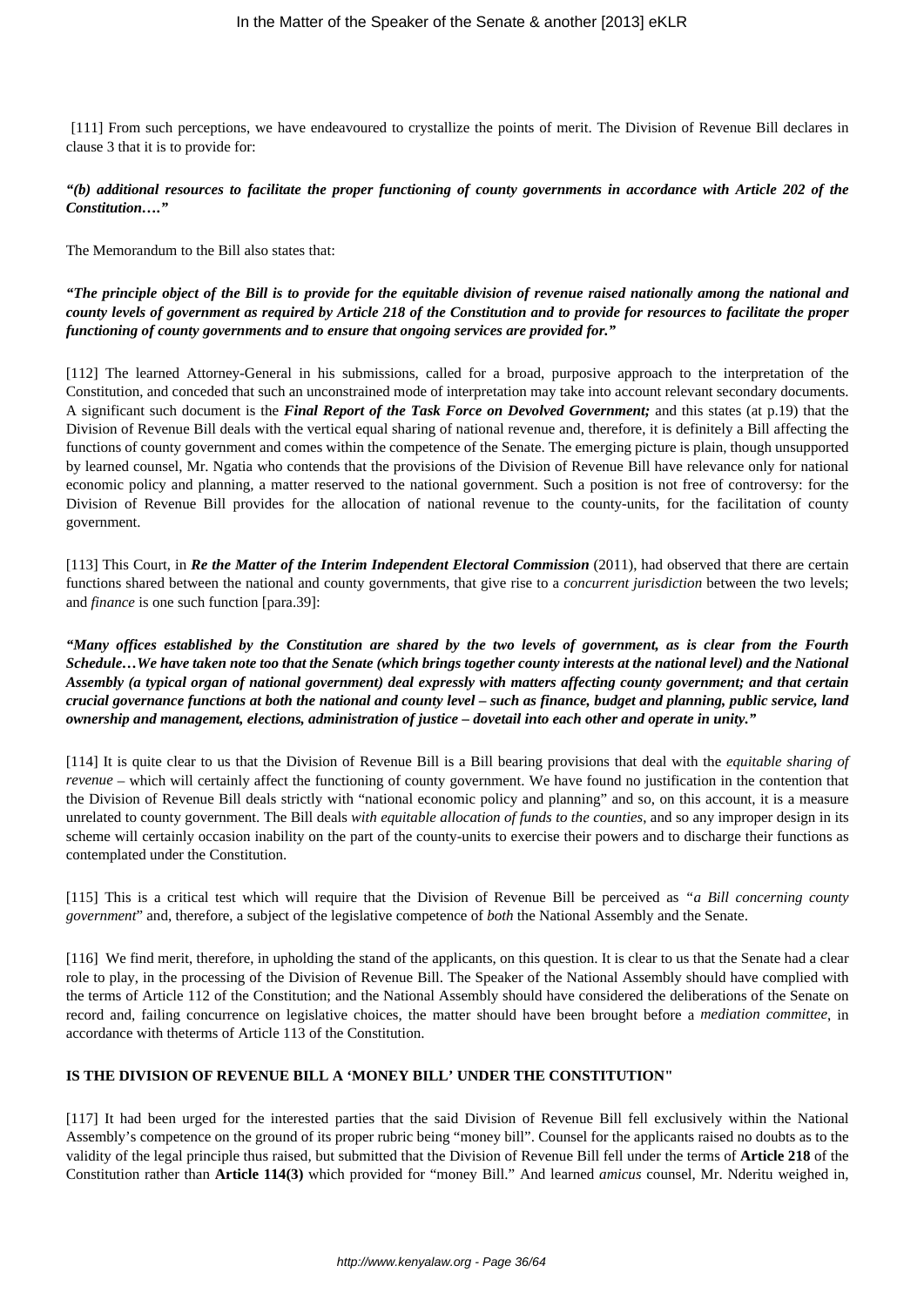[111] From such perceptions, we have endeavoured to crystallize the points of merit. The Division of Revenue Bill declares in clause 3 that it is to provide for:

***"(b) additional resources to facilitate the proper functioning of county governments in accordance with Article 202 of the Constitution…."***

The Memorandum to the Bill also states that:

***"The principle object of the Bill is to provide for the equitable division of revenue raised nationally among the national and county levels of government as required by Article 218 of the Constitution and to provide for resources to facilitate the proper functioning of county governments and to ensure that ongoing services are provided for."***

[112] The learned Attorney-General in his submissions, called for a broad, purposive approach to the interpretation of the Constitution, and conceded that such an unconstrained mode of interpretation may take into account relevant secondary documents. A significant such document is the ***Final Report of the Task Force on Devolved Government;*** and this states (at p.19) that the Division of Revenue Bill deals with the vertical equal sharing of national revenue and, therefore, it is definitely a Bill affecting the functions of county government and comes within the competence of the Senate. The emerging picture is plain, though unsupported by learned counsel, Mr. Ngatia who contends that the provisions of the Division of Revenue Bill have relevance only for national economic policy and planning, a matter reserved to the national government. Such a position is not free of controversy: for the Division of Revenue Bill provides for the allocation of national revenue to the county-units, for the facilitation of county government.

[113] This Court, in ***Re the Matter of the Interim Independent Electoral Commission*** (2011), had observed that there are certain functions shared between the national and county governments, that give rise to a *concurrent jurisdiction* between the two levels; and *finance* is one such function [para.39]:

***"Many offices established by the Constitution are shared by the two levels of government, as is clear from the Fourth Schedule…We have taken note too that the Senate (which brings together county interests at the national level) and the National Assembly (a typical organ of national government) deal expressly with matters affecting county government; and that certain crucial governance functions at both the national and county level – such as finance, budget and planning, public service, land ownership and management, elections, administration of justice – dovetail into each other and operate in unity."***

[114] It is quite clear to us that the Division of Revenue Bill is a Bill bearing provisions that deal with the *equitable sharing of revenue* – which will certainly affect the functioning of county government. We have found no justification in the contention that the Division of Revenue Bill deals strictly with "national economic policy and planning" and so, on this account, it is a measure unrelated to county government. The Bill deals *with equitable allocation of funds to the counties*, and so any improper design in its scheme will certainly occasion inability on the part of the county-units to exercise their powers and to discharge their functions as contemplated under the Constitution.

[115] This is a critical test which will require that the Division of Revenue Bill be perceived as *"a Bill concerning county government*" and, therefore, a subject of the legislative competence of *both* the National Assembly and the Senate.

[116] We find merit, therefore, in upholding the stand of the applicants, on this question. It is clear to us that the Senate had a clear role to play, in the processing of the Division of Revenue Bill. The Speaker of the National Assembly should have complied with the terms of Article 112 of the Constitution; and the National Assembly should have considered the deliberations of the Senate on record and, failing concurrence on legislative choices, the matter should have been brought before a *mediation committee*, in accordance with theterms of Article 113 of the Constitution.

**IS THE DIVISION OF REVENUE BILL A 'MONEY BILL' UNDER THE CONSTITUTION"**

[117] It had been urged for the interested parties that the said Division of Revenue Bill fell exclusively within the National Assembly's competence on the ground of its proper rubric being "money bill". Counsel for the applicants raised no doubts as to the validity of the legal principle thus raised, but submitted that the Division of Revenue Bill fell under the terms of **Article 218** of the Constitution rather than **Article 114(3)** which provided for "money Bill." And learned *amicus* counsel, Mr. Nderitu weighed in,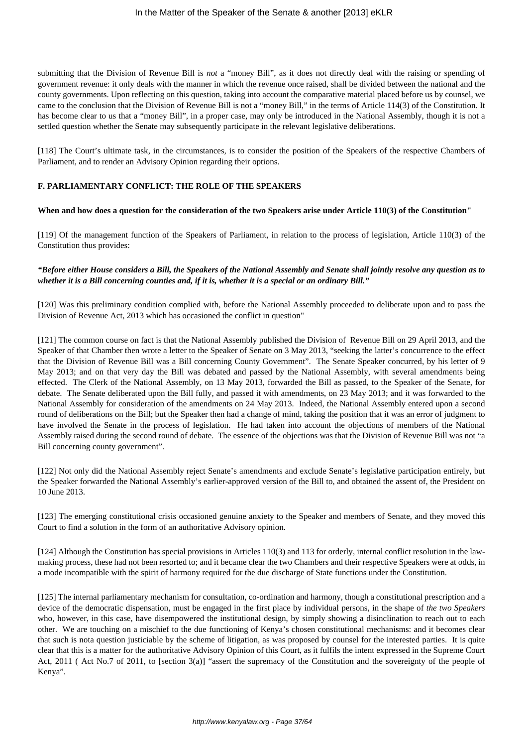submitting that the Division of Revenue Bill is *not* a "money Bill", as it does not directly deal with the raising or spending of government revenue: it only deals with the manner in which the revenue once raised, shall be divided between the national and the county governments. Upon reflecting on this question, taking into account the comparative material placed before us by counsel, we came to the conclusion that the Division of Revenue Bill is not a "money Bill," in the terms of Article 114(3) of the Constitution. It has become clear to us that a "money Bill", in a proper case, may only be introduced in the National Assembly, though it is not a settled question whether the Senate may subsequently participate in the relevant legislative deliberations.

[118] The Court's ultimate task, in the circumstances, is to consider the position of the Speakers of the respective Chambers of Parliament, and to render an Advisory Opinion regarding their options.

**F. PARLIAMENTARY CONFLICT: THE ROLE OF THE SPEAKERS**

**When and how does a question for the consideration of the two Speakers arise under Article 110(3) of the Constitution"**

[119] Of the management function of the Speakers of Parliament, in relation to the process of legislation, Article 110(3) of the Constitution thus provides:

***"Before either House considers a Bill, the Speakers of the National Assembly and Senate shall jointly resolve any question as to whether it is a Bill concerning counties and, if it is, whether it is a special or an ordinary Bill."***

[120] Was this preliminary condition complied with, before the National Assembly proceeded to deliberate upon and to pass the Division of Revenue Act, 2013 which has occasioned the conflict in question"

[121] The common course on fact is that the National Assembly published the Division of Revenue Bill on 29 April 2013, and the Speaker of that Chamber then wrote a letter to the Speaker of Senate on 3 May 2013, "seeking the latter's concurrence to the effect that the Division of Revenue Bill was a Bill concerning County Government". The Senate Speaker concurred, by his letter of 9 May 2013; and on that very day the Bill was debated and passed by the National Assembly, with several amendments being effected. The Clerk of the National Assembly, on 13 May 2013, forwarded the Bill as passed, to the Speaker of the Senate, for debate. The Senate deliberated upon the Bill fully, and passed it with amendments, on 23 May 2013; and it was forwarded to the National Assembly for consideration of the amendments on 24 May 2013. Indeed, the National Assembly entered upon a second round of deliberations on the Bill; but the Speaker then had a change of mind, taking the position that it was an error of judgment to have involved the Senate in the process of legislation. He had taken into account the objections of members of the National Assembly raised during the second round of debate. The essence of the objections was that the Division of Revenue Bill was not "a Bill concerning county government".

[122] Not only did the National Assembly reject Senate's amendments and exclude Senate's legislative participation entirely, but the Speaker forwarded the National Assembly's earlier-approved version of the Bill to, and obtained the assent of, the President on 10 June 2013.

[123] The emerging constitutional crisis occasioned genuine anxiety to the Speaker and members of Senate, and they moved this Court to find a solution in the form of an authoritative Advisory opinion.

[124] Although the Constitution has special provisions in Articles 110(3) and 113 for orderly, internal conflict resolution in the law-making process, these had not been resorted to; and it became clear the two Chambers and their respective Speakers were at odds, in a mode incompatible with the spirit of harmony required for the due discharge of State functions under the Constitution.

[125] The internal parliamentary mechanism for consultation, co-ordination and harmony, though a constitutional prescription and a device of the democratic dispensation, must be engaged in the first place by individual persons, in the shape of *the two Speakers* who, however, in this case, have disempowered the institutional design, by simply showing a disinclination to reach out to each other. We are touching on a mischief to the due functioning of Kenya's chosen constitutional mechanisms: and it becomes clear that such is nota question justiciable by the scheme of litigation, as was proposed by counsel for the interested parties. It is quite clear that this is a matter for the authoritative Advisory Opinion of this Court, as it fulfils the intent expressed in the Supreme Court Act, 2011 ( Act No.7 of 2011, to [section 3(a)] "assert the supremacy of the Constitution and the sovereignty of the people of Kenya".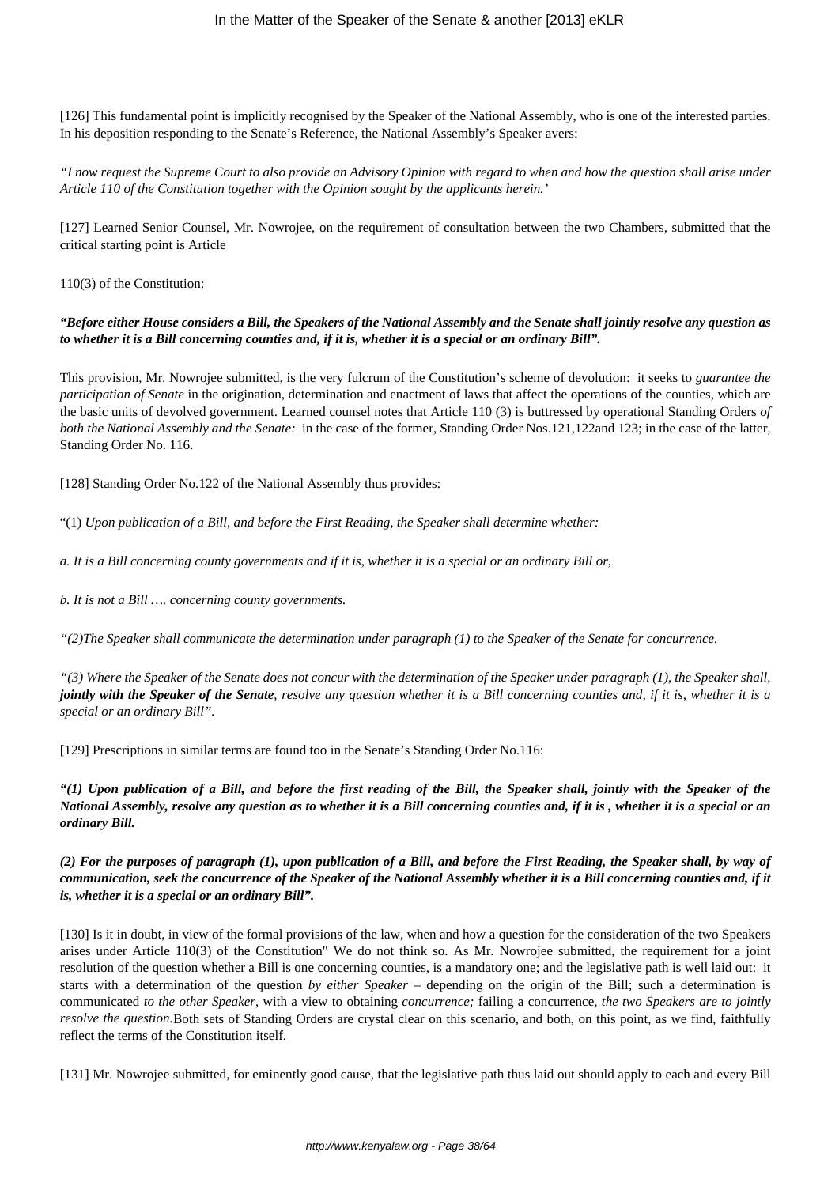[126] This fundamental point is implicitly recognised by the Speaker of the National Assembly, who is one of the interested parties. In his deposition responding to the Senate's Reference, the National Assembly's Speaker avers:

*"I now request the Supreme Court to also provide an Advisory Opinion with regard to when and how the question shall arise under Article 110 of the Constitution together with the Opinion sought by the applicants herein.'*

[127] Learned Senior Counsel, Mr. Nowrojee, on the requirement of consultation between the two Chambers, submitted that the critical starting point is Article

110(3) of the Constitution:

***"Before either House considers a Bill, the Speakers of the National Assembly and the Senate shall jointly resolve any question as to whether it is a Bill concerning counties and, if it is, whether it is a special or an ordinary Bill".***

This provision, Mr. Nowrojee submitted, is the very fulcrum of the Constitution's scheme of devolution: it seeks to *guarantee the participation of Senate* in the origination, determination and enactment of laws that affect the operations of the counties, which are the basic units of devolved government. Learned counsel notes that Article 110 (3) is buttressed by operational Standing Orders *of both the National Assembly and the Senate:* in the case of the former, Standing Order Nos.121,122and 123; in the case of the latter, Standing Order No. 116.

[128] Standing Order No.122 of the National Assembly thus provides:

"(1) *Upon publication of a Bill, and before the First Reading, the Speaker shall determine whether:*

*a. It is a Bill concerning county governments and if it is, whether it is a special or an ordinary Bill or,*

*b. It is not a Bill …. concerning county governments.*

*"(2)The Speaker shall communicate the determination under paragraph (1) to the Speaker of the Senate for concurrence.*

*"(3) Where the Speaker of the Senate does not concur with the determination of the Speaker under paragraph (1), the Speaker shall, **jointly with the Speaker of the Senate**, resolve any question whether it is a Bill concerning counties and, if it is, whether it is a special or an ordinary Bill".*

[129] Prescriptions in similar terms are found too in the Senate's Standing Order No.116:

***"(1) Upon publication of a Bill, and before the first reading of the Bill, the Speaker shall, jointly with the Speaker of the National Assembly, resolve any question as to whether it is a Bill concerning counties and, if it is , whether it is a special or an ordinary Bill.***

***(2) For the purposes of paragraph (1), upon publication of a Bill, and before the First Reading, the Speaker shall, by way of communication, seek the concurrence of the Speaker of the National Assembly whether it is a Bill concerning counties and, if it is, whether it is a special or an ordinary Bill".***

[130] Is it in doubt, in view of the formal provisions of the law, when and how a question for the consideration of the two Speakers arises under Article 110(3) of the Constitution" We do not think so. As Mr. Nowrojee submitted, the requirement for a joint resolution of the question whether a Bill is one concerning counties, is a mandatory one; and the legislative path is well laid out: it starts with a determination of the question *by either Speaker* – depending on the origin of the Bill; such a determination is communicated *to the other Speaker*, with a view to obtaining *concurrence;* failing a concurrence, *the two Speakers are to jointly resolve the question.*Both sets of Standing Orders are crystal clear on this scenario, and both, on this point, as we find, faithfully reflect the terms of the Constitution itself.

[131] Mr. Nowrojee submitted, for eminently good cause, that the legislative path thus laid out should apply to each and every Bill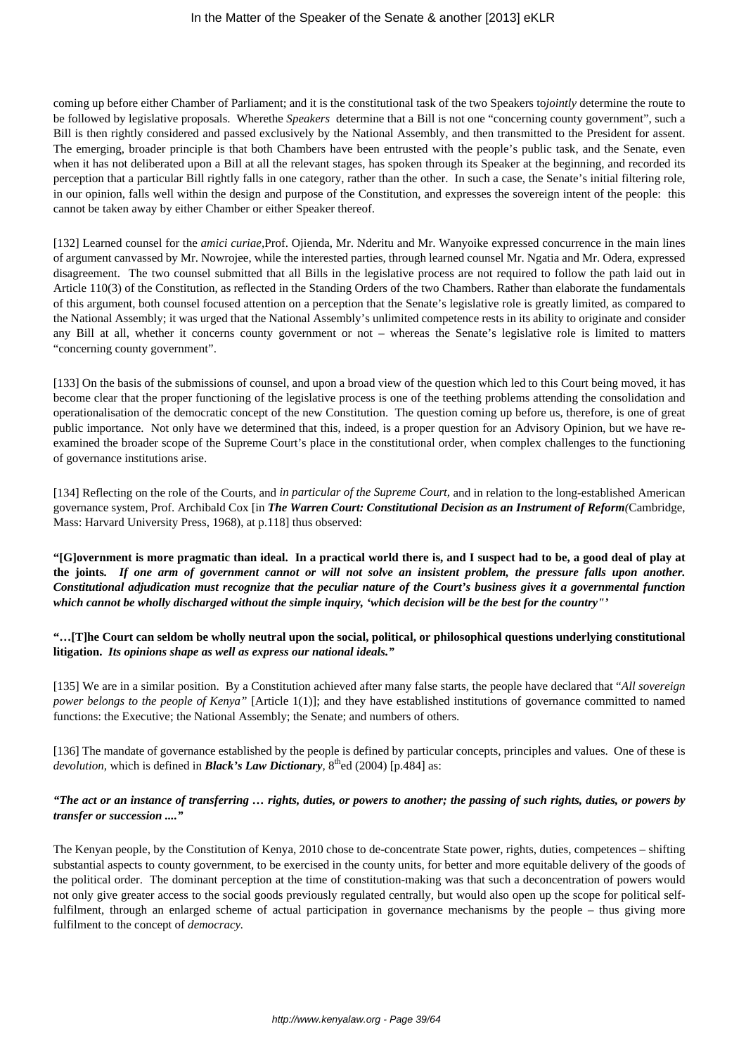coming up before either Chamber of Parliament; and it is the constitutional task of the two Speakers to*jointly* determine the route to be followed by legislative proposals. Wherethe *Speakers* determine that a Bill is not one "concerning county government", such a Bill is then rightly considered and passed exclusively by the National Assembly, and then transmitted to the President for assent. The emerging, broader principle is that both Chambers have been entrusted with the people's public task, and the Senate, even when it has not deliberated upon a Bill at all the relevant stages, has spoken through its Speaker at the beginning, and recorded its perception that a particular Bill rightly falls in one category, rather than the other. In such a case, the Senate's initial filtering role, in our opinion, falls well within the design and purpose of the Constitution, and expresses the sovereign intent of the people: this cannot be taken away by either Chamber or either Speaker thereof.

[132] Learned counsel for the *amici curiae*,Prof. Ojienda, Mr. Nderitu and Mr. Wanyoike expressed concurrence in the main lines of argument canvassed by Mr. Nowrojee, while the interested parties, through learned counsel Mr. Ngatia and Mr. Odera, expressed disagreement. The two counsel submitted that all Bills in the legislative process are not required to follow the path laid out in Article 110(3) of the Constitution, as reflected in the Standing Orders of the two Chambers. Rather than elaborate the fundamentals of this argument, both counsel focused attention on a perception that the Senate's legislative role is greatly limited, as compared to the National Assembly; it was urged that the National Assembly's unlimited competence rests in its ability to originate and consider any Bill at all, whether it concerns county government or not – whereas the Senate's legislative role is limited to matters "concerning county government".

[133] On the basis of the submissions of counsel, and upon a broad view of the question which led to this Court being moved, it has become clear that the proper functioning of the legislative process is one of the teething problems attending the consolidation and operationalisation of the democratic concept of the new Constitution. The question coming up before us, therefore, is one of great public importance. Not only have we determined that this, indeed, is a proper question for an Advisory Opinion, but we have re-examined the broader scope of the Supreme Court's place in the constitutional order, when complex challenges to the functioning of governance institutions arise.

[134] Reflecting on the role of the Courts, and *in particular of the Supreme Court,* and in relation to the long-established American governance system, Prof. Archibald Cox [in ***The Warren Court: Constitutional Decision as an Instrument of Reform***(Cambridge, Mass: Harvard University Press, 1968), at p.118] thus observed:

**"[G]overnment is more pragmatic than ideal. In a practical world there is, and I suspect had to be, a good deal of play at the joints. *If one arm of government cannot or will not solve an insistent problem, the pressure falls upon another. Constitutional adjudication must recognize that the peculiar nature of the Court's business gives it a governmental function which cannot be wholly discharged without the simple inquiry, 'which decision will be the best for the country"'***

**"…[T]he Court can seldom be wholly neutral upon the social, political, or philosophical questions underlying constitutional litigation. *Its opinions shape as well as express our national ideals."***

[135] We are in a similar position. By a Constitution achieved after many false starts, the people have declared that "*All sovereign power belongs to the people of Kenya"* [Article 1(1)]; and they have established institutions of governance committed to named functions: the Executive; the National Assembly; the Senate; and numbers of others.

[136] The mandate of governance established by the people is defined by particular concepts, principles and values. One of these is *devolution,* which is defined in ***Black's Law Dictionary***, 8th ed (2004) [p.484] as:

***"The act or an instance of transferring … rights, duties, or powers to another; the passing of such rights, duties, or powers by transfer or succession ...."***

The Kenyan people, by the Constitution of Kenya, 2010 chose to de-concentrate State power, rights, duties, competences – shifting substantial aspects to county government, to be exercised in the county units, for better and more equitable delivery of the goods of the political order. The dominant perception at the time of constitution-making was that such a deconcentration of powers would not only give greater access to the social goods previously regulated centrally, but would also open up the scope for political self-fulfilment, through an enlarged scheme of actual participation in governance mechanisms by the people – thus giving more fulfilment to the concept of *democracy.*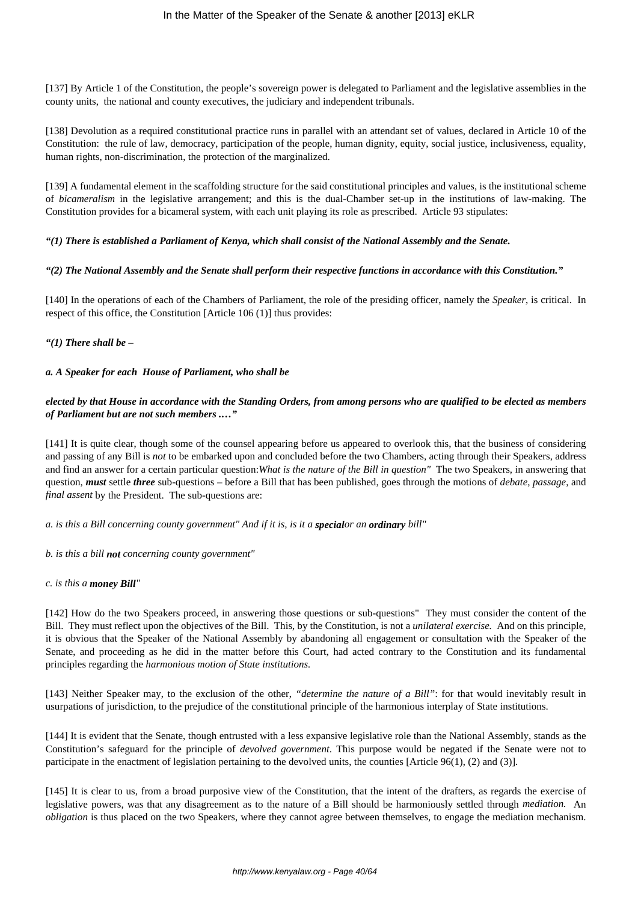[137] By Article 1 of the Constitution, the people's sovereign power is delegated to Parliament and the legislative assemblies in the county units, the national and county executives, the judiciary and independent tribunals.

[138] Devolution as a required constitutional practice runs in parallel with an attendant set of values, declared in Article 10 of the Constitution: the rule of law, democracy, participation of the people, human dignity, equity, social justice, inclusiveness, equality, human rights, non-discrimination, the protection of the marginalized.

[139] A fundamental element in the scaffolding structure for the said constitutional principles and values, is the institutional scheme of *bicameralism* in the legislative arrangement; and this is the dual-Chamber set-up in the institutions of law-making. The Constitution provides for a bicameral system, with each unit playing its role as prescribed. Article 93 stipulates:

***"(1) There is established a Parliament of Kenya, which shall consist of the National Assembly and the Senate.***

***"(2) The National Assembly and the Senate shall perform their respective functions in accordance with this Constitution."***

[140] In the operations of each of the Chambers of Parliament, the role of the presiding officer, namely the *Speaker*, is critical. In respect of this office, the Constitution [Article 106 (1)] thus provides:

***"(1) There shall be –***

***a. A Speaker for each House of Parliament, who shall be***

***elected by that House in accordance with the Standing Orders, from among persons who are qualified to be elected as members of Parliament but are not such members …."***

[141] It is quite clear, though some of the counsel appearing before us appeared to overlook this, that the business of considering and passing of any Bill is *not* to be embarked upon and concluded before the two Chambers, acting through their Speakers, address and find an answer for a certain particular question:*What is the nature of the Bill in question"* The two Speakers, in answering that question, ***must*** settle ***three*** sub-questions – before a Bill that has been published, goes through the motions of *debate*, *passage*, and *final assent* by the President. The sub-questions are:

*a. is this a Bill concerning county government" And if it is, is it a **special**or an **ordinary** bill"*

*b. is this a bill **not** concerning county government"*

*c. is this a **money Bill**"*

[142] How do the two Speakers proceed, in answering those questions or sub-questions" They must consider the content of the Bill. They must reflect upon the objectives of the Bill. This, by the Constitution, is not a *unilateral exercise.* And on this principle, it is obvious that the Speaker of the National Assembly by abandoning all engagement or consultation with the Speaker of the Senate, and proceeding as he did in the matter before this Court, had acted contrary to the Constitution and its fundamental principles regarding the *harmonious motion of State institutions.*

[143] Neither Speaker may, to the exclusion of the other, *"determine the nature of a Bill"*: for that would inevitably result in usurpations of jurisdiction, to the prejudice of the constitutional principle of the harmonious interplay of State institutions.

[144] It is evident that the Senate, though entrusted with a less expansive legislative role than the National Assembly, stands as the Constitution's safeguard for the principle of *devolved government*. This purpose would be negated if the Senate were not to participate in the enactment of legislation pertaining to the devolved units, the counties [Article 96(1), (2) and (3)].

[145] It is clear to us, from a broad purposive view of the Constitution, that the intent of the drafters, as regards the exercise of legislative powers, was that any disagreement as to the nature of a Bill should be harmoniously settled through *mediation.* An *obligation* is thus placed on the two Speakers, where they cannot agree between themselves, to engage the mediation mechanism.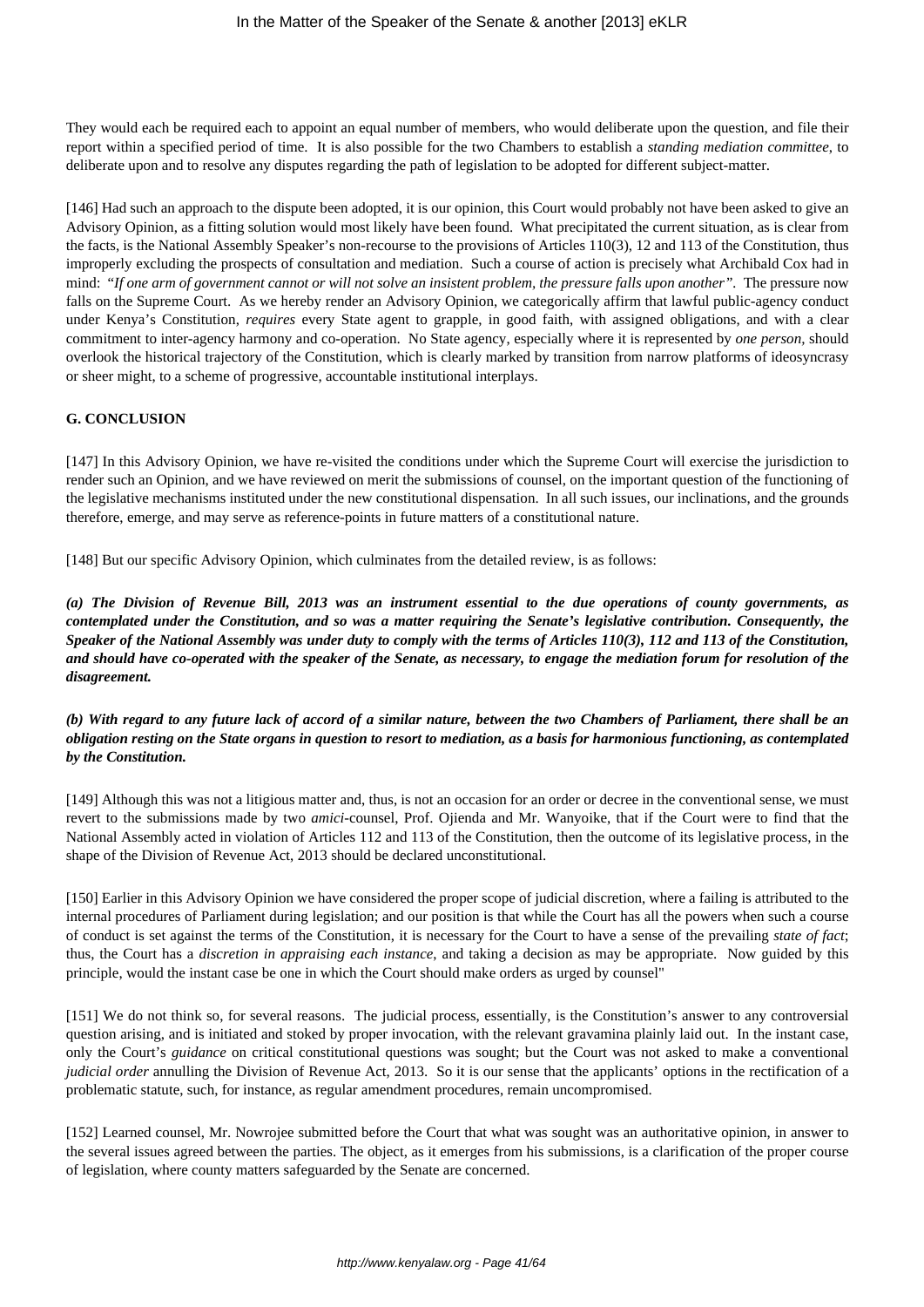They would each be required each to appoint an equal number of members, who would deliberate upon the question, and file their report within a specified period of time. It is also possible for the two Chambers to establish a *standing mediation committee*, to deliberate upon and to resolve any disputes regarding the path of legislation to be adopted for different subject-matter.

[146] Had such an approach to the dispute been adopted, it is our opinion, this Court would probably not have been asked to give an Advisory Opinion, as a fitting solution would most likely have been found. What precipitated the current situation, as is clear from the facts, is the National Assembly Speaker's non-recourse to the provisions of Articles 110(3), 12 and 113 of the Constitution, thus improperly excluding the prospects of consultation and mediation. Such a course of action is precisely what Archibald Cox had in mind: *"If one arm of government cannot or will not solve an insistent problem, the pressure falls upon another"*. The pressure now falls on the Supreme Court. As we hereby render an Advisory Opinion, we categorically affirm that lawful public-agency conduct under Kenya's Constitution, *requires* every State agent to grapple, in good faith, with assigned obligations, and with a clear commitment to inter-agency harmony and co-operation. No State agency, especially where it is represented by *one person*, should overlook the historical trajectory of the Constitution, which is clearly marked by transition from narrow platforms of ideosyncrasy or sheer might, to a scheme of progressive, accountable institutional interplays.

**G. CONCLUSION**

[147] In this Advisory Opinion, we have re-visited the conditions under which the Supreme Court will exercise the jurisdiction to render such an Opinion, and we have reviewed on merit the submissions of counsel, on the important question of the functioning of the legislative mechanisms instituted under the new constitutional dispensation. In all such issues, our inclinations, and the grounds therefore, emerge, and may serve as reference-points in future matters of a constitutional nature.

[148] But our specific Advisory Opinion, which culminates from the detailed review, is as follows:

***(a) The Division of Revenue Bill, 2013 was an instrument essential to the due operations of county governments, as contemplated under the Constitution, and so was a matter requiring the Senate's legislative contribution. Consequently, the Speaker of the National Assembly was under duty to comply with the terms of Articles 110(3), 112 and 113 of the Constitution, and should have co-operated with the speaker of the Senate, as necessary, to engage the mediation forum for resolution of the disagreement.***

***(b) With regard to any future lack of accord of a similar nature, between the two Chambers of Parliament, there shall be an obligation resting on the State organs in question to resort to mediation, as a basis for harmonious functioning, as contemplated by the Constitution.***

[149] Although this was not a litigious matter and, thus, is not an occasion for an order or decree in the conventional sense, we must revert to the submissions made by two *amici*-counsel, Prof. Ojienda and Mr. Wanyoike, that if the Court were to find that the National Assembly acted in violation of Articles 112 and 113 of the Constitution, then the outcome of its legislative process, in the shape of the Division of Revenue Act, 2013 should be declared unconstitutional.

[150] Earlier in this Advisory Opinion we have considered the proper scope of judicial discretion, where a failing is attributed to the internal procedures of Parliament during legislation; and our position is that while the Court has all the powers when such a course of conduct is set against the terms of the Constitution, it is necessary for the Court to have a sense of the prevailing *state of fact*; thus, the Court has a *discretion in appraising each instance*, and taking a decision as may be appropriate. Now guided by this principle, would the instant case be one in which the Court should make orders as urged by counsel"

[151] We do not think so, for several reasons. The judicial process, essentially, is the Constitution's answer to any controversial question arising, and is initiated and stoked by proper invocation, with the relevant gravamina plainly laid out. In the instant case, only the Court's *guidance* on critical constitutional questions was sought; but the Court was not asked to make a conventional *judicial order* annulling the Division of Revenue Act, 2013. So it is our sense that the applicants' options in the rectification of a problematic statute, such, for instance, as regular amendment procedures, remain uncompromised.

[152] Learned counsel, Mr. Nowrojee submitted before the Court that what was sought was an authoritative opinion, in answer to the several issues agreed between the parties. The object, as it emerges from his submissions, is a clarification of the proper course of legislation, where county matters safeguarded by the Senate are concerned.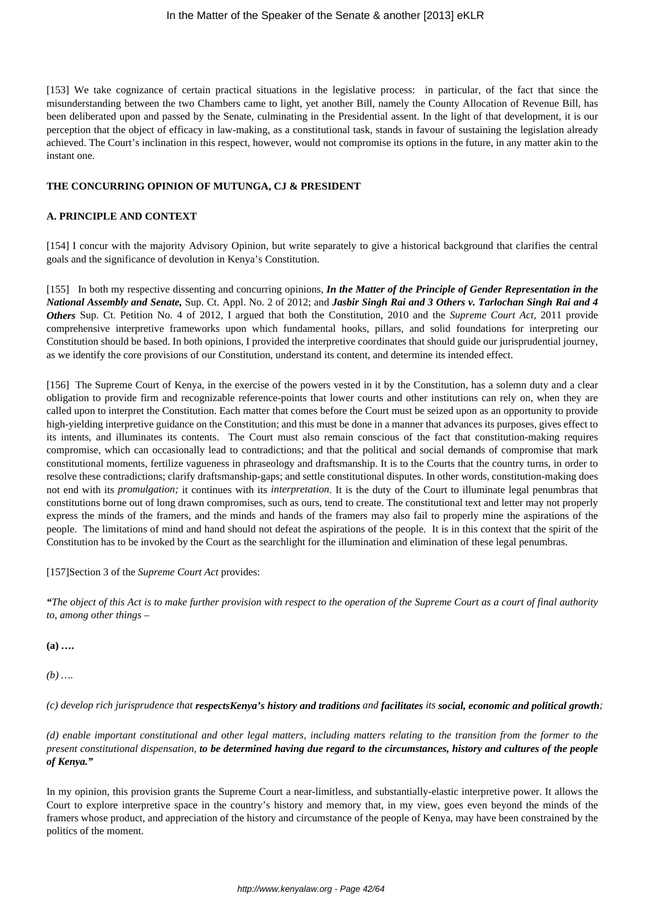[153] We take cognizance of certain practical situations in the legislative process: in particular, of the fact that since the misunderstanding between the two Chambers came to light, yet another Bill, namely the County Allocation of Revenue Bill, has been deliberated upon and passed by the Senate, culminating in the Presidential assent. In the light of that development, it is our perception that the object of efficacy in law-making, as a constitutional task, stands in favour of sustaining the legislation already achieved. The Court's inclination in this respect, however, would not compromise its options in the future, in any matter akin to the instant one.

**THE CONCURRING OPINION OF MUTUNGA, CJ & PRESIDENT**

**A. PRINCIPLE AND CONTEXT**

[154] I concur with the majority Advisory Opinion, but write separately to give a historical background that clarifies the central goals and the significance of devolution in Kenya's Constitution.

[155] In both my respective dissenting and concurring opinions, ***In the Matter of the Principle of Gender Representation in the National Assembly and Senate,*** Sup. Ct. Appl. No. 2 of 2012; and ***Jasbir Singh Rai and 3 Others v. Tarlochan Singh Rai and 4 Others*** Sup. Ct. Petition No. 4 of 2012, I argued that both the Constitution, 2010 and the *Supreme Court Act*, 2011 provide comprehensive interpretive frameworks upon which fundamental hooks, pillars, and solid foundations for interpreting our Constitution should be based. In both opinions, I provided the interpretive coordinates that should guide our jurisprudential journey, as we identify the core provisions of our Constitution, understand its content, and determine its intended effect.

[156] The Supreme Court of Kenya, in the exercise of the powers vested in it by the Constitution, has a solemn duty and a clear obligation to provide firm and recognizable reference-points that lower courts and other institutions can rely on, when they are called upon to interpret the Constitution. Each matter that comes before the Court must be seized upon as an opportunity to provide high-yielding interpretive guidance on the Constitution; and this must be done in a manner that advances its purposes, gives effect to its intents, and illuminates its contents. The Court must also remain conscious of the fact that constitution-making requires compromise, which can occasionally lead to contradictions; and that the political and social demands of compromise that mark constitutional moments, fertilize vagueness in phraseology and draftsmanship. It is to the Courts that the country turns, in order to resolve these contradictions; clarify draftsmanship-gaps; and settle constitutional disputes. In other words, constitution-making does not end with its *promulgation;* it continues with its *interpretation*. It is the duty of the Court to illuminate legal penumbras that constitutions borne out of long drawn compromises, such as ours, tend to create. The constitutional text and letter may not properly express the minds of the framers, and the minds and hands of the framers may also fail to properly mine the aspirations of the people. The limitations of mind and hand should not defeat the aspirations of the people. It is in this context that the spirit of the Constitution has to be invoked by the Court as the searchlight for the illumination and elimination of these legal penumbras.

[157]Section 3 of the *Supreme Court Act* provides:

*"The object of this Act is to make further provision with respect to the operation of the Supreme Court as a court of final authority to, among other things –*

**(a) ….**

*(b) ….*

*(c) develop rich jurisprudence that **respectsKenya's history and traditions** and **facilitates** its **social, economic and political growth**;*

*(d) enable important constitutional and other legal matters, including matters relating to the transition from the former to the present constitutional dispensation, **to be determined having due regard to the circumstances, history and cultures of the people of Kenya."***

In my opinion, this provision grants the Supreme Court a near-limitless, and substantially-elastic interpretive power. It allows the Court to explore interpretive space in the country's history and memory that, in my view, goes even beyond the minds of the framers whose product, and appreciation of the history and circumstance of the people of Kenya, may have been constrained by the politics of the moment.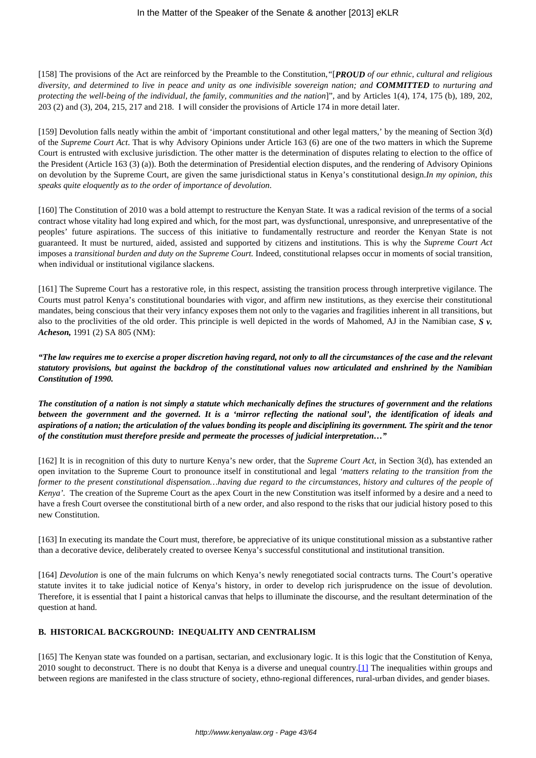[158] The provisions of the Act are reinforced by the Preamble to the Constitution,"[***PROUD*** *of our ethnic, cultural and religious diversity, and determined to live in peace and unity as one indivisible sovereign nation; and* ***COMMITTED*** *to nurturing and protecting the well-being of the individual, the family, communities and the nation*]", and by Articles 1(4), 174, 175 (b), 189, 202, 203 (2) and (3), 204, 215, 217 and 218. I will consider the provisions of Article 174 in more detail later.

[159] Devolution falls neatly within the ambit of 'important constitutional and other legal matters,' by the meaning of Section 3(d) of the *Supreme Court Act*. That is why Advisory Opinions under Article 163 (6) are one of the two matters in which the Supreme Court is entrusted with exclusive jurisdiction. The other matter is the determination of disputes relating to election to the office of the President (Article 163 (3) (a)). Both the determination of Presidential election disputes, and the rendering of Advisory Opinions on devolution by the Supreme Court, are given the same jurisdictional status in Kenya's constitutional design.*In my opinion, this speaks quite eloquently as to the order of importance of devolution*.

[160] The Constitution of 2010 was a bold attempt to restructure the Kenyan State. It was a radical revision of the terms of a social contract whose vitality had long expired and which, for the most part, was dysfunctional, unresponsive, and unrepresentative of the peoples' future aspirations. The success of this initiative to fundamentally restructure and reorder the Kenyan State is not guaranteed. It must be nurtured, aided, assisted and supported by citizens and institutions. This is why the *Supreme Court Act* imposes a *transitional burden and duty on the Supreme Court.* Indeed, constitutional relapses occur in moments of social transition, when individual or institutional vigilance slackens.

[161] The Supreme Court has a restorative role, in this respect, assisting the transition process through interpretive vigilance. The Courts must patrol Kenya's constitutional boundaries with vigor, and affirm new institutions, as they exercise their constitutional mandates, being conscious that their very infancy exposes them not only to the vagaries and fragilities inherent in all transitions, but also to the proclivities of the old order. This principle is well depicted in the words of Mahomed, AJ in the Namibian case, ***S v. Acheson,*** 1991 (2) SA 805 (NM):

***"The law requires me to exercise a proper discretion having regard, not only to all the circumstances of the case and the relevant statutory provisions, but against the backdrop of the constitutional values now articulated and enshrined by the Namibian Constitution of 1990.***

***The constitution of a nation is not simply a statute which mechanically defines the structures of government and the relations between the government and the governed. It is a 'mirror reflecting the national soul', the identification of ideals and aspirations of a nation; the articulation of the values bonding its people and disciplining its government. The spirit and the tenor of the constitution must therefore preside and permeate the processes of judicial interpretation…"***

[162] It is in recognition of this duty to nurture Kenya's new order, that the *Supreme Court Act*, in Section 3(d), has extended an open invitation to the Supreme Court to pronounce itself in constitutional and legal *'matters relating to the transition from the former to the present constitutional dispensation…having due regard to the circumstances, history and cultures of the people of Kenya'*. The creation of the Supreme Court as the apex Court in the new Constitution was itself informed by a desire and a need to have a fresh Court oversee the constitutional birth of a new order, and also respond to the risks that our judicial history posed to this new Constitution.

[163] In executing its mandate the Court must, therefore, be appreciative of its unique constitutional mission as a substantive rather than a decorative device, deliberately created to oversee Kenya's successful constitutional and institutional transition.

[164] *Devolution* is one of the main fulcrums on which Kenya's newly renegotiated social contracts turns. The Court's operative statute invites it to take judicial notice of Kenya's history, in order to develop rich jurisprudence on the issue of devolution. Therefore, it is essential that I paint a historical canvas that helps to illuminate the discourse, and the resultant determination of the question at hand.

**B. HISTORICAL BACKGROUND: INEQUALITY AND CENTRALISM**

[165] The Kenyan state was founded on a partisan, sectarian, and exclusionary logic. It is this logic that the Constitution of Kenya, 2010 sought to deconstruct. There is no doubt that Kenya is a diverse and unequal country.[1] The inequalities within groups and between regions are manifested in the class structure of society, ethno-regional differences, rural-urban divides, and gender biases.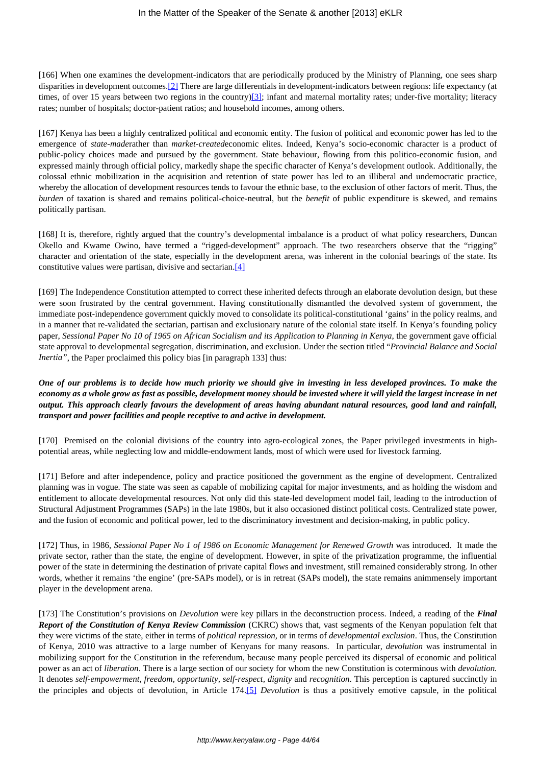[166] When one examines the development-indicators that are periodically produced by the Ministry of Planning, one sees sharp disparities in development outcomes.[2] There are large differentials in development-indicators between regions: life expectancy (at times, of over 15 years between two regions in the country)[3]; infant and maternal mortality rates; under-five mortality; literacy rates; number of hospitals; doctor-patient ratios; and household incomes, among others.

[167] Kenya has been a highly centralized political and economic entity. The fusion of political and economic power has led to the emergence of *state-made*rather than *market-created*economic elites. Indeed, Kenya's socio-economic character is a product of public-policy choices made and pursued by the government. State behaviour, flowing from this politico-economic fusion, and expressed mainly through official policy, markedly shape the specific character of Kenya's development outlook. Additionally, the colossal ethnic mobilization in the acquisition and retention of state power has led to an illiberal and undemocratic practice, whereby the allocation of development resources tends to favour the ethnic base, to the exclusion of other factors of merit. Thus, the *burden* of taxation is shared and remains political-choice-neutral, but the *benefit* of public expenditure is skewed, and remains politically partisan.

[168] It is, therefore, rightly argued that the country's developmental imbalance is a product of what policy researchers, Duncan Okello and Kwame Owino, have termed a "rigged-development" approach. The two researchers observe that the "rigging" character and orientation of the state, especially in the development arena, was inherent in the colonial bearings of the state. Its constitutive values were partisan, divisive and sectarian.[4]

[169] The Independence Constitution attempted to correct these inherited defects through an elaborate devolution design, but these were soon frustrated by the central government. Having constitutionally dismantled the devolved system of government, the immediate post-independence government quickly moved to consolidate its political-constitutional 'gains' in the policy realms, and in a manner that re-validated the sectarian, partisan and exclusionary nature of the colonial state itself. In Kenya's founding policy paper, *Sessional Paper No 10 of 1965 on African Socialism and its Application to Planning in Kenya,* the government gave official state approval to developmental segregation, discrimination, and exclusion. Under the section titled "*Provincial Balance and Social Inertia"*, the Paper proclaimed this policy bias [in paragraph 133] thus:

***One of our problems is to decide how much priority we should give in investing in less developed provinces. To make the economy as a whole grow as fast as possible, development money should be invested where it will yield the largest increase in net output. This approach clearly favours the development of areas having abundant natural resources, good land and rainfall, transport and power facilities and people receptive to and active in development.***

[170] Premised on the colonial divisions of the country into agro-ecological zones, the Paper privileged investments in high-potential areas, while neglecting low and middle-endowment lands, most of which were used for livestock farming.

[171] Before and after independence, policy and practice positioned the government as the engine of development. Centralized planning was in vogue. The state was seen as capable of mobilizing capital for major investments, and as holding the wisdom and entitlement to allocate developmental resources. Not only did this state-led development model fail, leading to the introduction of Structural Adjustment Programmes (SAPs) in the late 1980s, but it also occasioned distinct political costs. Centralized state power, and the fusion of economic and political power, led to the discriminatory investment and decision-making, in public policy.

[172] Thus, in 1986, *Sessional Paper No 1 of 1986 on Economic Management for Renewed Growth* was introduced. It made the private sector, rather than the state, the engine of development. However, in spite of the privatization programme, the influential power of the state in determining the destination of private capital flows and investment, still remained considerably strong. In other words, whether it remains 'the engine' (pre-SAPs model), or is in retreat (SAPs model), the state remains animmensely important player in the development arena.

[173] The Constitution's provisions on *Devolution* were key pillars in the deconstruction process. Indeed, a reading of the ***Final Report of the Constitution of Kenya Review Commission*** (CKRC) shows that, vast segments of the Kenyan population felt that they were victims of the state, either in terms of *political repression,* or in terms of *developmental exclusion*. Thus, the Constitution of Kenya, 2010 was attractive to a large number of Kenyans for many reasons. In particular, *devolution* was instrumental in mobilizing support for the Constitution in the referendum, because many people perceived its dispersal of economic and political power as an act of *liberation*. There is a large section of our society for whom the new Constitution is coterminous with *devolution.* It denotes *self-empowerment, freedom, opportunity, self-respect, dignity* and *recognition*. This perception is captured succinctly in the principles and objects of devolution, in Article 174.[5] *Devolution* is thus a positively emotive capsule, in the political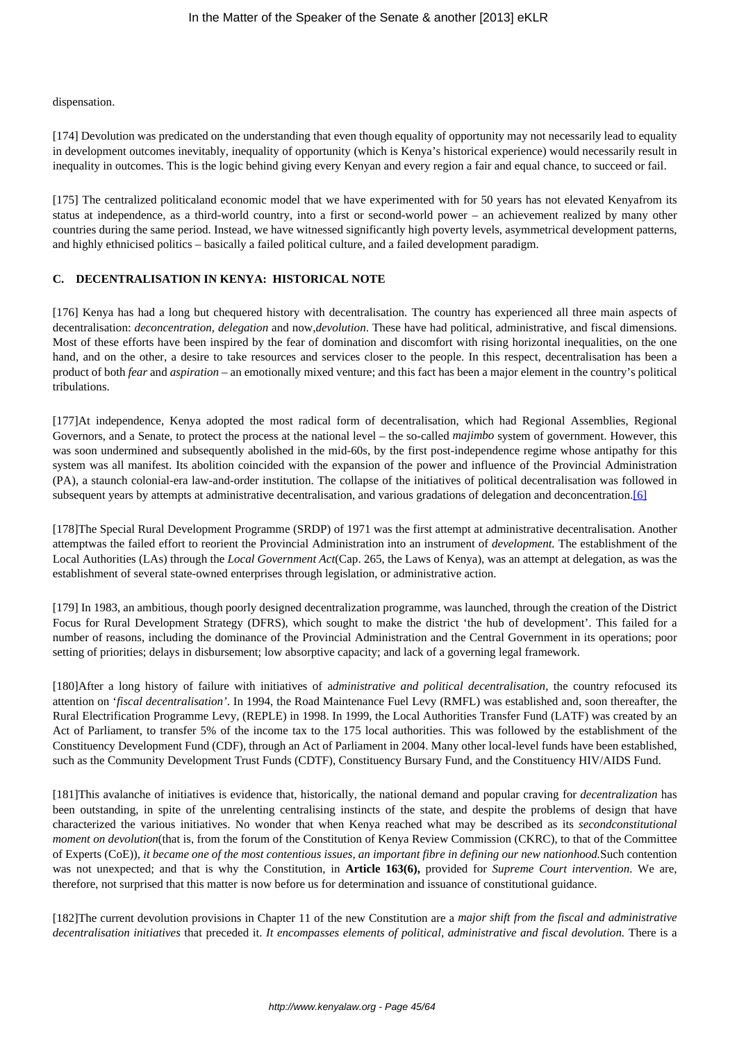dispensation.

[174] Devolution was predicated on the understanding that even though equality of opportunity may not necessarily lead to equality in development outcomes inevitably, inequality of opportunity (which is Kenya's historical experience) would necessarily result in inequality in outcomes. This is the logic behind giving every Kenyan and every region a fair and equal chance, to succeed or fail.

[175] The centralized politicaland economic model that we have experimented with for 50 years has not elevated Kenyafrom its status at independence, as a third-world country, into a first or second-world power – an achievement realized by many other countries during the same period. Instead, we have witnessed significantly high poverty levels, asymmetrical development patterns, and highly ethnicised politics – basically a failed political culture, and a failed development paradigm.

**C. DECENTRALISATION IN KENYA: HISTORICAL NOTE**

[176] Kenya has had a long but chequered history with decentralisation. The country has experienced all three main aspects of decentralisation: *deconcentration*, *delegation* and now,*devolution*. These have had political, administrative, and fiscal dimensions. Most of these efforts have been inspired by the fear of domination and discomfort with rising horizontal inequalities, on the one hand, and on the other, a desire to take resources and services closer to the people. In this respect, decentralisation has been a product of both *fear* and *aspiration* – an emotionally mixed venture; and this fact has been a major element in the country's political tribulations.

[177]At independence, Kenya adopted the most radical form of decentralisation, which had Regional Assemblies, Regional Governors, and a Senate, to protect the process at the national level – the so-called *majimbo* system of government. However, this was soon undermined and subsequently abolished in the mid-60s, by the first post-independence regime whose antipathy for this system was all manifest. Its abolition coincided with the expansion of the power and influence of the Provincial Administration (PA), a staunch colonial-era law-and-order institution. The collapse of the initiatives of political decentralisation was followed in subsequent years by attempts at administrative decentralisation, and various gradations of delegation and deconcentration.[6]

[178]The Special Rural Development Programme (SRDP) of 1971 was the first attempt at administrative decentralisation. Another attemptwas the failed effort to reorient the Provincial Administration into an instrument of *development.* The establishment of the Local Authorities (LAs) through the *Local Government Act*(Cap. 265, the Laws of Kenya), was an attempt at delegation, as was the establishment of several state-owned enterprises through legislation, or administrative action.

[179] In 1983, an ambitious, though poorly designed decentralization programme, was launched, through the creation of the District Focus for Rural Development Strategy (DFRS), which sought to make the district 'the hub of development'. This failed for a number of reasons, including the dominance of the Provincial Administration and the Central Government in its operations; poor setting of priorities; delays in disbursement; low absorptive capacity; and lack of a governing legal framework.

[180]After a long history of failure with initiatives of a*dministrative and political decentralisation*, the country refocused its attention on '*fiscal decentralisation*'. In 1994, the Road Maintenance Fuel Levy (RMFL) was established and, soon thereafter, the Rural Electrification Programme Levy, (REPLE) in 1998. In 1999, the Local Authorities Transfer Fund (LATF) was created by an Act of Parliament, to transfer 5% of the income tax to the 175 local authorities. This was followed by the establishment of the Constituency Development Fund (CDF), through an Act of Parliament in 2004. Many other local-level funds have been established, such as the Community Development Trust Funds (CDTF), Constituency Bursary Fund, and the Constituency HIV/AIDS Fund.

[181]This avalanche of initiatives is evidence that, historically, the national demand and popular craving for *decentralization* has been outstanding, in spite of the unrelenting centralising instincts of the state, and despite the problems of design that have characterized the various initiatives. No wonder that when Kenya reached what may be described as its *secondconstitutional moment on devolution*(that is, from the forum of the Constitution of Kenya Review Commission (CKRC), to that of the Committee of Experts (CoE)), *it became one of the most contentious issues, an important fibre in defining our new nationhood.*Such contention was not unexpected; and that is why the Constitution, in **Article 163(6),** provided for *Supreme Court intervention*. We are, therefore, not surprised that this matter is now before us for determination and issuance of constitutional guidance.

[182]The current devolution provisions in Chapter 11 of the new Constitution are a *major shift from the fiscal and administrative decentralisation initiatives* that preceded it. *It encompasses elements of political, administrative and fiscal devolution.* There is a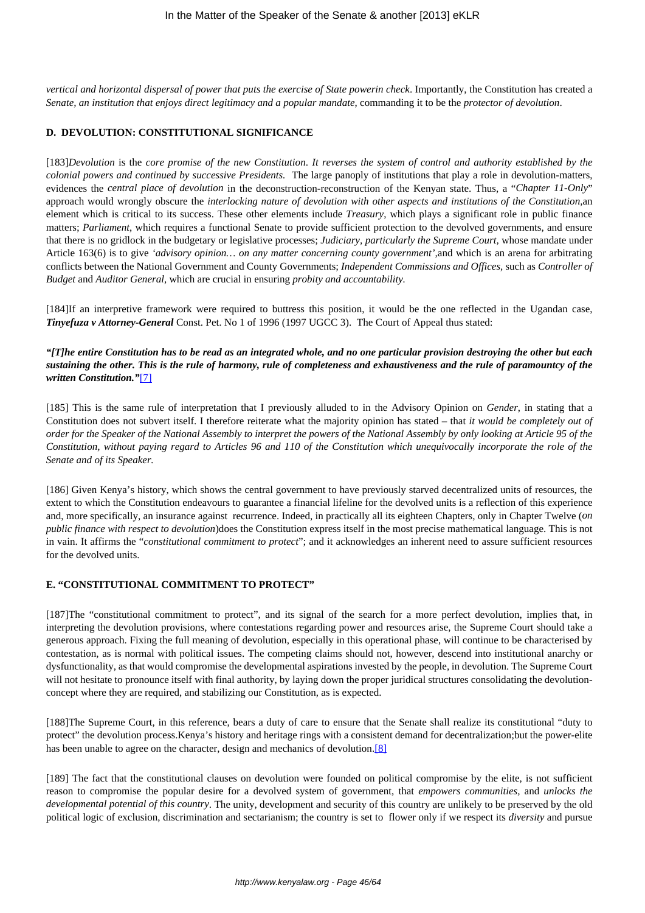*vertical and horizontal dispersal of power that puts the exercise of State powerin check*. Importantly, the Constitution has created a *Senate, an institution that enjoys direct legitimacy and a popular mandate*, commanding it to be the *protector of devolution*.

**D. DEVOLUTION: CONSTITUTIONAL SIGNIFICANCE**

[183]*Devolution* is the *core promise of the new Constitution*. *It reverses the system of control and authority established by the colonial powers and continued by successive Presidents.* The large panoply of institutions that play a role in devolution-matters, evidences the *central place of devolution* in the deconstruction-reconstruction of the Kenyan state. Thus, a "*Chapter 11-Only*" approach would wrongly obscure the *interlocking nature of devolution with other aspects and institutions of the Constitution,*an element which is critical to its success. These other elements include *Treasury*, which plays a significant role in public finance matters; *Parliament*, which requires a functional Senate to provide sufficient protection to the devolved governments, and ensure that there is no gridlock in the budgetary or legislative processes; *Judiciary, particularly the Supreme Court,* whose mandate under Article 163(6) is to give *'advisory opinion… on any matter concerning county government',*and which is an arena for arbitrating conflicts between the National Government and County Governments; *Independent Commissions and Offices*, such as *Controller of Budget* and *Auditor General*, which are crucial in ensuring *probity and accountability.*

[184]If an interpretive framework were required to buttress this position, it would be the one reflected in the Ugandan case, ***Tinyefuza v Attorney-General*** Const. Pet. No 1 of 1996 (1997 UGCC 3). The Court of Appeal thus stated:

***"[T]he entire Constitution has to be read as an integrated whole, and no one particular provision destroying the other but each sustaining the other. This is the rule of harmony, rule of completeness and exhaustiveness and the rule of paramountcy of the written Constitution."***[7]

[185] This is the same rule of interpretation that I previously alluded to in the Advisory Opinion on *Gender*, in stating that a Constitution does not subvert itself. I therefore reiterate what the majority opinion has stated – that *it would be completely out of order for the Speaker of the National Assembly to interpret the powers of the National Assembly by only looking at Article 95 of the Constitution, without paying regard to Articles 96 and 110 of the Constitution which unequivocally incorporate the role of the Senate and of its Speaker.*

[186] Given Kenya's history, which shows the central government to have previously starved decentralized units of resources, the extent to which the Constitution endeavours to guarantee a financial lifeline for the devolved units is a reflection of this experience and, more specifically, an insurance against recurrence. Indeed, in practically all its eighteen Chapters, only in Chapter Twelve (*on public finance with respect to devolution*)does the Constitution express itself in the most precise mathematical language. This is not in vain. It affirms the "*constitutional commitment to protect*"; and it acknowledges an inherent need to assure sufficient resources for the devolved units.

**E. "CONSTITUTIONAL COMMITMENT TO PROTECT"**

[187]The "constitutional commitment to protect", and its signal of the search for a more perfect devolution, implies that, in interpreting the devolution provisions, where contestations regarding power and resources arise, the Supreme Court should take a generous approach. Fixing the full meaning of devolution, especially in this operational phase, will continue to be characterised by contestation, as is normal with political issues. The competing claims should not, however, descend into institutional anarchy or dysfunctionality, as that would compromise the developmental aspirations invested by the people, in devolution. The Supreme Court will not hesitate to pronounce itself with final authority, by laying down the proper juridical structures consolidating the devolution-concept where they are required, and stabilizing our Constitution, as is expected.

[188]The Supreme Court, in this reference, bears a duty of care to ensure that the Senate shall realize its constitutional "duty to protect" the devolution process.Kenya's history and heritage rings with a consistent demand for decentralization;but the power-elite has been unable to agree on the character, design and mechanics of devolution.[8]

[189] The fact that the constitutional clauses on devolution were founded on political compromise by the elite, is not sufficient reason to compromise the popular desire for a devolved system of government, that *empowers communities,* and *unlocks the developmental potential of this country*. The unity, development and security of this country are unlikely to be preserved by the old political logic of exclusion, discrimination and sectarianism; the country is set to flower only if we respect its *diversity* and pursue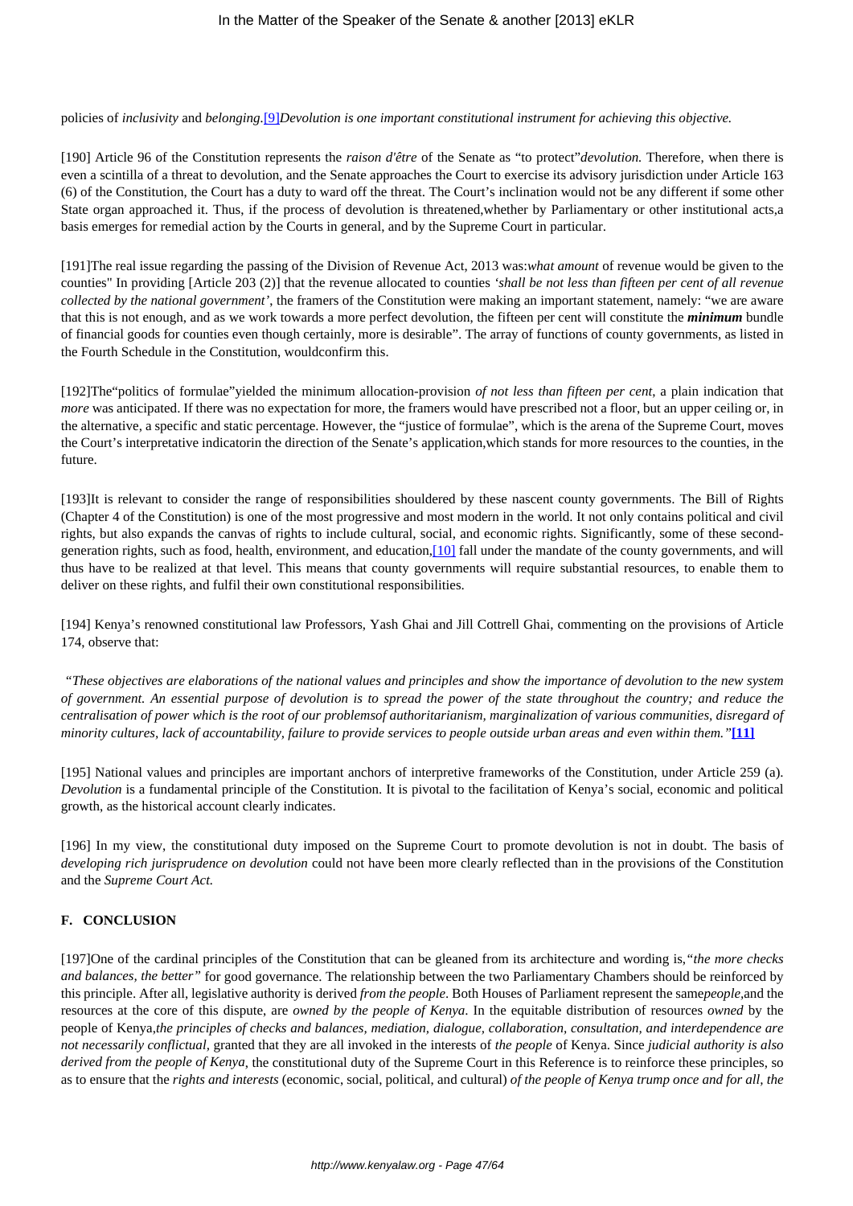policies of *inclusivity* and *belonging*.[9]*Devolution is one important constitutional instrument for achieving this objective.*

[190] Article 96 of the Constitution represents the *raison d'être* of the Senate as "to protect"*devolution.* Therefore, when there is even a scintilla of a threat to devolution, and the Senate approaches the Court to exercise its advisory jurisdiction under Article 163 (6) of the Constitution, the Court has a duty to ward off the threat. The Court's inclination would not be any different if some other State organ approached it. Thus, if the process of devolution is threatened,whether by Parliamentary or other institutional acts,a basis emerges for remedial action by the Courts in general, and by the Supreme Court in particular.

[191]The real issue regarding the passing of the Division of Revenue Act, 2013 was:*what amount* of revenue would be given to the counties" In providing [Article 203 (2)] that the revenue allocated to counties *'shall be not less than fifteen per cent of all revenue collected by the national government'*, the framers of the Constitution were making an important statement, namely: "we are aware that this is not enough, and as we work towards a more perfect devolution, the fifteen per cent will constitute the ***minimum*** bundle of financial goods for counties even though certainly, more is desirable". The array of functions of county governments, as listed in the Fourth Schedule in the Constitution, wouldconfirm this.

[192]The"politics of formulae"yielded the minimum allocation-provision *of not less than fifteen per cent*, a plain indication that *more* was anticipated. If there was no expectation for more, the framers would have prescribed not a floor, but an upper ceiling or, in the alternative, a specific and static percentage. However, the "justice of formulae", which is the arena of the Supreme Court, moves the Court's interpretative indicatorin the direction of the Senate's application,which stands for more resources to the counties, in the future.

[193]It is relevant to consider the range of responsibilities shouldered by these nascent county governments. The Bill of Rights (Chapter 4 of the Constitution) is one of the most progressive and most modern in the world. It not only contains political and civil rights, but also expands the canvas of rights to include cultural, social, and economic rights. Significantly, some of these second-generation rights, such as food, health, environment, and education,[10] fall under the mandate of the county governments, and will thus have to be realized at that level. This means that county governments will require substantial resources, to enable them to deliver on these rights, and fulfil their own constitutional responsibilities.

[194] Kenya's renowned constitutional law Professors, Yash Ghai and Jill Cottrell Ghai, commenting on the provisions of Article 174, observe that:

*"These objectives are elaborations of the national values and principles and show the importance of devolution to the new system of government. An essential purpose of devolution is to spread the power of the state throughout the country; and reduce the centralisation of power which is the root of our problemsof authoritarianism, marginalization of various communities, disregard of minority cultures, lack of accountability, failure to provide services to people outside urban areas and even within them."***[11]**

[195] National values and principles are important anchors of interpretive frameworks of the Constitution, under Article 259 (a). *Devolution* is a fundamental principle of the Constitution. It is pivotal to the facilitation of Kenya's social, economic and political growth, as the historical account clearly indicates.

[196] In my view, the constitutional duty imposed on the Supreme Court to promote devolution is not in doubt. The basis of *developing rich jurisprudence on devolution* could not have been more clearly reflected than in the provisions of the Constitution and the *Supreme Court Act.*

#### F. CONCLUSION

[197]One of the cardinal principles of the Constitution that can be gleaned from its architecture and wording is,*"the more checks and balances, the better"* for good governance. The relationship between the two Parliamentary Chambers should be reinforced by this principle. After all, legislative authority is derived *from the people*. Both Houses of Parliament represent the same*people*,and the resources at the core of this dispute, are *owned by the people of Kenya*. In the equitable distribution of resources *owned* by the people of Kenya,*the principles of checks and balances, mediation, dialogue, collaboration, consultation, and interdependence are not necessarily conflictual,* granted that they are all invoked in the interests of *the people* of Kenya. Since *judicial authority is also derived from the people of Kenya*, the constitutional duty of the Supreme Court in this Reference is to reinforce these principles, so as to ensure that the *rights and interests* (economic, social, political, and cultural) *of the people of Kenya trump once and for all, the*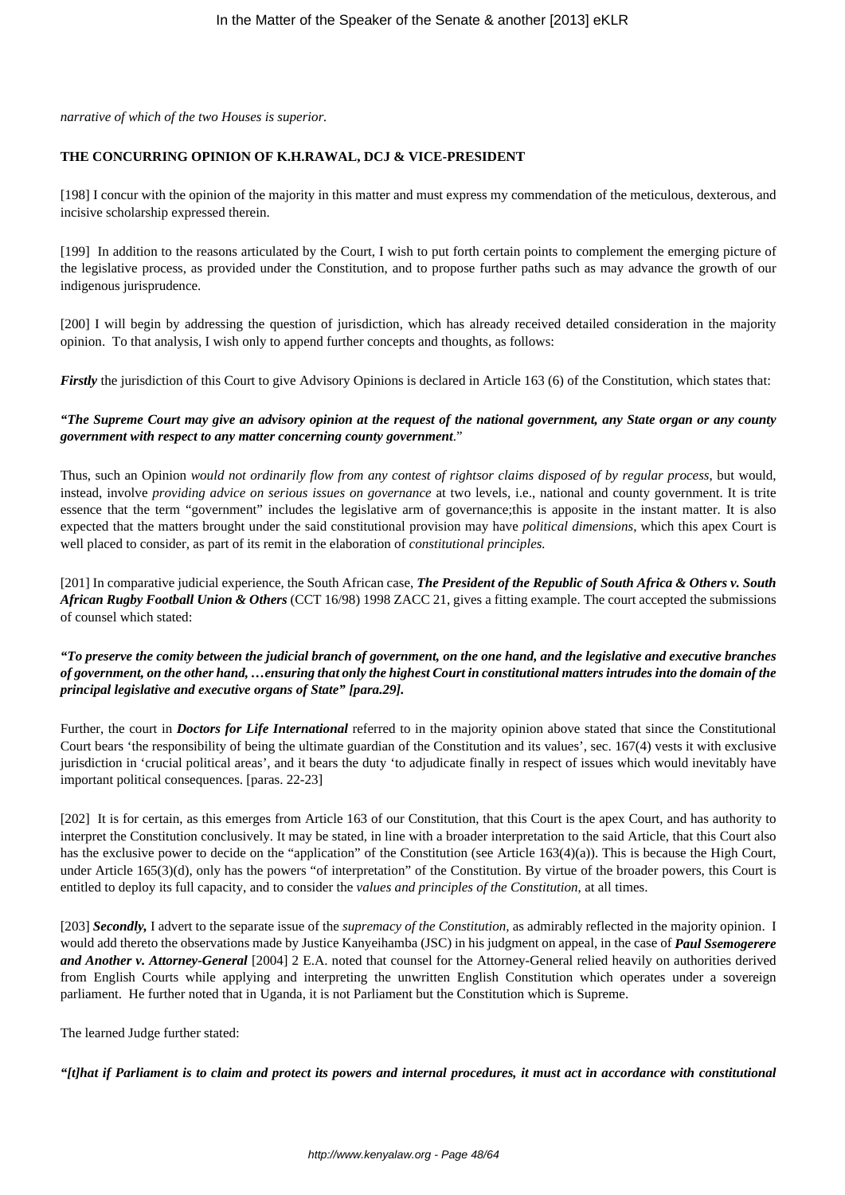*narrative of which of the two Houses is superior.*

**THE CONCURRING OPINION OF K.H.RAWAL, DCJ & VICE-PRESIDENT**

[198] I concur with the opinion of the majority in this matter and must express my commendation of the meticulous, dexterous, and incisive scholarship expressed therein.

[199] In addition to the reasons articulated by the Court, I wish to put forth certain points to complement the emerging picture of the legislative process, as provided under the Constitution, and to propose further paths such as may advance the growth of our indigenous jurisprudence.

[200] I will begin by addressing the question of jurisdiction, which has already received detailed consideration in the majority opinion. To that analysis, I wish only to append further concepts and thoughts, as follows:

***Firstly*** the jurisdiction of this Court to give Advisory Opinions is declared in Article 163 (6) of the Constitution, which states that:

***"The Supreme Court may give an advisory opinion at the request of the national government, any State organ or any county government with respect to any matter concerning county government***."

Thus, such an Opinion *would not ordinarily flow from any contest of rightsor claims disposed of by regular process*, but would, instead, involve *providing advice on serious issues on governance* at two levels, i.e., national and county government. It is trite essence that the term "government" includes the legislative arm of governance;this is apposite in the instant matter. It is also expected that the matters brought under the said constitutional provision may have *political dimensions*, which this apex Court is well placed to consider, as part of its remit in the elaboration of *constitutional principles.*

[201] In comparative judicial experience, the South African case, ***The President of the Republic of South Africa & Others v. South African Rugby Football Union & Others*** (CCT 16/98) 1998 ZACC 21, gives a fitting example. The court accepted the submissions of counsel which stated:

***"To preserve the comity between the judicial branch of government, on the one hand, and the legislative and executive branches of government, on the other hand, …ensuring that only the highest Court in constitutional matters intrudes into the domain of the principal legislative and executive organs of State" [para.29].***

Further, the court in ***Doctors for Life International*** referred to in the majority opinion above stated that since the Constitutional Court bears 'the responsibility of being the ultimate guardian of the Constitution and its values', sec. 167(4) vests it with exclusive jurisdiction in 'crucial political areas', and it bears the duty 'to adjudicate finally in respect of issues which would inevitably have important political consequences. [paras. 22-23]

[202] It is for certain, as this emerges from Article 163 of our Constitution, that this Court is the apex Court, and has authority to interpret the Constitution conclusively. It may be stated, in line with a broader interpretation to the said Article, that this Court also has the exclusive power to decide on the "application" of the Constitution (see Article 163(4)(a)). This is because the High Court, under Article 165(3)(d), only has the powers "of interpretation" of the Constitution. By virtue of the broader powers, this Court is entitled to deploy its full capacity, and to consider the *values and principles of the Constitution*, at all times.

[203] ***Secondly,*** I advert to the separate issue of the *supremacy of the Constitution*, as admirably reflected in the majority opinion. I would add thereto the observations made by Justice Kanyeihamba (JSC) in his judgment on appeal, in the case of ***Paul Ssemogerere and Another v. Attorney-General*** [2004] 2 E.A. noted that counsel for the Attorney-General relied heavily on authorities derived from English Courts while applying and interpreting the unwritten English Constitution which operates under a sovereign parliament. He further noted that in Uganda, it is not Parliament but the Constitution which is Supreme.

The learned Judge further stated:

***"[t]hat if Parliament is to claim and protect its powers and internal procedures, it must act in accordance with constitutional***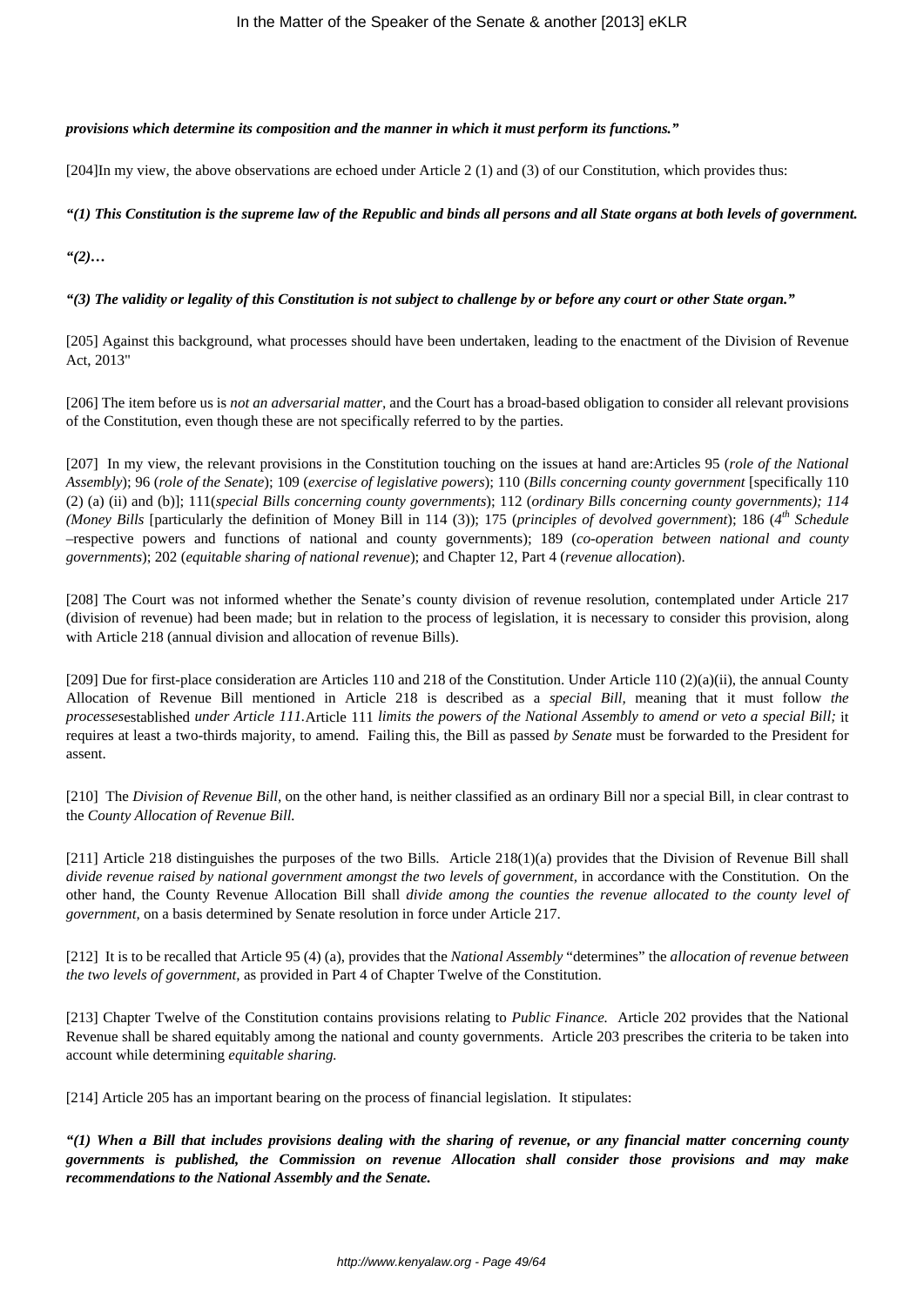***provisions which determine its composition and the manner in which it must perform its functions."***

[204]In my view, the above observations are echoed under Article 2 (1) and (3) of our Constitution, which provides thus:

***"(1) This Constitution is the supreme law of the Republic and binds all persons and all State organs at both levels of government.***

***"(2)…***

***"(3) The validity or legality of this Constitution is not subject to challenge by or before any court or other State organ."***

[205] Against this background, what processes should have been undertaken, leading to the enactment of the Division of Revenue Act, 2013"

[206] The item before us is *not an adversarial matter*, and the Court has a broad-based obligation to consider all relevant provisions of the Constitution, even though these are not specifically referred to by the parties.

[207] In my view, the relevant provisions in the Constitution touching on the issues at hand are:Articles 95 (*role of the National Assembly*); 96 (*role of the Senate*); 109 (*exercise of legislative powers*); 110 (*Bills concerning county government* [specifically 110 (2) (a) (ii) and (b)]; 111(*special Bills concerning county governments*); 112 (*ordinary Bills concerning county governments); 114 (Money Bills* [particularly the definition of Money Bill in 114 (3)); 175 (*principles of devolved government*); 186 (*4th Schedule* –respective powers and functions of national and county governments); 189 (*co-operation between national and county governments*); 202 (*equitable sharing of national revenue*); and Chapter 12, Part 4 (*revenue allocation*).

[208] The Court was not informed whether the Senate's county division of revenue resolution, contemplated under Article 217 (division of revenue) had been made; but in relation to the process of legislation, it is necessary to consider this provision, along with Article 218 (annual division and allocation of revenue Bills).

[209] Due for first-place consideration are Articles 110 and 218 of the Constitution. Under Article 110 (2)(a)(ii), the annual County Allocation of Revenue Bill mentioned in Article 218 is described as a *special Bill,* meaning that it must follow *the processes*established *under Article 111.*Article 111 *limits the powers of the National Assembly to amend or veto a special Bill;* it requires at least a two-thirds majority, to amend. Failing this, the Bill as passed *by Senate* must be forwarded to the President for assent.

[210] The *Division of Revenue Bill,* on the other hand, is neither classified as an ordinary Bill nor a special Bill, in clear contrast to the *County Allocation of Revenue Bill.*

[211] Article 218 distinguishes the purposes of the two Bills. Article 218(1)(a) provides that the Division of Revenue Bill shall *divide revenue raised by national government amongst the two levels of government,* in accordance with the Constitution. On the other hand, the County Revenue Allocation Bill shall *divide among the counties the revenue allocated to the county level of government,* on a basis determined by Senate resolution in force under Article 217.

[212] It is to be recalled that Article 95 (4) (a), provides that the *National Assembly* "determines" the *allocation of revenue between the two levels of government,* as provided in Part 4 of Chapter Twelve of the Constitution.

[213] Chapter Twelve of the Constitution contains provisions relating to *Public Finance.* Article 202 provides that the National Revenue shall be shared equitably among the national and county governments. Article 203 prescribes the criteria to be taken into account while determining *equitable sharing.*

[214] Article 205 has an important bearing on the process of financial legislation. It stipulates:

***"(1) When a Bill that includes provisions dealing with the sharing of revenue, or any financial matter concerning county governments is published, the Commission on revenue Allocation shall consider those provisions and may make recommendations to the National Assembly and the Senate.***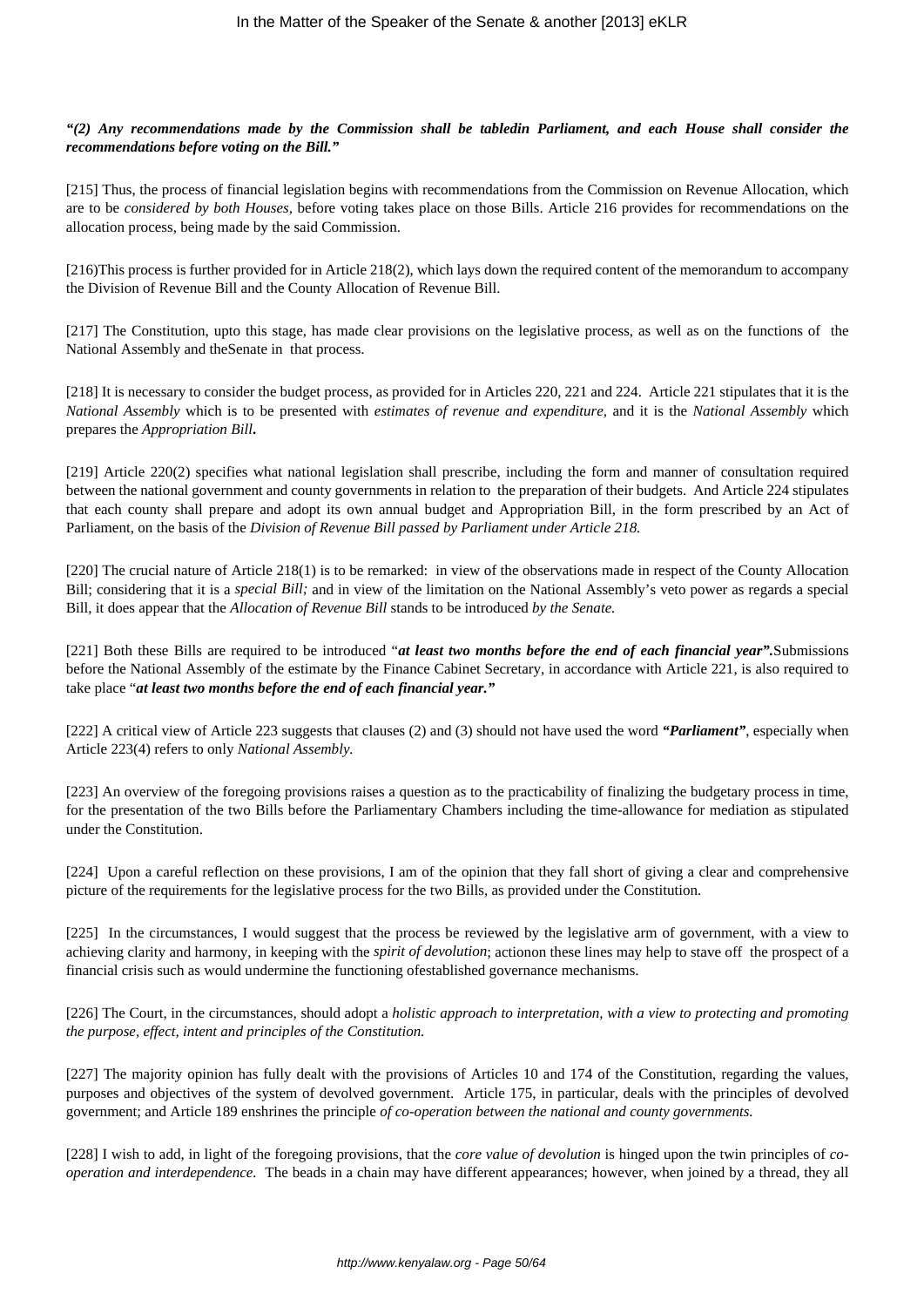***"(2) Any recommendations made by the Commission shall be tabledin Parliament, and each House shall consider the recommendations before voting on the Bill."***

[215] Thus, the process of financial legislation begins with recommendations from the Commission on Revenue Allocation, which are to be *considered by both Houses,* before voting takes place on those Bills. Article 216 provides for recommendations on the allocation process, being made by the said Commission.

[216]This process is further provided for in Article 218(2), which lays down the required content of the memorandum to accompany the Division of Revenue Bill and the County Allocation of Revenue Bill.

[217] The Constitution, upto this stage, has made clear provisions on the legislative process, as well as on the functions of the National Assembly and theSenate in that process.

[218] It is necessary to consider the budget process, as provided for in Articles 220, 221 and 224. Article 221 stipulates that it is the *National Assembly* which is to be presented with *estimates of revenue and expenditure,* and it is the *National Assembly* which prepares the *Appropriation Bill***.**

[219] Article 220(2) specifies what national legislation shall prescribe, including the form and manner of consultation required between the national government and county governments in relation to the preparation of their budgets. And Article 224 stipulates that each county shall prepare and adopt its own annual budget and Appropriation Bill, in the form prescribed by an Act of Parliament, on the basis of the *Division of Revenue Bill passed by Parliament under Article 218.*

[220] The crucial nature of Article 218(1) is to be remarked: in view of the observations made in respect of the County Allocation Bill; considering that it is a *special Bill;* and in view of the limitation on the National Assembly's veto power as regards a special Bill, it does appear that the *Allocation of Revenue Bill* stands to be introduced *by the Senate.*

[221] Both these Bills are required to be introduced "***at least two months before the end of each financial year".***Submissions before the National Assembly of the estimate by the Finance Cabinet Secretary, in accordance with Article 221, is also required to take place "***at least two months before the end of each financial year."***

[222] A critical view of Article 223 suggests that clauses (2) and (3) should not have used the word ***"Parliament"***, especially when Article 223(4) refers to only *National Assembly.*

[223] An overview of the foregoing provisions raises a question as to the practicability of finalizing the budgetary process in time, for the presentation of the two Bills before the Parliamentary Chambers including the time-allowance for mediation as stipulated under the Constitution.

[224] Upon a careful reflection on these provisions, I am of the opinion that they fall short of giving a clear and comprehensive picture of the requirements for the legislative process for the two Bills, as provided under the Constitution.

[225] In the circumstances, I would suggest that the process be reviewed by the legislative arm of government, with a view to achieving clarity and harmony, in keeping with the *spirit of devolution*; actionon these lines may help to stave off the prospect of a financial crisis such as would undermine the functioning ofestablished governance mechanisms.

[226] The Court, in the circumstances, should adopt a *holistic approach to interpretation, with a view to protecting and promoting the purpose, effect, intent and principles of the Constitution.*

[227] The majority opinion has fully dealt with the provisions of Articles 10 and 174 of the Constitution, regarding the values, purposes and objectives of the system of devolved government. Article 175, in particular, deals with the principles of devolved government; and Article 189 enshrines the principle *of co-operation between the national and county governments.*

[228] I wish to add, in light of the foregoing provisions, that the *core value of devolution* is hinged upon the twin principles of *co-operation and interdependence.* The beads in a chain may have different appearances; however, when joined by a thread, they all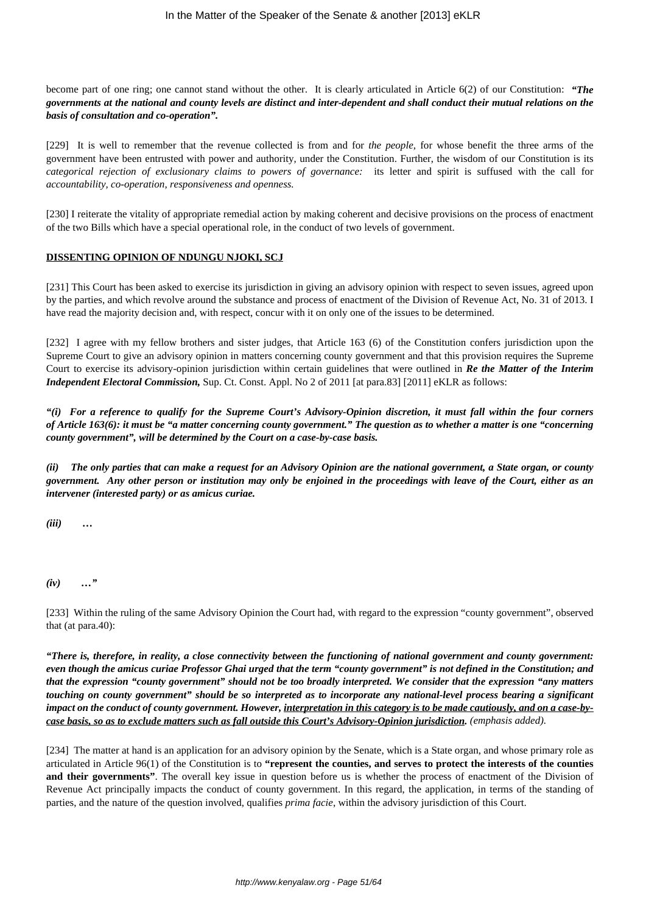become part of one ring; one cannot stand without the other. It is clearly articulated in Article 6(2) of our Constitution: ***"The governments at the national and county levels are distinct and inter-dependent and shall conduct their mutual relations on the basis of consultation and co-operation".***

[229] It is well to remember that the revenue collected is from and for *the people,* for whose benefit the three arms of the government have been entrusted with power and authority, under the Constitution. Further, the wisdom of our Constitution is its *categorical rejection of exclusionary claims to powers of governance:* its letter and spirit is suffused with the call for *accountability, co-operation, responsiveness and openness.*

[230] I reiterate the vitality of appropriate remedial action by making coherent and decisive provisions on the process of enactment of the two Bills which have a special operational role, in the conduct of two levels of government.

**DISSENTING OPINION OF NDUNGU NJOKI, SCJ**

[231] This Court has been asked to exercise its jurisdiction in giving an advisory opinion with respect to seven issues, agreed upon by the parties, and which revolve around the substance and process of enactment of the Division of Revenue Act, No. 31 of 2013. I have read the majority decision and, with respect, concur with it on only one of the issues to be determined.

[232] I agree with my fellow brothers and sister judges, that Article 163 (6) of the Constitution confers jurisdiction upon the Supreme Court to give an advisory opinion in matters concerning county government and that this provision requires the Supreme Court to exercise its advisory-opinion jurisdiction within certain guidelines that were outlined in ***Re the Matter of the Interim Independent Electoral Commission,*** Sup. Ct. Const. Appl. No 2 of 2011 [at para.83] [2011] eKLR as follows:

***"(i) For a reference to qualify for the Supreme Court's Advisory-Opinion discretion, it must fall within the four corners of Article 163(6): it must be "a matter concerning county government." The question as to whether a matter is one "concerning county government", will be determined by the Court on a case-by-case basis.***

***(ii) The only parties that can make a request for an Advisory Opinion are the national government, a State organ, or county government. Any other person or institution may only be enjoined in the proceedings with leave of the Court, either as an intervener (interested party) or as amicus curiae.***

***(iii) …***

***(iv) …"***

[233] Within the ruling of the same Advisory Opinion the Court had, with regard to the expression "county government", observed that (at para.40):

***"There is, therefore, in reality, a close connectivity between the functioning of national government and county government: even though the amicus curiae Professor Ghai urged that the term "county government" is not defined in the Constitution; and that the expression "county government" should not be too broadly interpreted. We consider that the expression "any matters touching on county government" should be so interpreted as to incorporate any national-level process bearing a significant impact on the conduct of county government. However, <u>interpretation in this category is to be made cautiously, and on a case-by-case basis, so as to exclude matters such as fall outside this Court's Advisory-Opinion jurisdiction</u>.*** *(emphasis added).*

[234] The matter at hand is an application for an advisory opinion by the Senate, which is a State organ, and whose primary role as articulated in Article 96(1) of the Constitution is to **"represent the counties, and serves to protect the interests of the counties and their governments"**. The overall key issue in question before us is whether the process of enactment of the Division of Revenue Act principally impacts the conduct of county government. In this regard, the application, in terms of the standing of parties, and the nature of the question involved, qualifies *prima facie*, within the advisory jurisdiction of this Court.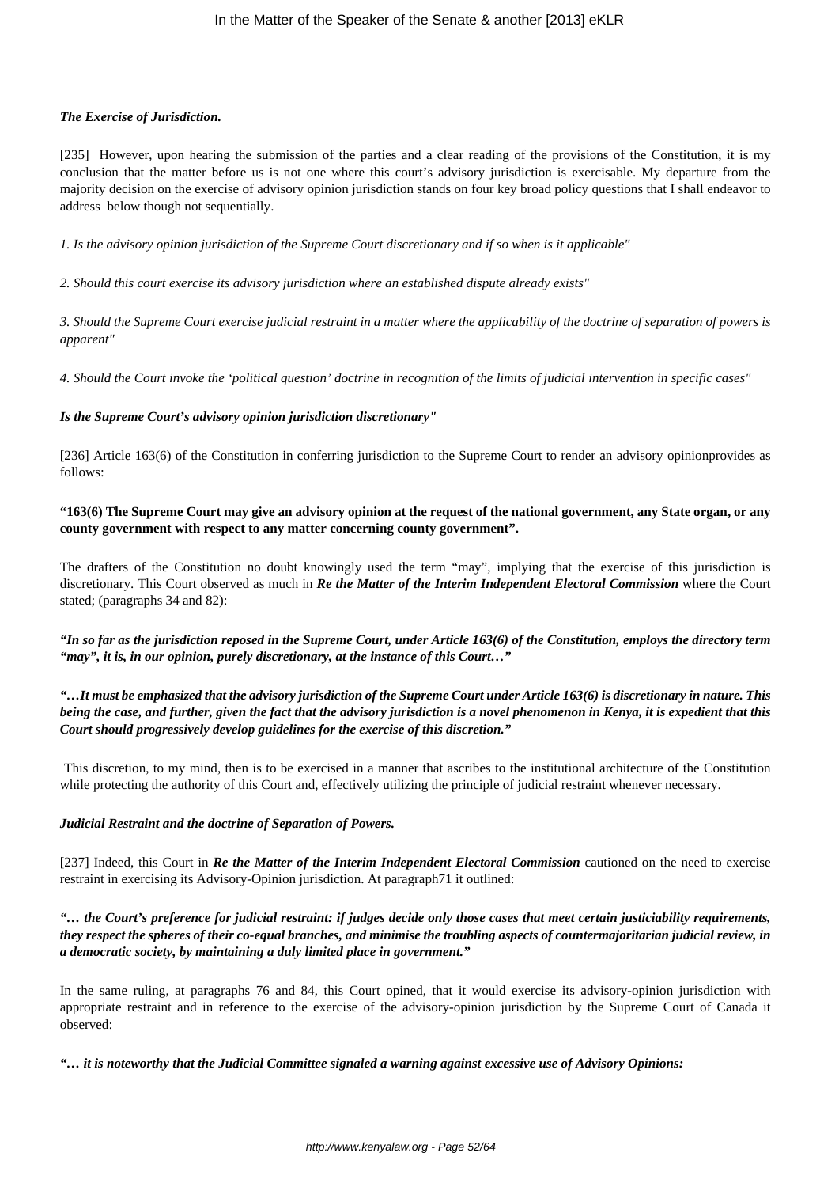***The Exercise of Jurisdiction.***

[235] However, upon hearing the submission of the parties and a clear reading of the provisions of the Constitution, it is my conclusion that the matter before us is not one where this court's advisory jurisdiction is exercisable. My departure from the majority decision on the exercise of advisory opinion jurisdiction stands on four key broad policy questions that I shall endeavor to address below though not sequentially.

*1. Is the advisory opinion jurisdiction of the Supreme Court discretionary and if so when is it applicable"*

*2. Should this court exercise its advisory jurisdiction where an established dispute already exists"*

*3. Should the Supreme Court exercise judicial restraint in a matter where the applicability of the doctrine of separation of powers is apparent"*

*4. Should the Court invoke the 'political question' doctrine in recognition of the limits of judicial intervention in specific cases"*

***Is the Supreme Court's advisory opinion jurisdiction discretionary"***

[236] Article 163(6) of the Constitution in conferring jurisdiction to the Supreme Court to render an advisory opinionprovides as follows:

**"163(6) The Supreme Court may give an advisory opinion at the request of the national government, any State organ, or any county government with respect to any matter concerning county government".**

The drafters of the Constitution no doubt knowingly used the term "may", implying that the exercise of this jurisdiction is discretionary. This Court observed as much in ***Re the Matter of the Interim Independent Electoral Commission*** where the Court stated; (paragraphs 34 and 82):

***"In so far as the jurisdiction reposed in the Supreme Court, under Article 163(6) of the Constitution, employs the directory term "may", it is, in our opinion, purely discretionary, at the instance of this Court…"***

***"…It must be emphasized that the advisory jurisdiction of the Supreme Court under Article 163(6) is discretionary in nature. This being the case, and further, given the fact that the advisory jurisdiction is a novel phenomenon in Kenya, it is expedient that this Court should progressively develop guidelines for the exercise of this discretion."***

This discretion, to my mind, then is to be exercised in a manner that ascribes to the institutional architecture of the Constitution while protecting the authority of this Court and, effectively utilizing the principle of judicial restraint whenever necessary.

***Judicial Restraint and the doctrine of Separation of Powers.***

[237] Indeed, this Court in ***Re the Matter of the Interim Independent Electoral Commission*** cautioned on the need to exercise restraint in exercising its Advisory-Opinion jurisdiction. At paragraph71 it outlined:

***"… the Court's preference for judicial restraint: if judges decide only those cases that meet certain justiciability requirements, they respect the spheres of their co-equal branches, and minimise the troubling aspects of countermajoritarian judicial review, in a democratic society, by maintaining a duly limited place in government."***

In the same ruling, at paragraphs 76 and 84, this Court opined, that it would exercise its advisory-opinion jurisdiction with appropriate restraint and in reference to the exercise of the advisory-opinion jurisdiction by the Supreme Court of Canada it observed:

***"… it is noteworthy that the Judicial Committee signaled a warning against excessive use of Advisory Opinions:***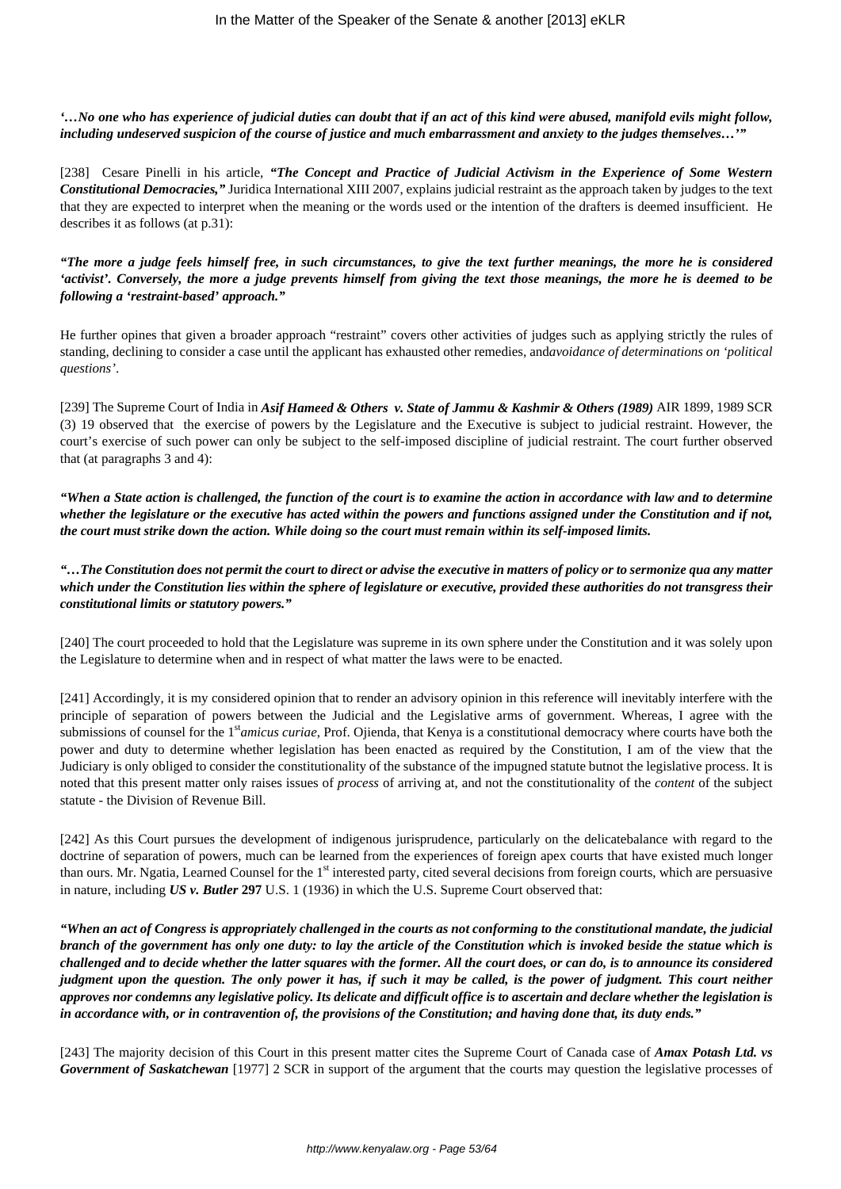***'…No one who has experience of judicial duties can doubt that if an act of this kind were abused, manifold evils might follow, including undeserved suspicion of the course of justice and much embarrassment and anxiety to the judges themselves…'"***

[238] Cesare Pinelli in his article, ***"The Concept and Practice of Judicial Activism in the Experience of Some Western Constitutional Democracies,"*** Juridica International XIII 2007, explains judicial restraint as the approach taken by judges to the text that they are expected to interpret when the meaning or the words used or the intention of the drafters is deemed insufficient. He describes it as follows (at p.31):

***"The more a judge feels himself free, in such circumstances, to give the text further meanings, the more he is considered 'activist'. Conversely, the more a judge prevents himself from giving the text those meanings, the more he is deemed to be following a 'restraint-based' approach."***

He further opines that given a broader approach "restraint" covers other activities of judges such as applying strictly the rules of standing, declining to consider a case until the applicant has exhausted other remedies, and*avoidance of determinations on 'political questions'*.

[239] The Supreme Court of India in ***Asif Hameed & Others v. State of Jammu & Kashmir & Others (1989)*** AIR 1899, 1989 SCR (3) 19 observed that the exercise of powers by the Legislature and the Executive is subject to judicial restraint. However, the court's exercise of such power can only be subject to the self-imposed discipline of judicial restraint. The court further observed that (at paragraphs 3 and 4):

***"When a State action is challenged, the function of the court is to examine the action in accordance with law and to determine whether the legislature or the executive has acted within the powers and functions assigned under the Constitution and if not, the court must strike down the action. While doing so the court must remain within its self-imposed limits.***

***"…The Constitution does not permit the court to direct or advise the executive in matters of policy or to sermonize qua any matter which under the Constitution lies within the sphere of legislature or executive, provided these authorities do not transgress their constitutional limits or statutory powers."***

[240] The court proceeded to hold that the Legislature was supreme in its own sphere under the Constitution and it was solely upon the Legislature to determine when and in respect of what matter the laws were to be enacted.

[241] Accordingly, it is my considered opinion that to render an advisory opinion in this reference will inevitably interfere with the principle of separation of powers between the Judicial and the Legislative arms of government. Whereas, I agree with the submissions of counsel for the 1st*amicus curiae*, Prof. Ojienda, that Kenya is a constitutional democracy where courts have both the power and duty to determine whether legislation has been enacted as required by the Constitution, I am of the view that the Judiciary is only obliged to consider the constitutionality of the substance of the impugned statute butnot the legislative process. It is noted that this present matter only raises issues of *process* of arriving at, and not the constitutionality of the *content* of the subject statute - the Division of Revenue Bill.

[242] As this Court pursues the development of indigenous jurisprudence, particularly on the delicatebalance with regard to the doctrine of separation of powers, much can be learned from the experiences of foreign apex courts that have existed much longer than ours. Mr. Ngatia, Learned Counsel for the 1st interested party, cited several decisions from foreign courts, which are persuasive in nature, including ***US v. Butler* 297** U.S. 1 (1936) in which the U.S. Supreme Court observed that:

***"When an act of Congress is appropriately challenged in the courts as not conforming to the constitutional mandate, the judicial branch of the government has only one duty: to lay the article of the Constitution which is invoked beside the statue which is challenged and to decide whether the latter squares with the former. All the court does, or can do, is to announce its considered judgment upon the question. The only power it has, if such it may be called, is the power of judgment. This court neither approves nor condemns any legislative policy. Its delicate and difficult office is to ascertain and declare whether the legislation is in accordance with, or in contravention of, the provisions of the Constitution; and having done that, its duty ends."***

[243] The majority decision of this Court in this present matter cites the Supreme Court of Canada case of ***Amax Potash Ltd. vs Government of Saskatchewan*** [1977] 2 SCR in support of the argument that the courts may question the legislative processes of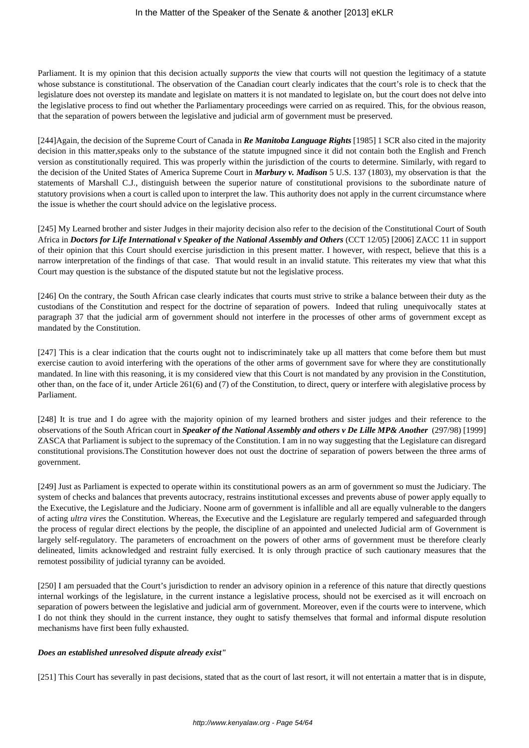Parliament. It is my opinion that this decision actually *supports* the view that courts will not question the legitimacy of a statute whose substance is constitutional. The observation of the Canadian court clearly indicates that the court's role is to check that the legislature does not overstep its mandate and legislate on matters it is not mandated to legislate on, but the court does not delve into the legislative process to find out whether the Parliamentary proceedings were carried on as required. This, for the obvious reason, that the separation of powers between the legislative and judicial arm of government must be preserved.

[244]Again, the decision of the Supreme Court of Canada in ***Re Manitoba Language Rights*** [1985] 1 SCR also cited in the majority decision in this matter,speaks only to the substance of the statute impugned since it did not contain both the English and French version as constitutionally required. This was properly within the jurisdiction of the courts to determine. Similarly, with regard to the decision of the United States of America Supreme Court in ***Marbury v. Madison*** 5 U.S. 137 (1803), my observation is that the statements of Marshall C.J., distinguish between the superior nature of constitutional provisions to the subordinate nature of statutory provisions when a court is called upon to interpret the law. This authority does not apply in the current circumstance where the issue is whether the court should advice on the legislative process.

[245] My Learned brother and sister Judges in their majority decision also refer to the decision of the Constitutional Court of South Africa in ***Doctors for Life International v Speaker of the National Assembly and Others*** (CCT 12/05) [2006] ZACC 11 in support of their opinion that this Court should exercise jurisdiction in this present matter. I however, with respect, believe that this is a narrow interpretation of the findings of that case. That would result in an invalid statute. This reiterates my view that what this Court may question is the substance of the disputed statute but not the legislative process.

[246] On the contrary, the South African case clearly indicates that courts must strive to strike a balance between their duty as the custodians of the Constitution and respect for the doctrine of separation of powers. Indeed that ruling unequivocally states at paragraph 37 that the judicial arm of government should not interfere in the processes of other arms of government except as mandated by the Constitution.

[247] This is a clear indication that the courts ought not to indiscriminately take up all matters that come before them but must exercise caution to avoid interfering with the operations of the other arms of government save for where they are constitutionally mandated. In line with this reasoning, it is my considered view that this Court is not mandated by any provision in the Constitution, other than, on the face of it, under Article 261(6) and (7) of the Constitution, to direct, query or interfere with alegislative process by Parliament.

[248] It is true and I do agree with the majority opinion of my learned brothers and sister judges and their reference to the observations of the South African court in ***Speaker of the National Assembly and others v De Lille MP& Another*** (297/98) [1999] ZASCA that Parliament is subject to the supremacy of the Constitution. I am in no way suggesting that the Legislature can disregard constitutional provisions.The Constitution however does not oust the doctrine of separation of powers between the three arms of government.

[249] Just as Parliament is expected to operate within its constitutional powers as an arm of government so must the Judiciary. The system of checks and balances that prevents autocracy, restrains institutional excesses and prevents abuse of power apply equally to the Executive, the Legislature and the Judiciary. Noone arm of government is infallible and all are equally vulnerable to the dangers of acting *ultra vires* the Constitution. Whereas, the Executive and the Legislature are regularly tempered and safeguarded through the process of regular direct elections by the people, the discipline of an appointed and unelected Judicial arm of Government is largely self-regulatory. The parameters of encroachment on the powers of other arms of government must be therefore clearly delineated, limits acknowledged and restraint fully exercised. It is only through practice of such cautionary measures that the remotest possibility of judicial tyranny can be avoided.

[250] I am persuaded that the Court's jurisdiction to render an advisory opinion in a reference of this nature that directly questions internal workings of the legislature, in the current instance a legislative process, should not be exercised as it will encroach on separation of powers between the legislative and judicial arm of government. Moreover, even if the courts were to intervene, which I do not think they should in the current instance, they ought to satisfy themselves that formal and informal dispute resolution mechanisms have first been fully exhausted.

***Does an established unresolved dispute already exist"***

[251] This Court has severally in past decisions, stated that as the court of last resort, it will not entertain a matter that is in dispute,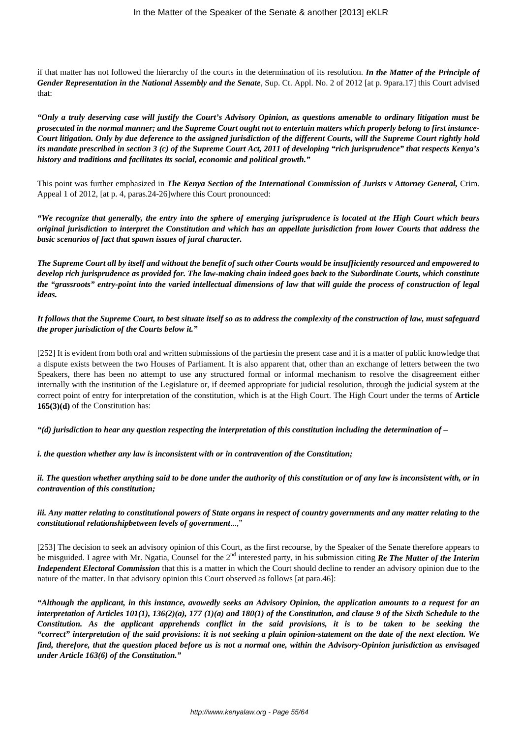if that matter has not followed the hierarchy of the courts in the determination of its resolution. ***In the Matter of the Principle of Gender Representation in the National Assembly and the Senate***, Sup. Ct. Appl. No. 2 of 2012 [at p. 9para.17] this Court advised that:

***"Only a truly deserving case will justify the Court's Advisory Opinion, as questions amenable to ordinary litigation must be prosecuted in the normal manner; and the Supreme Court ought not to entertain matters which properly belong to first instance-Court litigation. Only by due deference to the assigned jurisdiction of the different Courts, will the Supreme Court rightly hold its mandate prescribed in section 3 (c) of the Supreme Court Act, 2011 of developing "rich jurisprudence" that respects Kenya's history and traditions and facilitates its social, economic and political growth."***

This point was further emphasized in ***The Kenya Section of the International Commission of Jurists v Attorney General,*** Crim. Appeal 1 of 2012, [at p. 4, paras.24-26]where this Court pronounced:

***"We recognize that generally, the entry into the sphere of emerging jurisprudence is located at the High Court which bears original jurisdiction to interpret the Constitution and which has an appellate jurisdiction from lower Courts that address the basic scenarios of fact that spawn issues of jural character.***

***The Supreme Court all by itself and without the benefit of such other Courts would be insufficiently resourced and empowered to develop rich jurisprudence as provided for. The law-making chain indeed goes back to the Subordinate Courts, which constitute the "grassroots" entry-point into the varied intellectual dimensions of law that will guide the process of construction of legal ideas.***

***It follows that the Supreme Court, to best situate itself so as to address the complexity of the construction of law, must safeguard the proper jurisdiction of the Courts below it."***

[252] It is evident from both oral and written submissions of the partiesin the present case and it is a matter of public knowledge that a dispute exists between the two Houses of Parliament. It is also apparent that, other than an exchange of letters between the two Speakers, there has been no attempt to use any structured formal or informal mechanism to resolve the disagreement either internally with the institution of the Legislature or, if deemed appropriate for judicial resolution, through the judicial system at the correct point of entry for interpretation of the constitution, which is at the High Court. The High Court under the terms of **Article 165(3)(d)** of the Constitution has:

***"(d) jurisdiction to hear any question respecting the interpretation of this constitution including the determination of –***

***i. the question whether any law is inconsistent with or in contravention of the Constitution;***

***ii. The question whether anything said to be done under the authority of this constitution or of any law is inconsistent with, or in contravention of this constitution;***

***iii. Any matter relating to constitutional powers of State organs in respect of country governments and any matter relating to the constitutional relationshipbetween levels of government***...,"

[253] The decision to seek an advisory opinion of this Court, as the first recourse, by the Speaker of the Senate therefore appears to be misguided. I agree with Mr. Ngatia, Counsel for the 2nd interested party, in his submission citing ***Re The Matter of the Interim Independent Electoral Commission*** that this is a matter in which the Court should decline to render an advisory opinion due to the nature of the matter. In that advisory opinion this Court observed as follows [at para.46]:

***"Although the applicant, in this instance, avowedly seeks an Advisory Opinion, the application amounts to a request for an interpretation of Articles 101(1), 136(2)(a), 177 (1)(a) and 180(1) of the Constitution, and clause 9 of the Sixth Schedule to the Constitution. As the applicant apprehends conflict in the said provisions, it is to be taken to be seeking the "correct" interpretation of the said provisions: it is not seeking a plain opinion-statement on the date of the next election. We find, therefore, that the question placed before us is not a normal one, within the Advisory-Opinion jurisdiction as envisaged under Article 163(6) of the Constitution."***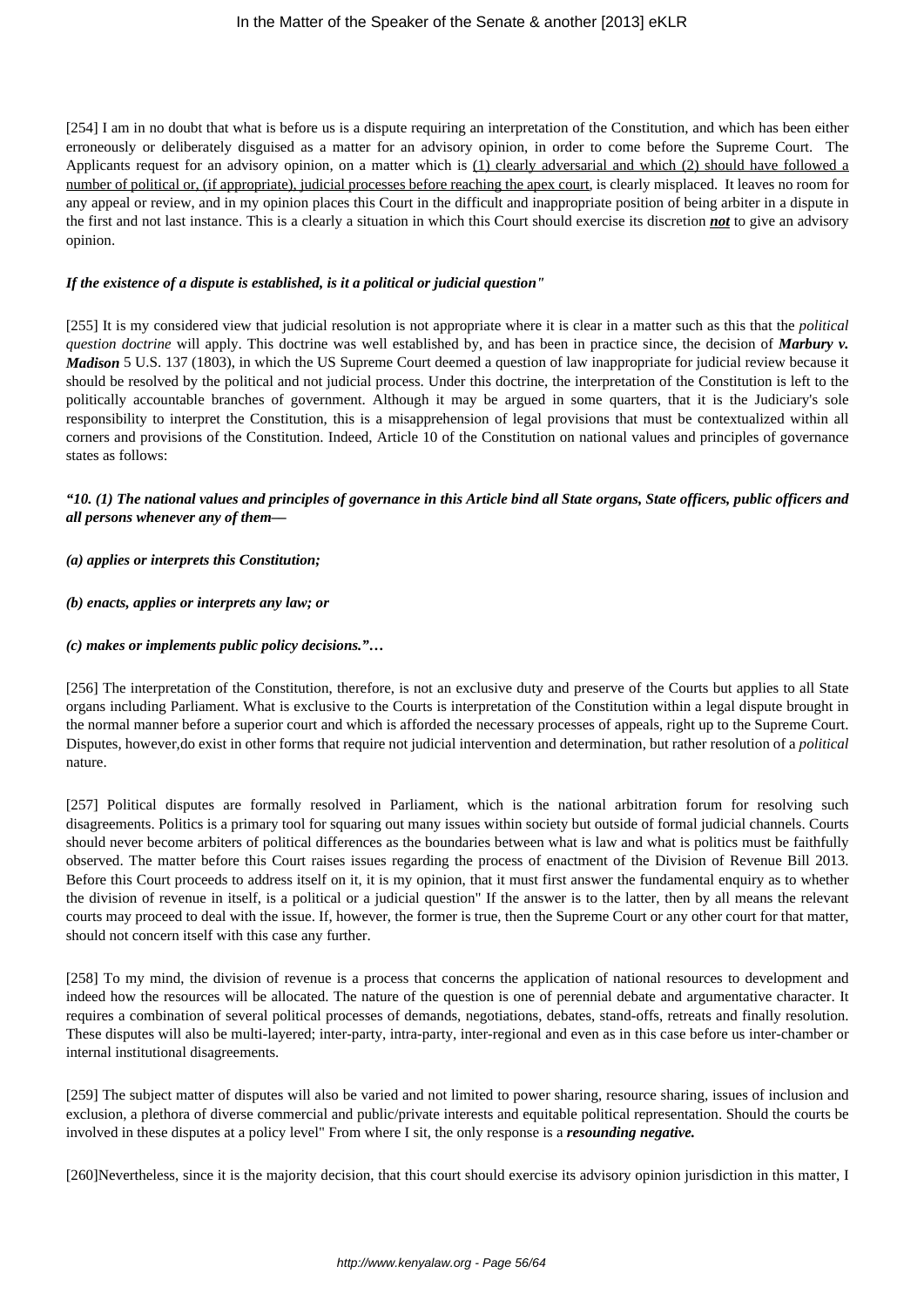[254] I am in no doubt that what is before us is a dispute requiring an interpretation of the Constitution, and which has been either erroneously or deliberately disguised as a matter for an advisory opinion, in order to come before the Supreme Court. The Applicants request for an advisory opinion, on a matter which is <u>(1) clearly adversarial and which (2) should have followed a number of political or, (if appropriate), judicial processes before reaching the apex court</u>, is clearly misplaced. It leaves no room for any appeal or review, and in my opinion places this Court in the difficult and inappropriate position of being arbiter in a dispute in the first and not last instance. This is a clearly a situation in which this Court should exercise its discretion ***<u>not</u>*** to give an advisory opinion.

***If the existence of a dispute is established, is it a political or judicial question"***

[255] It is my considered view that judicial resolution is not appropriate where it is clear in a matter such as this that the *political question doctrine* will apply. This doctrine was well established by, and has been in practice since, the decision of ***Marbury v. Madison*** 5 U.S. 137 (1803), in which the US Supreme Court deemed a question of law inappropriate for judicial review because it should be resolved by the political and not judicial process. Under this doctrine, the interpretation of the Constitution is left to the politically accountable branches of government. Although it may be argued in some quarters, that it is the Judiciary's sole responsibility to interpret the Constitution, this is a misapprehension of legal provisions that must be contextualized within all corners and provisions of the Constitution. Indeed, Article 10 of the Constitution on national values and principles of governance states as follows:

***"10. (1) The national values and principles of governance in this Article bind all State organs, State officers, public officers and all persons whenever any of them—***

***(a) applies or interprets this Constitution;***

***(b) enacts, applies or interprets any law; or***

***(c) makes or implements public policy decisions."…***

[256] The interpretation of the Constitution, therefore, is not an exclusive duty and preserve of the Courts but applies to all State organs including Parliament. What is exclusive to the Courts is interpretation of the Constitution within a legal dispute brought in the normal manner before a superior court and which is afforded the necessary processes of appeals, right up to the Supreme Court. Disputes, however,do exist in other forms that require not judicial intervention and determination, but rather resolution of a *political* nature.

[257] Political disputes are formally resolved in Parliament, which is the national arbitration forum for resolving such disagreements. Politics is a primary tool for squaring out many issues within society but outside of formal judicial channels. Courts should never become arbiters of political differences as the boundaries between what is law and what is politics must be faithfully observed. The matter before this Court raises issues regarding the process of enactment of the Division of Revenue Bill 2013. Before this Court proceeds to address itself on it, it is my opinion, that it must first answer the fundamental enquiry as to whether the division of revenue in itself, is a political or a judicial question" If the answer is to the latter, then by all means the relevant courts may proceed to deal with the issue. If, however, the former is true, then the Supreme Court or any other court for that matter, should not concern itself with this case any further.

[258] To my mind, the division of revenue is a process that concerns the application of national resources to development and indeed how the resources will be allocated. The nature of the question is one of perennial debate and argumentative character. It requires a combination of several political processes of demands, negotiations, debates, stand-offs, retreats and finally resolution. These disputes will also be multi-layered; inter-party, intra-party, inter-regional and even as in this case before us inter-chamber or internal institutional disagreements.

[259] The subject matter of disputes will also be varied and not limited to power sharing, resource sharing, issues of inclusion and exclusion, a plethora of diverse commercial and public/private interests and equitable political representation. Should the courts be involved in these disputes at a policy level" From where I sit, the only response is a ***resounding negative.***

[260]Nevertheless, since it is the majority decision, that this court should exercise its advisory opinion jurisdiction in this matter, I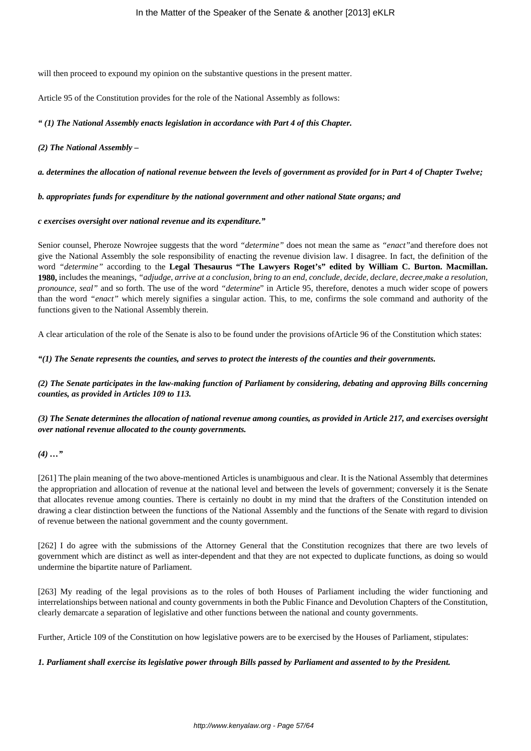will then proceed to expound my opinion on the substantive questions in the present matter.

Article 95 of the Constitution provides for the role of the National Assembly as follows:

***" (1) The National Assembly enacts legislation in accordance with Part 4 of this Chapter.***

***(2) The National Assembly –***

***a. determines the allocation of national revenue between the levels of government as provided for in Part 4 of Chapter Twelve;***

***b. appropriates funds for expenditure by the national government and other national State organs; and***

***c exercises oversight over national revenue and its expenditure."***

Senior counsel, Pheroze Nowrojee suggests that the word *"determine"* does not mean the same as *"enact"*and therefore does not give the National Assembly the sole responsibility of enacting the revenue division law. I disagree. In fact, the definition of the word *"determine"* according to the **Legal Thesaurus "The Lawyers Roget's" edited by William C. Burton. Macmillan. 1980,** includes the meanings, *"adjudge, arrive at a conclusion, bring to an end, conclude, decide, declare, decree,make a resolution, pronounce, seal"* and so forth. The use of the word *"determine*" in Article 95, therefore, denotes a much wider scope of powers than the word *"enact"* which merely signifies a singular action. This, to me, confirms the sole command and authority of the functions given to the National Assembly therein.

A clear articulation of the role of the Senate is also to be found under the provisions ofArticle 96 of the Constitution which states:

***"(1) The Senate represents the counties, and serves to protect the interests of the counties and their governments.***

***(2) The Senate participates in the law-making function of Parliament by considering, debating and approving Bills concerning counties, as provided in Articles 109 to 113.***

***(3) The Senate determines the allocation of national revenue among counties, as provided in Article 217, and exercises oversight over national revenue allocated to the county governments.***

***(4) …"***

[261] The plain meaning of the two above-mentioned Articles is unambiguous and clear. It is the National Assembly that determines the appropriation and allocation of revenue at the national level and between the levels of government; conversely it is the Senate that allocates revenue among counties. There is certainly no doubt in my mind that the drafters of the Constitution intended on drawing a clear distinction between the functions of the National Assembly and the functions of the Senate with regard to division of revenue between the national government and the county government.

[262] I do agree with the submissions of the Attorney General that the Constitution recognizes that there are two levels of government which are distinct as well as inter-dependent and that they are not expected to duplicate functions, as doing so would undermine the bipartite nature of Parliament.

[263] My reading of the legal provisions as to the roles of both Houses of Parliament including the wider functioning and interrelationships between national and county governments in both the Public Finance and Devolution Chapters of the Constitution, clearly demarcate a separation of legislative and other functions between the national and county governments.

Further, Article 109 of the Constitution on how legislative powers are to be exercised by the Houses of Parliament, stipulates:

***1. Parliament shall exercise its legislative power through Bills passed by Parliament and assented to by the President.***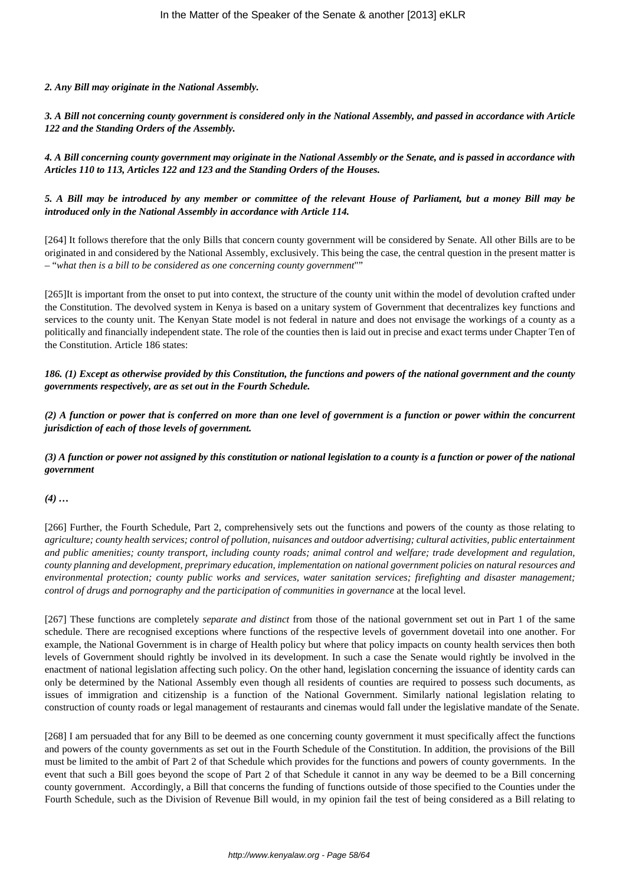***2. Any Bill may originate in the National Assembly.***

***3. A Bill not concerning county government is considered only in the National Assembly, and passed in accordance with Article 122 and the Standing Orders of the Assembly.***

***4. A Bill concerning county government may originate in the National Assembly or the Senate, and is passed in accordance with Articles 110 to 113, Articles 122 and 123 and the Standing Orders of the Houses.***

***5. A Bill may be introduced by any member or committee of the relevant House of Parliament, but a money Bill may be introduced only in the National Assembly in accordance with Article 114.***

[264] It follows therefore that the only Bills that concern county government will be considered by Senate. All other Bills are to be originated in and considered by the National Assembly, exclusively. This being the case, the central question in the present matter is – "*what then is a bill to be considered as one concerning county government*""

[265]It is important from the onset to put into context, the structure of the county unit within the model of devolution crafted under the Constitution. The devolved system in Kenya is based on a unitary system of Government that decentralizes key functions and services to the county unit. The Kenyan State model is not federal in nature and does not envisage the workings of a county as a politically and financially independent state. The role of the counties then is laid out in precise and exact terms under Chapter Ten of the Constitution. Article 186 states:

***186. (1) Except as otherwise provided by this Constitution, the functions and powers of the national government and the county governments respectively, are as set out in the Fourth Schedule.***

***(2) A function or power that is conferred on more than one level of government is a function or power within the concurrent jurisdiction of each of those levels of government.***

***(3) A function or power not assigned by this constitution or national legislation to a county is a function or power of the national government***

***(4) …***

[266] Further, the Fourth Schedule, Part 2, comprehensively sets out the functions and powers of the county as those relating to *agriculture; county health services; control of pollution, nuisances and outdoor advertising; cultural activities, public entertainment and public amenities; county transport, including county roads; animal control and welfare; trade development and regulation, county planning and development, preprimary education, implementation on national government policies on natural resources and environmental protection; county public works and services, water sanitation services; firefighting and disaster management; control of drugs and pornography and the participation of communities in governance* at the local level.

[267] These functions are completely *separate and distinct* from those of the national government set out in Part 1 of the same schedule. There are recognised exceptions where functions of the respective levels of government dovetail into one another. For example, the National Government is in charge of Health policy but where that policy impacts on county health services then both levels of Government should rightly be involved in its development. In such a case the Senate would rightly be involved in the enactment of national legislation affecting such policy. On the other hand, legislation concerning the issuance of identity cards can only be determined by the National Assembly even though all residents of counties are required to possess such documents, as issues of immigration and citizenship is a function of the National Government. Similarly national legislation relating to construction of county roads or legal management of restaurants and cinemas would fall under the legislative mandate of the Senate.

[268] I am persuaded that for any Bill to be deemed as one concerning county government it must specifically affect the functions and powers of the county governments as set out in the Fourth Schedule of the Constitution. In addition, the provisions of the Bill must be limited to the ambit of Part 2 of that Schedule which provides for the functions and powers of county governments. In the event that such a Bill goes beyond the scope of Part 2 of that Schedule it cannot in any way be deemed to be a Bill concerning county government. Accordingly, a Bill that concerns the funding of functions outside of those specified to the Counties under the Fourth Schedule, such as the Division of Revenue Bill would, in my opinion fail the test of being considered as a Bill relating to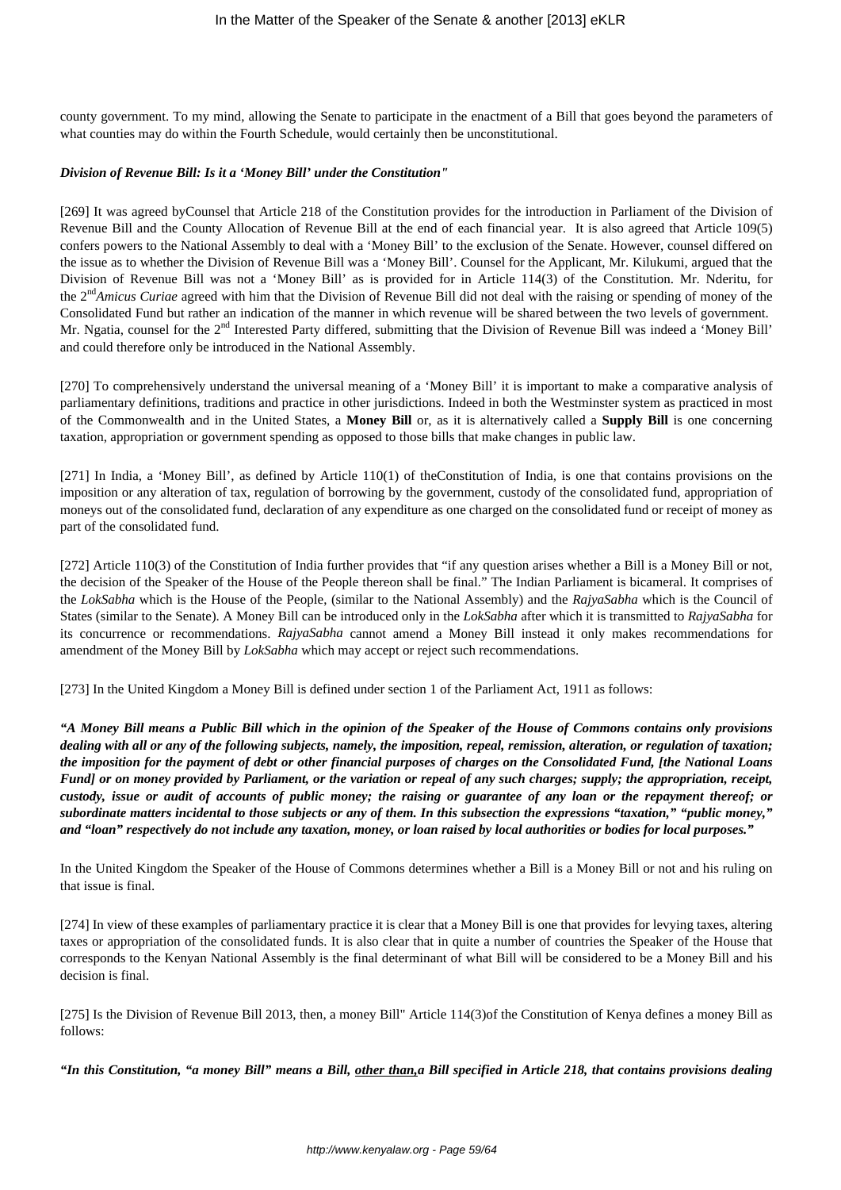county government. To my mind, allowing the Senate to participate in the enactment of a Bill that goes beyond the parameters of what counties may do within the Fourth Schedule, would certainly then be unconstitutional.

***Division of Revenue Bill: Is it a 'Money Bill' under the Constitution"***

[269] It was agreed byCounsel that Article 218 of the Constitution provides for the introduction in Parliament of the Division of Revenue Bill and the County Allocation of Revenue Bill at the end of each financial year. It is also agreed that Article 109(5) confers powers to the National Assembly to deal with a 'Money Bill' to the exclusion of the Senate. However, counsel differed on the issue as to whether the Division of Revenue Bill was a 'Money Bill'. Counsel for the Applicant, Mr. Kilukumi, argued that the Division of Revenue Bill was not a 'Money Bill' as is provided for in Article 114(3) of the Constitution. Mr. Nderitu, for the 2nd *Amicus Curiae* agreed with him that the Division of Revenue Bill did not deal with the raising or spending of money of the Consolidated Fund but rather an indication of the manner in which revenue will be shared between the two levels of government. Mr. Ngatia, counsel for the 2nd Interested Party differed, submitting that the Division of Revenue Bill was indeed a 'Money Bill' and could therefore only be introduced in the National Assembly.

[270] To comprehensively understand the universal meaning of a 'Money Bill' it is important to make a comparative analysis of parliamentary definitions, traditions and practice in other jurisdictions. Indeed in both the Westminster system as practiced in most of the Commonwealth and in the United States, a **Money Bill** or, as it is alternatively called a **Supply Bill** is one concerning taxation, appropriation or government spending as opposed to those bills that make changes in public law.

[271] In India, a 'Money Bill', as defined by Article 110(1) of theConstitution of India, is one that contains provisions on the imposition or any alteration of tax, regulation of borrowing by the government, custody of the consolidated fund, appropriation of moneys out of the consolidated fund, declaration of any expenditure as one charged on the consolidated fund or receipt of money as part of the consolidated fund.

[272] Article 110(3) of the Constitution of India further provides that "if any question arises whether a Bill is a Money Bill or not, the decision of the Speaker of the House of the People thereon shall be final." The Indian Parliament is bicameral. It comprises of the *LokSabha* which is the House of the People, (similar to the National Assembly) and the *RajyaSabha* which is the Council of States (similar to the Senate). A Money Bill can be introduced only in the *LokSabha* after which it is transmitted to *RajyaSabha* for its concurrence or recommendations. *RajyaSabha* cannot amend a Money Bill instead it only makes recommendations for amendment of the Money Bill by *LokSabha* which may accept or reject such recommendations.

[273] In the United Kingdom a Money Bill is defined under section 1 of the Parliament Act, 1911 as follows:

***"A Money Bill means a Public Bill which in the opinion of the Speaker of the House of Commons contains only provisions dealing with all or any of the following subjects, namely, the imposition, repeal, remission, alteration, or regulation of taxation; the imposition for the payment of debt or other financial purposes of charges on the Consolidated Fund, [the National Loans Fund] or on money provided by Parliament, or the variation or repeal of any such charges; supply; the appropriation, receipt, custody, issue or audit of accounts of public money; the raising or guarantee of any loan or the repayment thereof; or subordinate matters incidental to those subjects or any of them. In this subsection the expressions "taxation," "public money," and "loan" respectively do not include any taxation, money, or loan raised by local authorities or bodies for local purposes."***

In the United Kingdom the Speaker of the House of Commons determines whether a Bill is a Money Bill or not and his ruling on that issue is final.

[274] In view of these examples of parliamentary practice it is clear that a Money Bill is one that provides for levying taxes, altering taxes or appropriation of the consolidated funds. It is also clear that in quite a number of countries the Speaker of the House that corresponds to the Kenyan National Assembly is the final determinant of what Bill will be considered to be a Money Bill and his decision is final.

[275] Is the Division of Revenue Bill 2013, then, a money Bill" Article 114(3)of the Constitution of Kenya defines a money Bill as follows:

***"In this Constitution, "a money Bill" means a Bill, <u>other than,</u>a Bill specified in Article 218, that contains provisions dealing***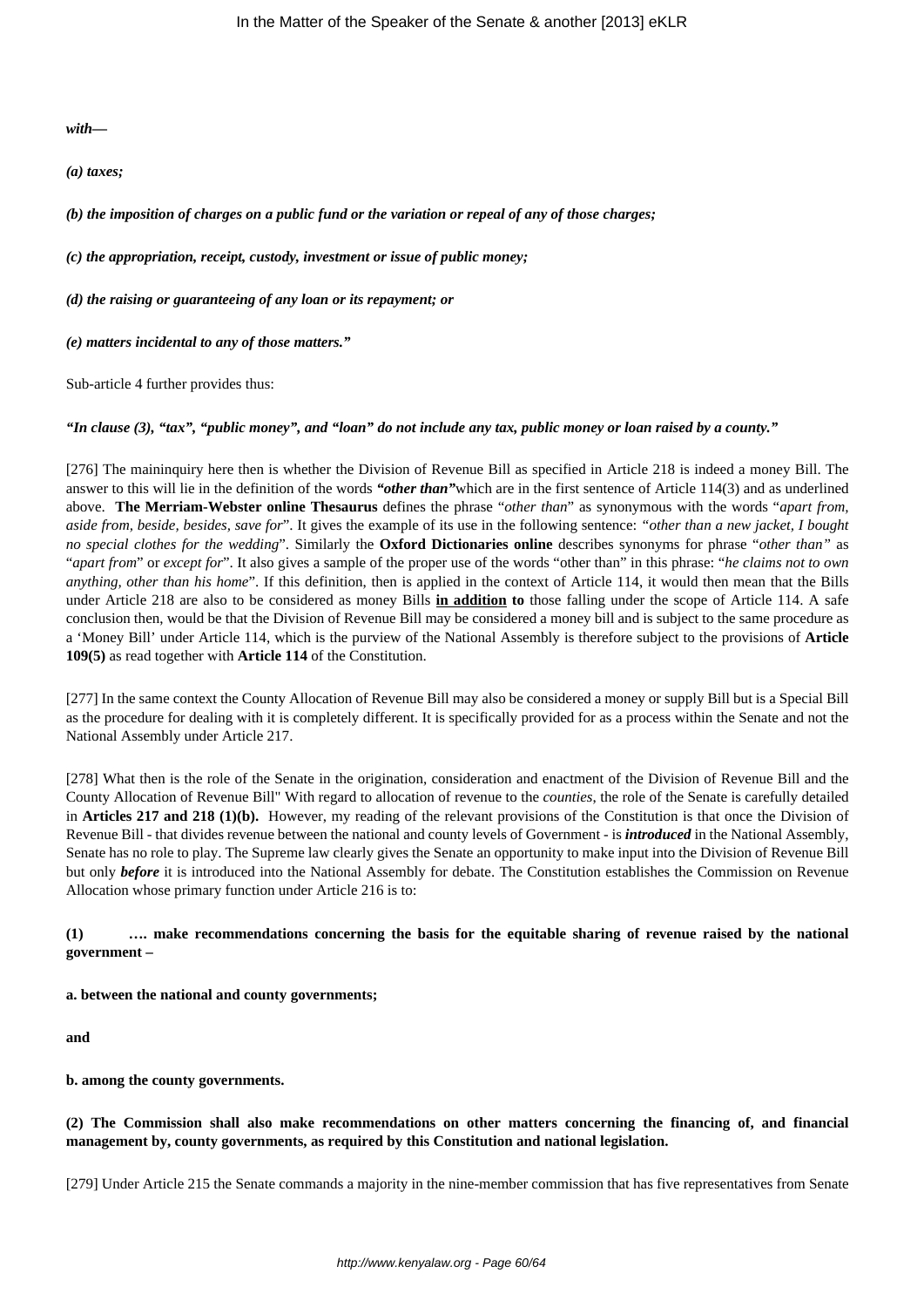***with—***

***(a) taxes;***

***(b) the imposition of charges on a public fund or the variation or repeal of any of those charges;***

***(c) the appropriation, receipt, custody, investment or issue of public money;***

***(d) the raising or guaranteeing of any loan or its repayment; or***

***(e) matters incidental to any of those matters."***

Sub-article 4 further provides thus:

***"In clause (3), "tax", "public money", and "loan" do not include any tax, public money or loan raised by a county."***

[276] The maininquiry here then is whether the Division of Revenue Bill as specified in Article 218 is indeed a money Bill. The answer to this will lie in the definition of the words ***"other than"***which are in the first sentence of Article 114(3) and as underlined above. **The Merriam-Webster online Thesaurus** defines the phrase "*other than*" as synonymous with the words "*apart from, aside from, beside, besides, save for*". It gives the example of its use in the following sentence: *"other than a new jacket, I bought no special clothes for the wedding*". Similarly the **Oxford Dictionaries online** describes synonyms for phrase "*other than"* as "*apart from*" or *except for*". It also gives a sample of the proper use of the words "other than" in this phrase: "*he claims not to own anything, other than his home*". If this definition, then is applied in the context of Article 114, it would then mean that the Bills under Article 218 are also to be considered as money Bills **in addition to** those falling under the scope of Article 114. A safe conclusion then, would be that the Division of Revenue Bill may be considered a money bill and is subject to the same procedure as a 'Money Bill' under Article 114, which is the purview of the National Assembly is therefore subject to the provisions of **Article 109(5)** as read together with **Article 114** of the Constitution.

[277] In the same context the County Allocation of Revenue Bill may also be considered a money or supply Bill but is a Special Bill as the procedure for dealing with it is completely different. It is specifically provided for as a process within the Senate and not the National Assembly under Article 217.

[278] What then is the role of the Senate in the origination, consideration and enactment of the Division of Revenue Bill and the County Allocation of Revenue Bill" With regard to allocation of revenue to the *counties*, the role of the Senate is carefully detailed in **Articles 217 and 218 (1)(b).** However, my reading of the relevant provisions of the Constitution is that once the Division of Revenue Bill - that divides revenue between the national and county levels of Government - is ***introduced*** in the National Assembly, Senate has no role to play. The Supreme law clearly gives the Senate an opportunity to make input into the Division of Revenue Bill but only ***before*** it is introduced into the National Assembly for debate. The Constitution establishes the Commission on Revenue Allocation whose primary function under Article 216 is to:

**(1) …. make recommendations concerning the basis for the equitable sharing of revenue raised by the national government –**

**a. between the national and county governments;**

**and**

**b. among the county governments.**

**(2) The Commission shall also make recommendations on other matters concerning the financing of, and financial management by, county governments, as required by this Constitution and national legislation.**

[279] Under Article 215 the Senate commands a majority in the nine-member commission that has five representatives from Senate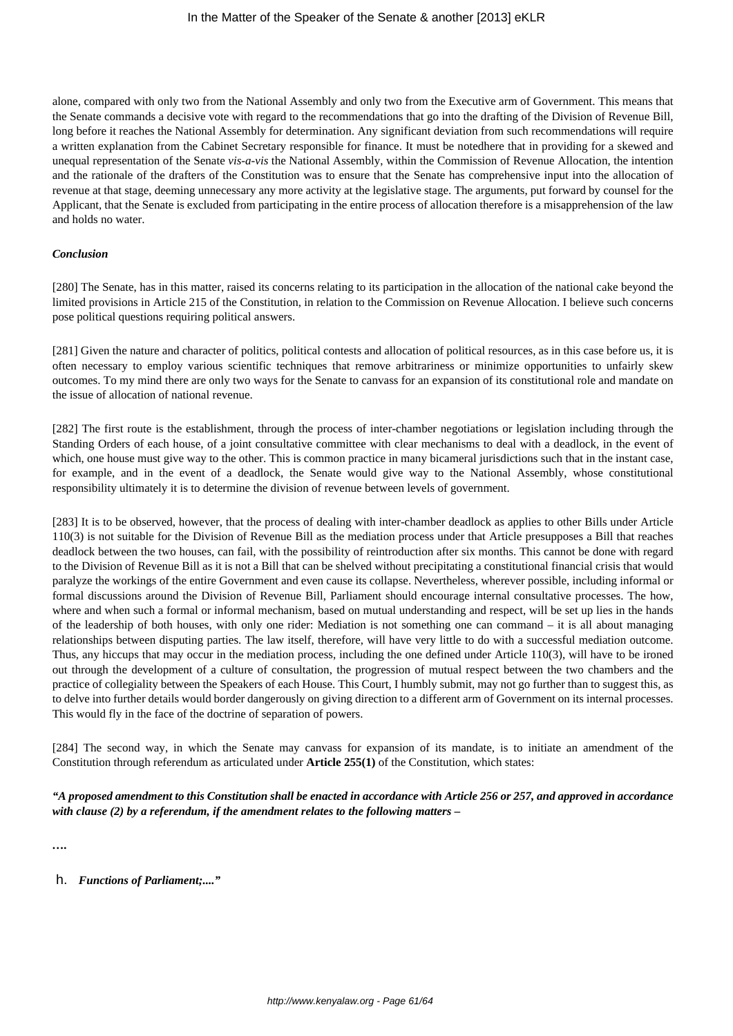alone, compared with only two from the National Assembly and only two from the Executive arm of Government. This means that the Senate commands a decisive vote with regard to the recommendations that go into the drafting of the Division of Revenue Bill, long before it reaches the National Assembly for determination. Any significant deviation from such recommendations will require a written explanation from the Cabinet Secretary responsible for finance. It must be notedhere that in providing for a skewed and unequal representation of the Senate *vis-a-vis* the National Assembly, within the Commission of Revenue Allocation, the intention and the rationale of the drafters of the Constitution was to ensure that the Senate has comprehensive input into the allocation of revenue at that stage, deeming unnecessary any more activity at the legislative stage. The arguments, put forward by counsel for the Applicant, that the Senate is excluded from participating in the entire process of allocation therefore is a misapprehension of the law and holds no water.

***Conclusion***

[280] The Senate, has in this matter, raised its concerns relating to its participation in the allocation of the national cake beyond the limited provisions in Article 215 of the Constitution, in relation to the Commission on Revenue Allocation. I believe such concerns pose political questions requiring political answers.

[281] Given the nature and character of politics, political contests and allocation of political resources, as in this case before us, it is often necessary to employ various scientific techniques that remove arbitrariness or minimize opportunities to unfairly skew outcomes. To my mind there are only two ways for the Senate to canvass for an expansion of its constitutional role and mandate on the issue of allocation of national revenue.

[282] The first route is the establishment, through the process of inter-chamber negotiations or legislation including through the Standing Orders of each house, of a joint consultative committee with clear mechanisms to deal with a deadlock, in the event of which, one house must give way to the other. This is common practice in many bicameral jurisdictions such that in the instant case, for example, and in the event of a deadlock, the Senate would give way to the National Assembly, whose constitutional responsibility ultimately it is to determine the division of revenue between levels of government.

[283] It is to be observed, however, that the process of dealing with inter-chamber deadlock as applies to other Bills under Article 110(3) is not suitable for the Division of Revenue Bill as the mediation process under that Article presupposes a Bill that reaches deadlock between the two houses, can fail, with the possibility of reintroduction after six months. This cannot be done with regard to the Division of Revenue Bill as it is not a Bill that can be shelved without precipitating a constitutional financial crisis that would paralyze the workings of the entire Government and even cause its collapse. Nevertheless, wherever possible, including informal or formal discussions around the Division of Revenue Bill, Parliament should encourage internal consultative processes. The how, where and when such a formal or informal mechanism, based on mutual understanding and respect, will be set up lies in the hands of the leadership of both houses, with only one rider: Mediation is not something one can command – it is all about managing relationships between disputing parties. The law itself, therefore, will have very little to do with a successful mediation outcome. Thus, any hiccups that may occur in the mediation process, including the one defined under Article 110(3), will have to be ironed out through the development of a culture of consultation, the progression of mutual respect between the two chambers and the practice of collegiality between the Speakers of each House. This Court, I humbly submit, may not go further than to suggest this, as to delve into further details would border dangerously on giving direction to a different arm of Government on its internal processes. This would fly in the face of the doctrine of separation of powers.

[284] The second way, in which the Senate may canvass for expansion of its mandate, is to initiate an amendment of the Constitution through referendum as articulated under **Article 255(1)** of the Constitution, which states:

***"A proposed amendment to this Constitution shall be enacted in accordance with Article 256 or 257, and approved in accordance with clause (2) by a referendum, if the amendment relates to the following matters –***

**….**

h. ***Functions of Parliament;...."***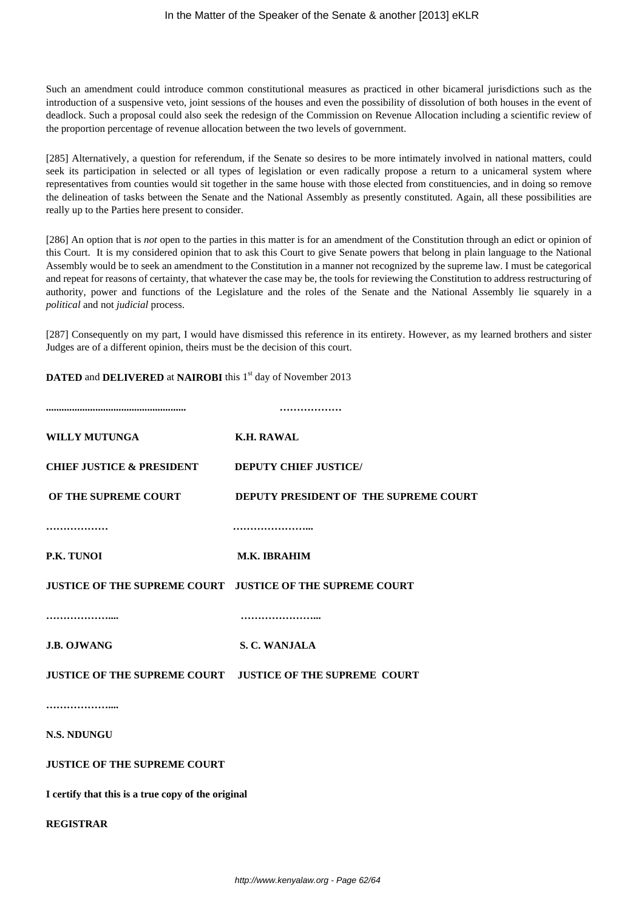Such an amendment could introduce common constitutional measures as practiced in other bicameral jurisdictions such as the introduction of a suspensive veto, joint sessions of the houses and even the possibility of dissolution of both houses in the event of deadlock. Such a proposal could also seek the redesign of the Commission on Revenue Allocation including a scientific review of the proportion percentage of revenue allocation between the two levels of government.

[285] Alternatively, a question for referendum, if the Senate so desires to be more intimately involved in national matters, could seek its participation in selected or all types of legislation or even radically propose a return to a unicameral system where representatives from counties would sit together in the same house with those elected from constituencies, and in doing so remove the delineation of tasks between the Senate and the National Assembly as presently constituted. Again, all these possibilities are really up to the Parties here present to consider.

[286] An option that is *not* open to the parties in this matter is for an amendment of the Constitution through an edict or opinion of this Court. It is my considered opinion that to ask this Court to give Senate powers that belong in plain language to the National Assembly would be to seek an amendment to the Constitution in a manner not recognized by the supreme law. I must be categorical and repeat for reasons of certainty, that whatever the case may be, the tools for reviewing the Constitution to address restructuring of authority, power and functions of the Legislature and the roles of the Senate and the National Assembly lie squarely in a *political* and not *judicial* process.

[287] Consequently on my part, I would have dismissed this reference in its entirety. However, as my learned brothers and sister Judges are of a different opinion, theirs must be the decision of this court.

**DATED** and **DELIVERED** at **NAIROBI** this 1st day of November 2013

| ..................................................... | ……………… |
|---|---|
| **WILLY MUTUNGA** | **K.H. RAWAL** |
| **CHIEF JUSTICE & PRESIDENT OF THE SUPREME COURT** | **DEPUTY CHIEF JUSTICE/ DEPUTY PRESIDENT OF THE SUPREME COURT** |
| ……………… | …………………... |
| **P.K. TUNOI** | **M.K. IBRAHIM** |
| **JUSTICE OF THE SUPREME COURT** | **JUSTICE OF THE SUPREME COURT** |
| ………………..... | …………………... |
| **J.B. OJWANG** | **S. C. WANJALA** |
| **JUSTICE OF THE SUPREME COURT** | **JUSTICE OF THE SUPREME COURT** |

………………....

**N.S. NDUNGU**

**JUSTICE OF THE SUPREME COURT**

**I certify that this is a true copy of the original**

**REGISTRAR**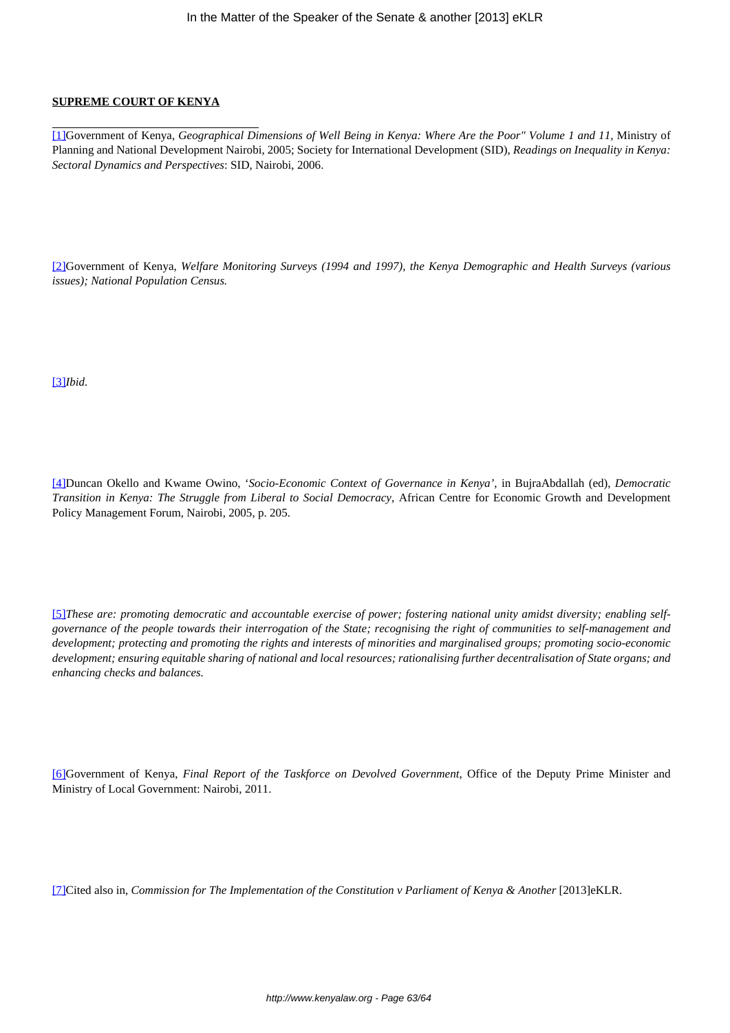**SUPREME COURT OF KENYA**

[1]Government of Kenya, *Geographical Dimensions of Well Being in Kenya: Where Are the Poor" Volume 1 and 11*, Ministry of Planning and National Development Nairobi, 2005; Society for International Development (SID), *Readings on Inequality in Kenya: Sectoral Dynamics and Perspectives*: SID, Nairobi, 2006.

[2]Government of Kenya, *Welfare Monitoring Surveys (1994 and 1997), the Kenya Demographic and Health Surveys (various issues); National Population Census.*

[3]*Ibid.*

[4]Duncan Okello and Kwame Owino, '*Socio-Economic Context of Governance in Kenya*', in BujraAbdallah (ed), *Democratic Transition in Kenya: The Struggle from Liberal to Social Democracy*, African Centre for Economic Growth and Development Policy Management Forum, Nairobi, 2005, p. 205.

[5]*These are: promoting democratic and accountable exercise of power; fostering national unity amidst diversity; enabling self-governance of the people towards their interrogation of the State; recognising the right of communities to self-management and development; protecting and promoting the rights and interests of minorities and marginalised groups; promoting socio-economic development; ensuring equitable sharing of national and local resources; rationalising further decentralisation of State organs; and enhancing checks and balances.*

[6]Government of Kenya, *Final Report of the Taskforce on Devolved Government*, Office of the Deputy Prime Minister and Ministry of Local Government: Nairobi, 2011.

[7]Cited also in, *Commission for The Implementation of the Constitution v Parliament of Kenya & Another* [2013]eKLR.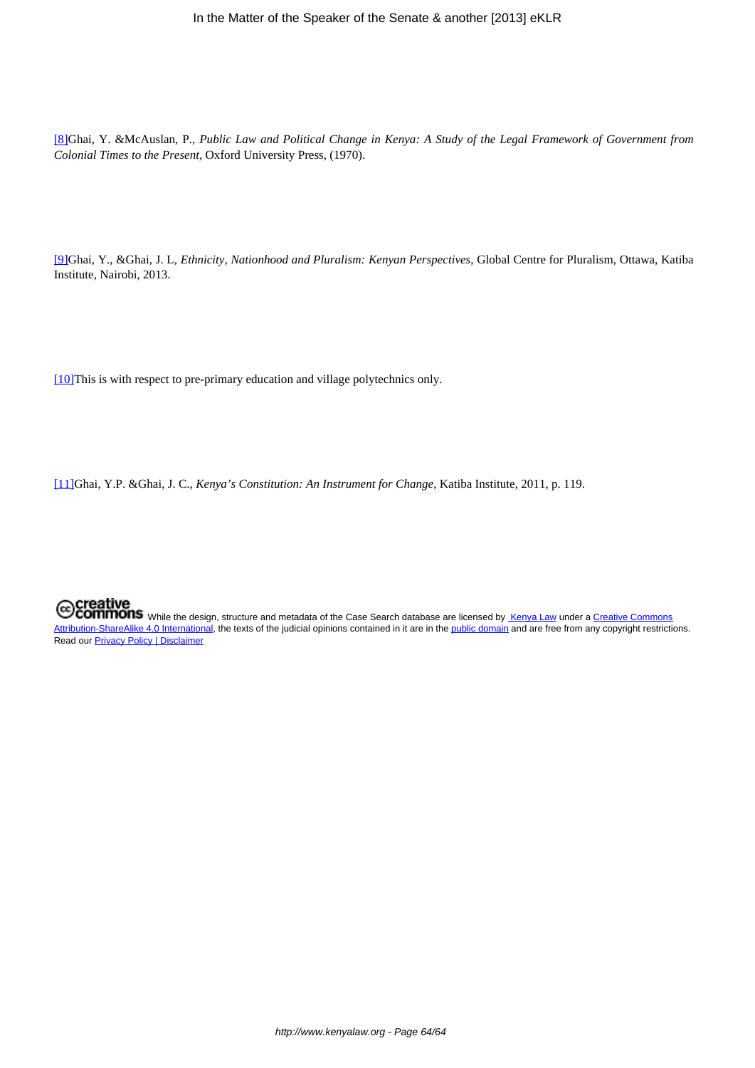[8]Ghai, Y. &McAuslan, P., *Public Law and Political Change in Kenya: A Study of the Legal Framework of Government from Colonial Times to the Present*, Oxford University Press, (1970).

[9]Ghai, Y., &Ghai, J. L, *Ethnicity, Nationhood and Pluralism: Kenyan Perspectives*, Global Centre for Pluralism, Ottawa, Katiba Institute, Nairobi, 2013.

[10]This is with respect to pre-primary education and village polytechnics only.

[11]Ghai, Y.P. &Ghai, J. C., *Kenya's Constitution: An Instrument for Change*, Katiba Institute, 2011, p. 119.

While the design, structure and metadata of the Case Search database are licensed by Kenya Law under a Creative Commons Attribution-ShareAlike 4.0 International, the texts of the judicial opinions contained in it are in the public domain and are free from any copyright restrictions. Read our Privacy Policy | Disclaimer